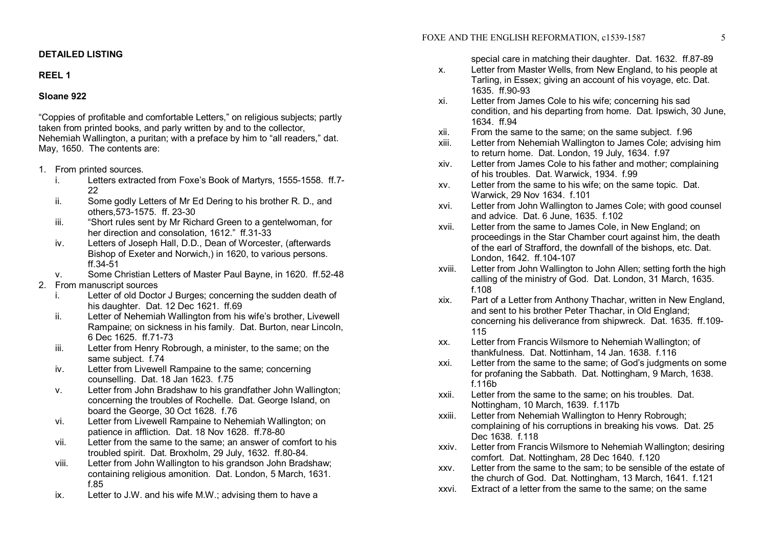**DETAILED LISTING**

**REEL 1**

**Sloane 922**

"Coppies of profitable and comfortable Letters," on religious subjects; partly taken from printed books, and parly written by and to the collector, Nehemiah Wallington, a puritan; with a preface by him to "all readers," dat. May, 1650. The contents are:

1. From printed sources.
   - i. Letters extracted from Foxe's Book of Martyrs, 1555-1558. ff.7-22
   - ii. Some godly Letters of Mr Ed Dering to his brother R. D., and others,573-1575. ff. 23-30
   - iii. "Short rules sent by Mr Richard Green to a gentelwoman, for her direction and consolation, 1612." ff.31-33
   - iv. Letters of Joseph Hall, D.D., Dean of Worcester, (afterwards Bishop of Exeter and Norwich,) in 1620, to various persons. ff.34-51
   - v. Some Christian Letters of Master Paul Bayne, in 1620. ff.52-48
2. From manuscript sources
   - i. Letter of old Doctor J Burges; concerning the sudden death of his daughter. Dat. 12 Dec 1621. ff.69
   - ii. Letter of Nehemiah Wallington from his wife's brother, Livewell Rampaine; on sickness in his family. Dat. Burton, near Lincoln, 6 Dec 1625. ff.71-73
   - iii. Letter from Henry Robrough, a minister, to the same; on the same subject. f.74
   - iv. Letter from Livewell Rampaine to the same; concerning counselling. Dat. 18 Jan 1623. f.75
   - v. Letter from John Bradshaw to his grandfather John Wallington; concerning the troubles of Rochelle. Dat. George Island, on board the George, 30 Oct 1628. f.76
   - vi. Letter from Livewell Rampaine to Nehemiah Wallington; on patience in affliction. Dat. 18 Nov 1628. ff.78-80
   - vii. Letter from the same to the same; an answer of comfort to his troubled spirit. Dat. Broxholm, 29 July, 1632. ff.80-84.
   - viii. Letter from John Wallington to his grandson John Bradshaw; containing religious amonition. Dat. London, 5 March, 1631. f.85
   - ix. Letter to J.W. and his wife M.W.; advising them to have a special care in matching their daughter. Dat. 1632. ff.87-89
   - x. Letter from Master Wells, from New England, to his people at Tarling, in Essex; giving an account of his voyage, etc. Dat. 1635. ff.90-93
   - xi. Letter from James Cole to his wife; concerning his sad condition, and his departing from home. Dat. Ipswich, 30 June, 1634. ff.94
   - xii. From the same to the same; on the same subject. f.96
   - xiii. Letter from Nehemiah Wallington to James Cole; advising him to return home. Dat. London, 19 July, 1634. f.97
   - xiv. Letter from James Cole to his father and mother; complaining of his troubles. Dat. Warwick, 1934. f.99
   - xv. Letter from the same to his wife; on the same topic. Dat. Warwick, 29 Nov 1634. f.101
   - xvi. Letter from John Wallington to James Cole; with good counsel and advice. Dat. 6 June, 1635. f.102
   - xvii. Letter from the same to James Cole, in New England; on proceedings in the Star Chamber court against him, the death of the earl of Strafford, the downfall of the bishops, etc. Dat. London, 1642. ff.104-107
   - xviii. Letter from John Wallington to John Allen; setting forth the high calling of the ministry of God. Dat. London, 31 March, 1635. f.108
   - xix. Part of a Letter from Anthony Thachar, written in New England, and sent to his brother Peter Thachar, in Old England; concerning his deliverance from shipwreck. Dat. 1635. ff.109-115
   - xx. Letter from Francis Wilsmore to Nehemiah Wallington; of thankfulness. Dat. Nottinham, 14 Jan. 1638. f.116
   - xxi. Letter from the same to the same; of God's judgments on some for profaning the Sabbath. Dat. Nottingham, 9 March, 1638. f.116b
   - xxii. Letter from the same to the same; on his troubles. Dat. Nottingham, 10 March, 1639. f.117b
   - xxiii. Letter from Nehemiah Wallington to Henry Robrough; complaining of his corruptions in breaking his vows. Dat. 25 Dec 1638. f.118
   - xxiv. Letter from Francis Wilsmore to Nehemiah Wallington; desiring comfort. Dat. Nottingham, 28 Dec 1640. f.120
   - xxv. Letter from the same to the sam; to be sensible of the estate of the church of God. Dat. Nottingham, 13 March, 1641. f.121
   - xxvi. Extract of a letter from the same to the same; on the same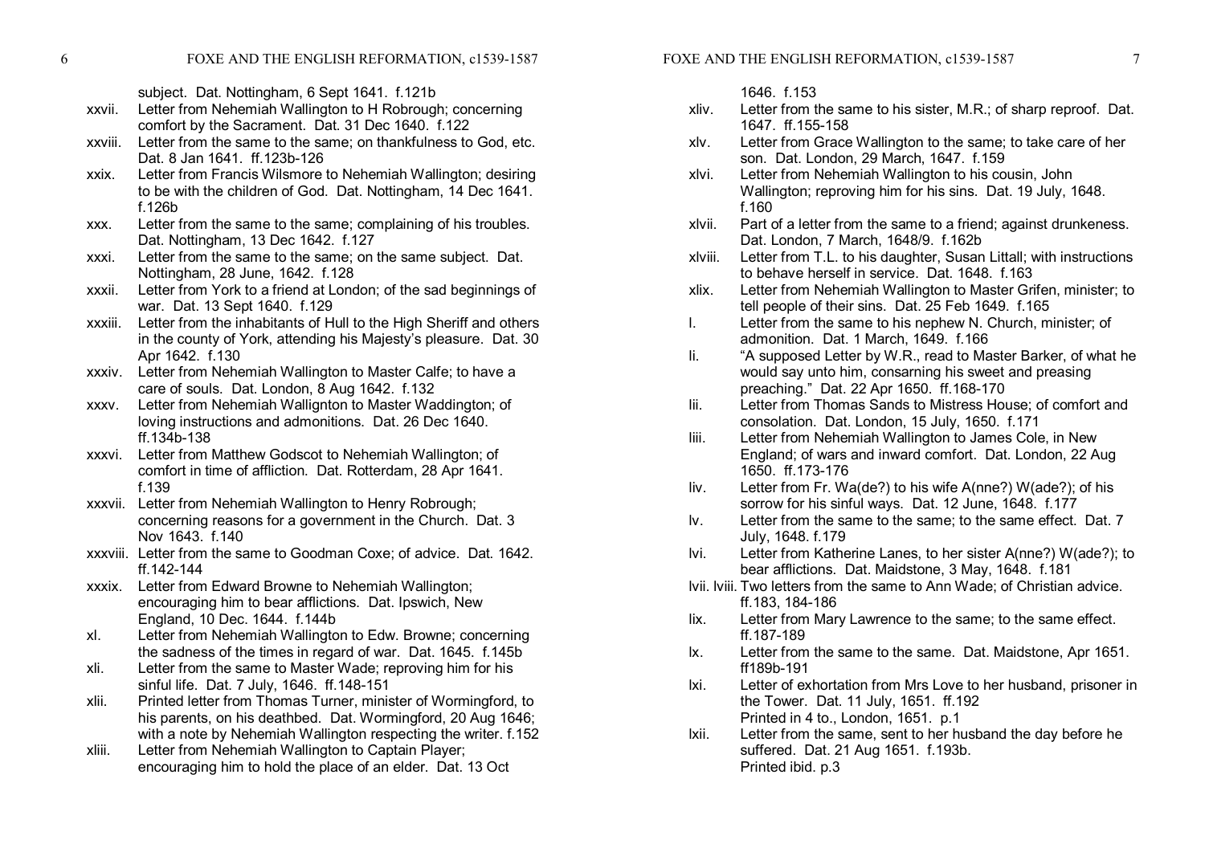subject. Dat. Nottingham, 6 Sept 1641. f.121b

- xxvii. Letter from Nehemiah Wallington to H Robrough; concerning comfort by the Sacrament. Dat. 31 Dec 1640. f.122
- xxviii. Letter from the same to the same; on thankfulness to God, etc. Dat. 8 Jan 1641. ff.123b-126
- xxix. Letter from Francis Wilsmore to Nehemiah Wallington; desiring to be with the children of God. Dat. Nottingham, 14 Dec 1641. f.126b
- xxx. Letter from the same to the same; complaining of his troubles. Dat. Nottingham, 13 Dec 1642. f.127
- xxxi. Letter from the same to the same; on the same subject. Dat. Nottingham, 28 June, 1642. f.128
- xxxii. Letter from York to a friend at London; of the sad beginnings of war. Dat. 13 Sept 1640. f.129
- xxxiii. Letter from the inhabitants of Hull to the High Sheriff and others in the county of York, attending his Majesty's pleasure. Dat. 30 Apr 1642. f.130
- xxxiv. Letter from Nehemiah Wallington to Master Calfe; to have a care of souls. Dat. London, 8 Aug 1642. f.132
- xxxv. Letter from Nehemiah Wallignton to Master Waddington; of loving instructions and admonitions. Dat. 26 Dec 1640. ff.134b-138
- xxxvi. Letter from Matthew Godscot to Nehemiah Wallington; of comfort in time of affliction. Dat. Rotterdam, 28 Apr 1641. f.139
- xxxvii. Letter from Nehemiah Wallington to Henry Robrough; concerning reasons for a government in the Church. Dat. 3 Nov 1643. f.140
- xxxviii. Letter from the same to Goodman Coxe; of advice. Dat. 1642. ff.142-144
- xxxix. Letter from Edward Browne to Nehemiah Wallington; encouraging him to bear afflictions. Dat. Ipswich, New England, 10 Dec. 1644. f.144b
- xl. Letter from Nehemiah Wallington to Edw. Browne; concerning the sadness of the times in regard of war. Dat. 1645. f.145b
- xli. Letter from the same to Master Wade; reproving him for his sinful life. Dat. 7 July, 1646. ff.148-151
- xlii. Printed letter from Thomas Turner, minister of Wormingford, to his parents, on his deathbed. Dat. Wormingford, 20 Aug 1646; with a note by Nehemiah Wallington respecting the writer. f.152
- xliii. Letter from Nehemiah Wallington to Captain Player; encouraging him to hold the place of an elder. Dat. 13 Oct 1646. f.153
- xliv. Letter from the same to his sister, M.R.; of sharp reproof. Dat. 1647. ff.155-158
- xlv. Letter from Grace Wallington to the same; to take care of her son. Dat. London, 29 March, 1647. f.159
- xlvi. Letter from Nehemiah Wallington to his cousin, John Wallington; reproving him for his sins. Dat. 19 July, 1648. f.160
- xlvii. Part of a letter from the same to a friend; against drunkeness. Dat. London, 7 March, 1648/9. f.162b
- xlviii. Letter from T.L. to his daughter, Susan Littall; with instructions to behave herself in service. Dat. 1648. f.163
- xlix. Letter from Nehemiah Wallington to Master Grifen, minister; to tell people of their sins. Dat. 25 Feb 1649. f.165
- l. Letter from the same to his nephew N. Church, minister; of admonition. Dat. 1 March, 1649. f.166
- li. "A supposed Letter by W.R., read to Master Barker, of what he would say unto him, consarning his sweet and preasing preaching." Dat. 22 Apr 1650. ff.168-170
- lii. Letter from Thomas Sands to Mistress House; of comfort and consolation. Dat. London, 15 July, 1650. f.171
- liii. Letter from Nehemiah Wallington to James Cole, in New England; of wars and inward comfort. Dat. London, 22 Aug 1650. ff.173-176
- liv. Letter from Fr. Wa(de?) to his wife A(nne?) W(ade?); of his sorrow for his sinful ways. Dat. 12 June, 1648. f.177
- lv. Letter from the same to the same; to the same effect. Dat. 7 July, 1648. f.179
- lvi. Letter from Katherine Lanes, to her sister A(nne?) W(ade?); to bear afflictions. Dat. Maidstone, 3 May, 1648. f.181
- lvii. lviii. Two letters from the same to Ann Wade; of Christian advice. ff.183, 184-186
- lix. Letter from Mary Lawrence to the same; to the same effect. ff.187-189
- lx. Letter from the same to the same. Dat. Maidstone, Apr 1651. ff189b-191
- lxi. Letter of exhortation from Mrs Love to her husband, prisoner in the Tower. Dat. 11 July, 1651. ff.192
  Printed in 4 to., London, 1651. p.1
- lxii. Letter from the same, sent to her husband the day before he suffered. Dat. 21 Aug 1651. f.193b.
  Printed ibid. p.3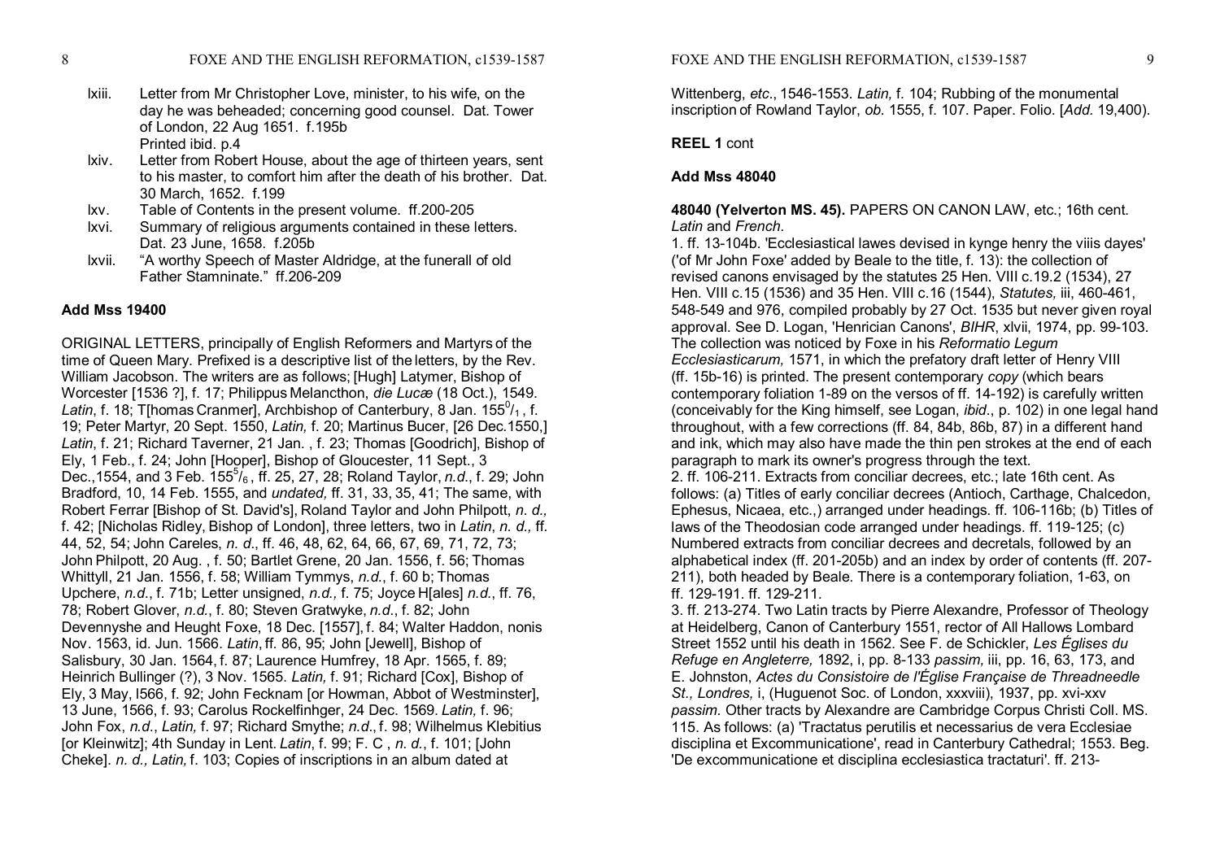lxiii. Letter from Mr Christopher Love, minister, to his wife, on the day he was beheaded; concerning good counsel. Dat. Tower of London, 22 Aug 1651. f.195b
Printed ibid. p.4

lxiv. Letter from Robert House, about the age of thirteen years, sent to his master, to comfort him after the death of his brother. Dat. 30 March, 1652. f.199

lxv. Table of Contents in the present volume. ff.200-205

lxvi. Summary of religious arguments contained in these letters. Dat. 23 June, 1658. f.205b

lxvii. "A worthy Speech of Master Aldridge, at the funerall of old Father Stamninate." ff.206-209

**Add Mss 19400**

ORIGINAL LETTERS, principally of English Reformers and Martyrs of the time of Queen Mary. Prefixed is a descriptive list of the letters, by the Rev. William Jacobson. The writers are as follows; [Hugh] Latymer, Bishop of Worcester [1536 ?], f. 17; Philippus Melancthon, *die Lucæ* (18 Oct.), 1549. *Latin*, f. 18; T[homas Cranmer], Archbishop of Canterbury, 8 Jan. $155^{0}/_{1}$, f. 19; Peter Martyr, 20 Sept. 1550, *Latin,* f. 20; Martinus Bucer, [26 Dec.1550,] *Latin*, f. 21; Richard Taverner, 21 Jan. , f. 23; Thomas [Goodrich], Bishop of Ely, 1 Feb., f. 24; John [Hooper], Bishop of Gloucester, 11 Sept., 3 Dec.,1554, and 3 Feb. $155^{5}/_{6}$, ff. 25, 27, 28; Roland Taylor, *n.d.*, f. 29; John Bradford, 10, 14 Feb. 1555, and *undated,* ff. 31, 33, 35, 41; The same, with Robert Ferrar [Bishop of St. David's], Roland Taylor and John Philpott, *n. d.,* f. 42; [Nicholas Ridley, Bishop of London], three letters, two in *Latin*, *n. d.,* ff. 44, 52, 54; John Careles, *n. d*., ff. 46, 48, 62, 64, 66, 67, 69, 71, 72, 73; John Philpott, 20 Aug. , f. 50; Bartlet Grene, 20 Jan. 1556, f. 56; Thomas Whittyll, 21 Jan. 1556, f. 58; William Tymmys, *n.d.*, f. 60 b; Thomas Upchere, *n.d.*, f. 71b; Letter unsigned, *n.d.,* f. 75; Joyce H[ales] *n.d.*, ff. 76, 78; Robert Glover, *n.d.*, f. 80; Steven Gratwyke, *n.d.*, f. 82; John Devennyshe and Heught Foxe, 18 Dec. [1557], f. 84; Walter Haddon, nonis Nov. 1563, id. Jun. 1566. *Latin*, ff. 86, 95; John [Jewell], Bishop of Salisbury, 30 Jan. 1564, f. 87; Laurence Humfrey, 18 Apr. 1565, f. 89; Heinrich Bullinger (?), 3 Nov. 1565. *Latin,* f. 91; Richard [Cox], Bishop of Ely, 3 May, I566, f. 92; John Fecknam [or Howman, Abbot of Westminster], 13 June, 1566, f. 93; Carolus Rockelfinhger, 24 Dec. 1569. *Latin,* f. 96; John Fox, *n.d.*, *Latin,* f. 97; Richard Smythe; *n.d.*, f. 98; Wilhelmus Klebitius [or Kleinwitz]; 4th Sunday in Lent. *Latin*, f. 99; F. C , *n. d.*, f. 101; [John Cheke]. *n. d., Latin,* f. 103; Copies of inscriptions in an album dated at Wittenberg, *etc*., 1546-1553. *Latin,* f. 104; Rubbing of the monumental inscription of Rowland Taylor, *ob*. 1555, f. 107. Paper. Folio. [*Add.* 19,400).

**REEL 1** cont

**Add Mss 48040**

**48040 (Yelverton MS. 45).** PAPERS ON CANON LAW, etc.; 16th cent. *Latin* and *French*.

1. ff. 13-104b. 'Ecclesiastical lawes devised in kynge henry the viiis dayes' ('of Mr John Foxe' added by Beale to the title, f. 13): the collection of revised canons envisaged by the statutes 25 Hen. VIII c.19.2 (1534), 27 Hen. VIII c.15 (1536) and 35 Hen. VIII c.16 (1544), *Statutes,* iii, 460-461, 548-549 and 976, compiled probably by 27 Oct. 1535 but never given royal approval. See D. Logan, 'Henrician Canons', *BIHR*, xlvii, 1974, pp. 99-103. The collection was noticed by Foxe in his *Reformatio Legum Ecclesiasticarum,* 1571, in which the prefatory draft letter of Henry VIII (ff. 15b-16) is printed. The present contemporary *copy* (which bears contemporary foliation 1-89 on the versos of ff. 14-192) is carefully written (conceivably for the King himself, see Logan, *ibid*., p. 102) in one legal hand throughout, with a few corrections (ff. 84, 84b, 86b, 87) in a different hand and ink, which may also have made the thin pen strokes at the end of each paragraph to mark its owner's progress through the text.

2. ff. 106-211. Extracts from conciliar decrees, etc.; late 16th cent. As follows: (a) Titles of early conciliar decrees (Antioch, Carthage, Chalcedon, Ephesus, Nicaea, etc.,) arranged under headings. ff. 106-116b; (b) Titles of laws of the Theodosian code arranged under headings. ff. 119-125; (c) Numbered extracts from conciliar decrees and decretals, followed by an alphabetical index (ff. 201-205b) and an index by order of contents (ff. 207-211), both headed by Beale. There is a contemporary foliation, 1-63, on ff. 129-191. ff. 129-211.

3. ff. 213-274. Two Latin tracts by Pierre Alexandre, Professor of Theology at Heidelberg, Canon of Canterbury 1551, rector of All Hallows Lombard Street 1552 until his death in 1562. See F. de Schickler, *Les Églises du Refuge en Angleterre,* 1892, i, pp. 8-133 *passim,* iii, pp. 16, 63, 173, and E. Johnston, *Actes du Consistoire de l'Église Française de Threadneedle St., Londres,* i, (Huguenot Soc. of London, xxxviii), 1937, pp. xvi-xxv *passim.* Other tracts by Alexandre are Cambridge Corpus Christi Coll. MS. 115. As follows: (a) 'Tractatus perutilis et necessarius de vera Ecclesiae disciplina et Excommunicatione', read in Canterbury Cathedral; 1553. Beg. 'De excommunicatione et disciplina ecclesiastica tractaturi'. ff. 213-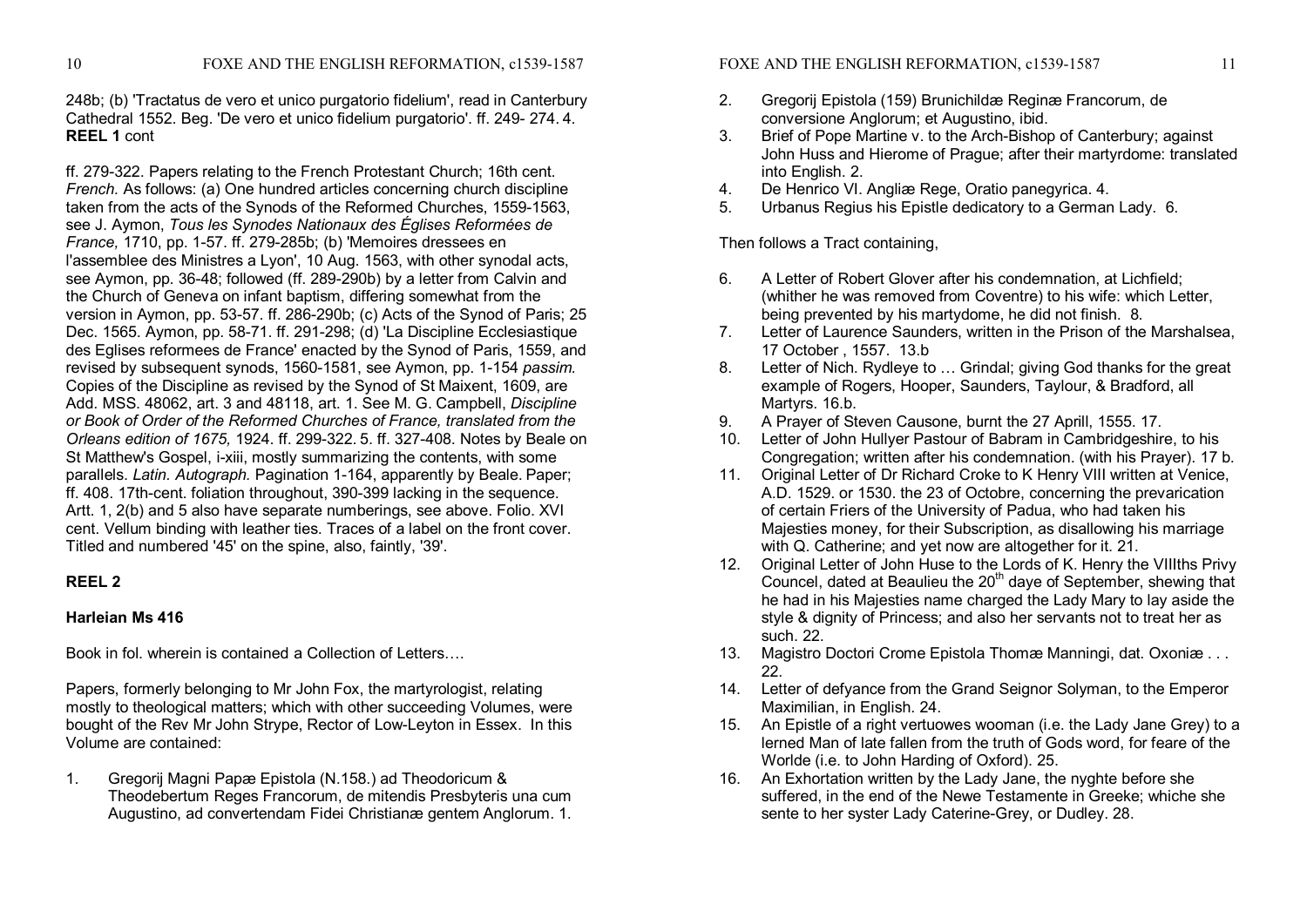248b; (b) 'Tractatus de vero et unico purgatorio fidelium', read in Canterbury Cathedral 1552. Beg. 'De vero et unico fidelium purgatorio'. ff. 249- 274. 4.
**REEL 1** cont

ff. 279-322. Papers relating to the French Protestant Church; 16th cent. *French.* As follows: (a) One hundred articles concerning church discipline taken from the acts of the Synods of the Reformed Churches, 1559-1563, see J. Aymon, *Tous les Synodes Nationaux des Églises Reformées de France,* 1710, pp. 1-57. ff. 279-285b; (b) 'Memoires dressees en l'assemblee des Ministres a Lyon', 10 Aug. 1563, with other synodal acts, see Aymon, pp. 36-48; followed (ff. 289-290b) by a letter from Calvin and the Church of Geneva on infant baptism, differing somewhat from the version in Aymon, pp. 53-57. ff. 286-290b; (c) Acts of the Synod of Paris; 25 Dec. 1565. Aymon, pp. 58-71. ff. 291-298; (d) 'La Discipline Ecclesiastique des Eglises reformees de France' enacted by the Synod of Paris, 1559, and revised by subsequent synods, 1560-1581, see Aymon, pp. 1-154 *passim.* Copies of the Discipline as revised by the Synod of St Maixent, 1609, are Add. MSS. 48062, art. 3 and 48118, art. 1. See M. G. Campbell, *Discipline or Book of Order of the Reformed Churches of France, translated from the Orleans edition of 1675,* 1924. ff. 299-322. 5. ff. 327-408. Notes by Beale on St Matthew's Gospel, i-xiii, mostly summarizing the contents, with some parallels. *Latin. Autograph.* Pagination 1-164, apparently by Beale. Paper; ff. 408. 17th-cent. foliation throughout, 390-399 lacking in the sequence. Artt. 1, 2(b) and 5 also have separate numberings, see above. Folio. XVI cent. Vellum binding with leather ties. Traces of a label on the front cover. Titled and numbered '45' on the spine, also, faintly, '39'.

## REEL 2

### Harleian Ms 416

Book in fol. wherein is contained a Collection of Letters….

Papers, formerly belonging to Mr John Fox, the martyrologist, relating mostly to theological matters; which with other succeeding Volumes, were bought of the Rev Mr John Strype, Rector of Low-Leyton in Essex. In this Volume are contained:

1. Gregorij Magni Papæ Epistola (N.158.) ad Theodoricum & Theodebertum Reges Francorum, de mitendis Presbyteris una cum Augustino, ad convertendam Fidei Christianæ gentem Anglorum. 1.
2. Gregorij Epistola (159) Brunichildæ Reginæ Francorum, de conversione Anglorum; et Augustino, ibid.
3. Brief of Pope Martine v. to the Arch-Bishop of Canterbury; against John Huss and Hierome of Prague; after their martyrdome: translated into English. 2.
4. De Henrico VI. Angliæ Rege, Oratio panegyrica. 4.
5. Urbanus Regius his Epistle dedicatory to a German Lady. 6.

Then follows a Tract containing,

6. A Letter of Robert Glover after his condemnation, at Lichfield; (whither he was removed from Coventre) to his wife: which Letter, being prevented by his martydome, he did not finish. 8.
7. Letter of Laurence Saunders, written in the Prison of the Marshalsea, 17 October , 1557. 13.b
8. Letter of Nich. Rydleye to … Grindal; giving God thanks for the great example of Rogers, Hooper, Saunders, Taylour, & Bradford, all Martyrs. 16.b.
9. A Prayer of Steven Causone, burnt the 27 Aprill, 1555. 17.
10. Letter of John Hullyer Pastour of Babram in Cambridgeshire, to his Congregation; written after his condemnation. (with his Prayer). 17 b.
11. Original Letter of Dr Richard Croke to K Henry VIII written at Venice, A.D. 1529. or 1530. the 23 of Octobre, concerning the prevarication of certain Friers of the University of Padua, who had taken his Majesties money, for their Subscription, as disallowing his marriage with Q. Catherine; and yet now are altogether for it. 21.
12. Original Letter of John Huse to the Lords of K. Henry the VIIIths Privy Councel, dated at Beaulieu the 20th daye of September, shewing that he had in his Majesties name charged the Lady Mary to lay aside the style & dignity of Princess; and also her servants not to treat her as such. 22.
13. Magistro Doctori Crome Epistola Thomæ Manningi, dat. Oxoniæ . . . 22.
14. Letter of defyance from the Grand Seignor Solyman, to the Emperor Maximilian, in English. 24.
15. An Epistle of a right vertuowes wooman (i.e. the Lady Jane Grey) to a lerned Man of late fallen from the truth of Gods word, for feare of the Worlde (i.e. to John Harding of Oxford). 25.
16. An Exhortation written by the Lady Jane, the nyghte before she suffered, in the end of the Newe Testamente in Greeke; whiche she sente to her syster Lady Caterine-Grey, or Dudley. 28.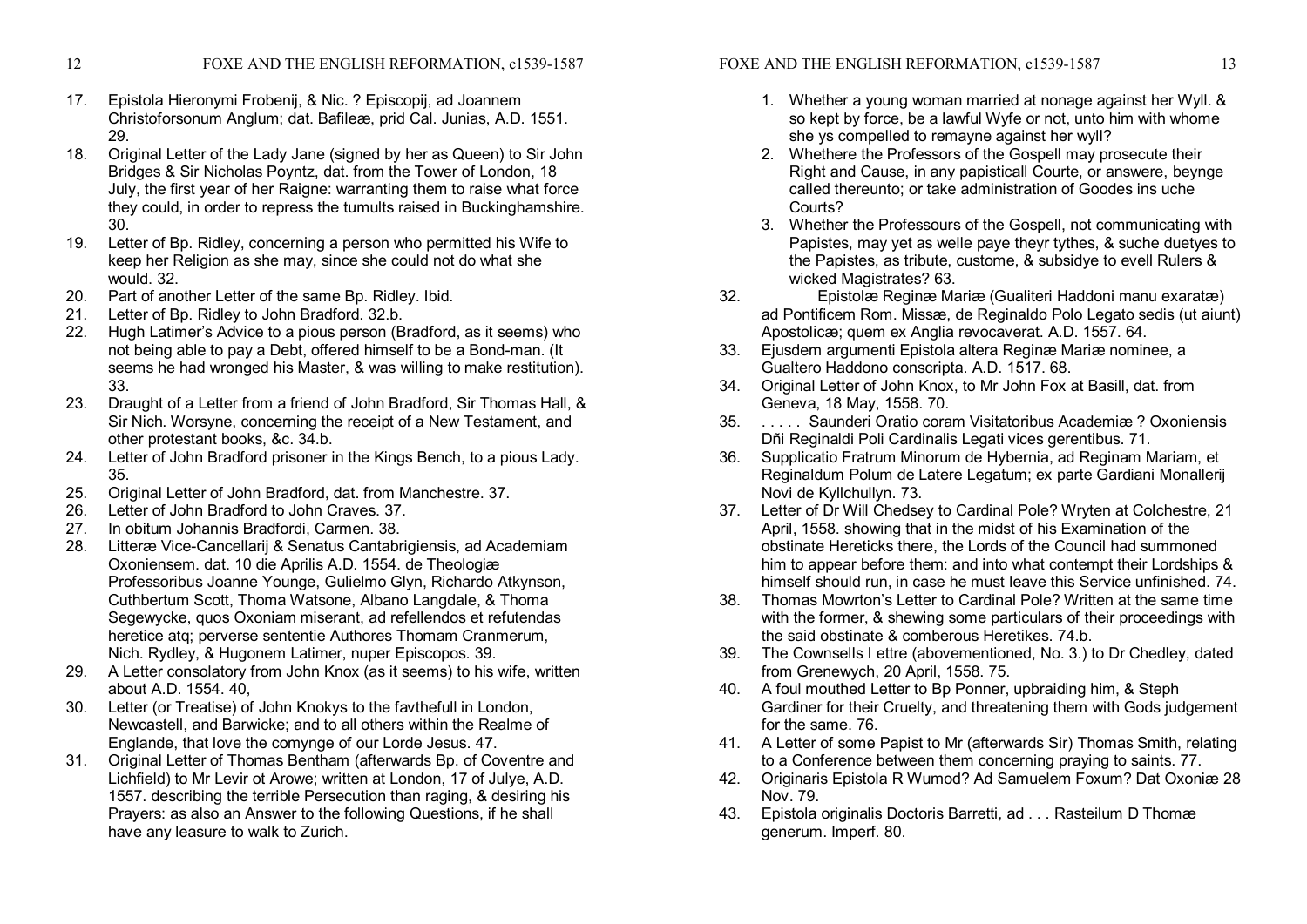17. Epistola Hieronymi Frobenij, & Nic. ? Episcopij, ad Joannem Christoforsonum Anglum; dat. Bafileæ, prid Cal. Junias, A.D. 1551. 29.
18. Original Letter of the Lady Jane (signed by her as Queen) to Sir John Bridges & Sir Nicholas Poyntz, dat. from the Tower of London, 18 July, the first year of her Raigne: warranting them to raise what force they could, in order to repress the tumults raised in Buckinghamshire. 30.
19. Letter of Bp. Ridley, concerning a person who permitted his Wife to keep her Religion as she may, since she could not do what she would. 32.
20. Part of another Letter of the same Bp. Ridley. Ibid.
21. Letter of Bp. Ridley to John Bradford. 32.b.
22. Hugh Latimer's Advice to a pious person (Bradford, as it seems) who not being able to pay a Debt, offered himself to be a Bond-man. (It seems he had wronged his Master, & was willing to make restitution). 33.
23. Draught of a Letter from a friend of John Bradford, Sir Thomas Hall, & Sir Nich. Worsyne, concerning the receipt of a New Testament, and other protestant books, &c. 34.b.
24. Letter of John Bradford prisoner in the Kings Bench, to a pious Lady. 35.
25. Original Letter of John Bradford, dat. from Manchestre. 37.
26. Letter of John Bradford to John Craves. 37.
27. In obitum Johannis Bradfordi, Carmen. 38.
28. Litteræ Vice-Cancellarij & Senatus Cantabrigiensis, ad Academiam Oxoniensem. dat. 10 die Aprilis A.D. 1554. de Theologiæ Professoribus Joanne Younge, Gulielmo Glyn, Richardo Atkynson, Cuthbertum Scott, Thoma Watsone, Albano Langdale, & Thoma Segewycke, quos Oxoniam miserant, ad refellendos et refutendas heretice atq; perverse sententie Authores Thomam Cranmerum, Nich. Rydley, & Hugonem Latimer, nuper Episcopos. 39.
29. A Letter consolatory from John Knox (as it seems) to his wife, written about A.D. 1554. 40,
30. Letter (or Treatise) of John Knokys to the favthefull in London, Newcastell, and Barwicke; and to all others within the Realme of Englande, that love the comynge of our Lorde Jesus. 47.
31. Original Letter of Thomas Bentham (afterwards Bp. of Coventre and Lichfield) to Mr Levir ot Arowe; written at London, 17 of Julye, A.D. 1557. describing the terrible Persecution than raging, & desiring his Prayers: as also an Answer to the following Questions, if he shall have any leasure to walk to Zurich.
    1. Whether a young woman married at nonage against her Wyll. & so kept by force, be a lawful Wyfe or not, unto him with whome she ys compelled to remayne against her wyll?
    2. Whethere the Professors of the Gospell may prosecute their Right and Cause, in any papisticall Courte, or answere, beynge called thereunto; or take administration of Goodes ins uche Courts?
    3. Whether the Professours of the Gospell, not communicating with Papistes, may yet as welle paye theyr tythes, & suche duetyes to the Papistes, as tribute, custome, & subsidye to evell Rulers & wicked Magistrates? 63.
32. Epistolæ Reginæ Mariæ (Gualiteri Haddoni manu exaratæ) ad Pontificem Rom. Missæ, de Reginaldo Polo Legato sedis (ut aiunt) Apostolicæ; quem ex Anglia revocaverat. A.D. 1557. 64.
33. Ejusdem argumenti Epistola altera Reginæ Mariæ nominee, a Gualtero Haddono conscripta. A.D. 1517. 68.
34. Original Letter of John Knox, to Mr John Fox at Basill, dat. from Geneva, 18 May, 1558. 70.
35. . . . . . Saunderi Oratio coram Visitatoribus Academiæ ? Oxoniensis Dñi Reginaldi Poli Cardinalis Legati vices gerentibus. 71.
36. Supplicatio Fratrum Minorum de Hybernia, ad Reginam Mariam, et Reginaldum Polum de Latere Legatum; ex parte Gardiani Monallerij Novi de Kyllchullyn. 73.
37. Letter of Dr Will Chedsey to Cardinal Pole? Wryten at Colchestre, 21 April, 1558. showing that in the midst of his Examination of the obstinate Hereticks there, the Lords of the Council had summoned him to appear before them: and into what contempt their Lordships & himself should run, in case he must leave this Service unfinished. 74.
38. Thomas Mowrton's Letter to Cardinal Pole? Written at the same time with the former, & shewing some particulars of their proceedings with the said obstinate & comberous Heretikes. 74.b.
39. The Cownsells I ettre (abovementioned, No. 3.) to Dr Chedley, dated from Grenewych, 20 April, 1558. 75.
40. A foul mouthed Letter to Bp Ponner, upbraiding him, & Steph Gardiner for their Cruelty, and threatening them with Gods judgement for the same. 76.
41. A Letter of some Papist to Mr (afterwards Sir) Thomas Smith, relating to a Conference between them concerning praying to saints. 77.
42. Originaris Epistola R Wumod? Ad Samuelem Foxum? Dat Oxoniæ 28 Nov. 79.
43. Epistola originalis Doctoris Barretti, ad . . . Rasteilum D Thomæ generum. Imperf. 80.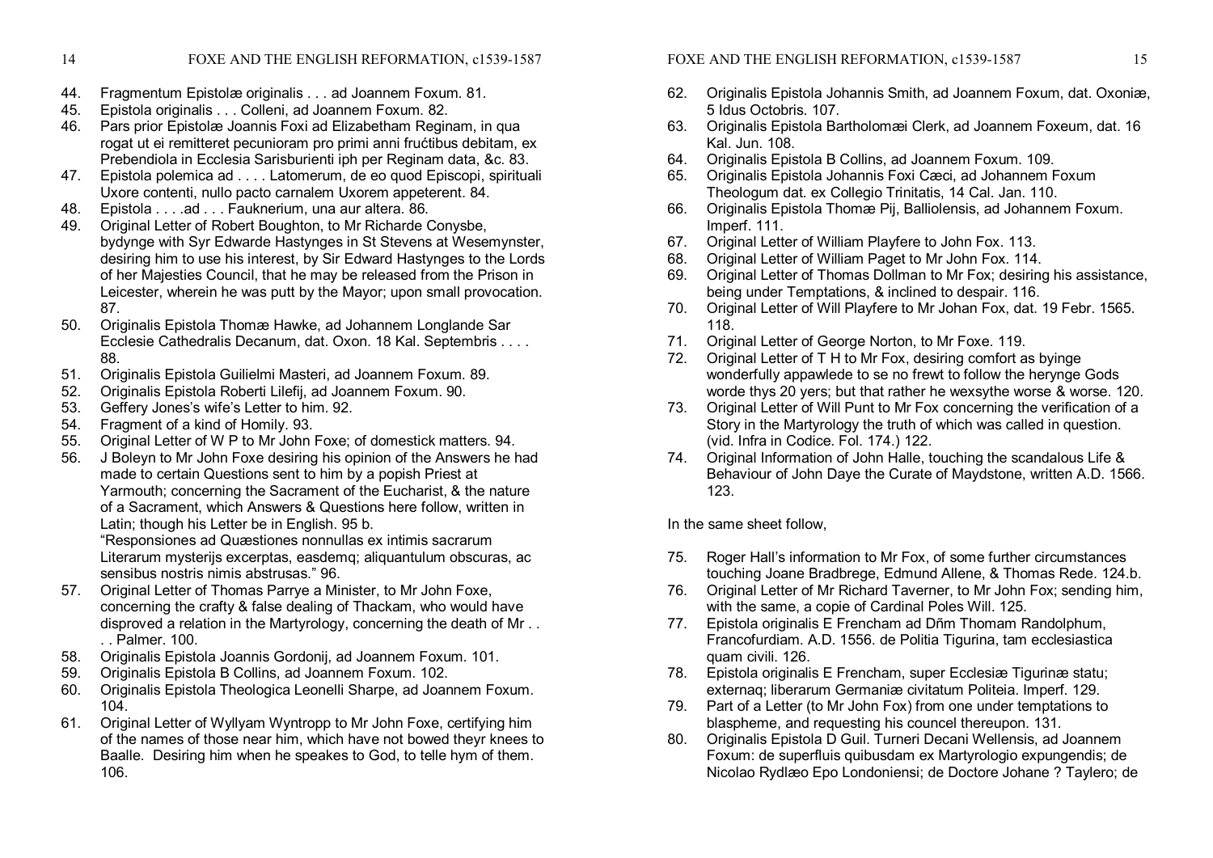44. Fragmentum Epistolæ originalis . . . ad Joannem Foxum. 81.
45. Epistola originalis . . . Colleni, ad Joannem Foxum. 82.
46. Pars prior Epistolæ Joannis Foxi ad Elizabetham Reginam, in qua rogat ut ei remitteret pecunioram pro primi anni frućtibus debitam, ex Prebendiola in Ecclesia Sarisburienti iph per Reginam data, &c. 83.
47. Epistola polemica ad . . . . Latomerum, de eo quod Episcopi, spirituali Uxore contenti, nullo pacto carnalem Uxorem appeterent. 84.
48. Epistola . . . .ad . . . Fauknerium, una aur altera. 86.
49. Original Letter of Robert Boughton, to Mr Richarde Conysbe, bydynge with Syr Edwarde Hastynges in St Stevens at Wesemynster, desiring him to use his interest, by Sir Edward Hastynges to the Lords of her Majesties Council, that he may be released from the Prison in Leicester, wherein he was putt by the Mayor; upon small provocation. 87.
50. Originalis Epistola Thomæ Hawke, ad Johannem Longlande Sar Ecclesie Cathedralis Decanum, dat. Oxon. 18 Kal. Septembris . . . . 88.
51. Originalis Epistola Guilielmi Masteri, ad Joannem Foxum. 89.
52. Originalis Epistola Roberti Lilefij, ad Joannem Foxum. 90.
53. Geffery Jones's wife's Letter to him. 92.
54. Fragment of a kind of Homily. 93.
55. Original Letter of W P to Mr John Foxe; of domestick matters. 94.
56. J Boleyn to Mr John Foxe desiring his opinion of the Answers he had made to certain Questions sent to him by a popish Priest at Yarmouth; concerning the Sacrament of the Eucharist, & the nature of a Sacrament, which Answers & Questions here follow, written in Latin; though his Letter be in English. 95 b.
    "Responsiones ad Quæstiones nonnullas ex intimis sacrarum Literarum mysterijs excerptas, easdemq; aliquantulum obscuras, ac sensibus nostris nimis abstrusas." 96.
57. Original Letter of Thomas Parrye a Minister, to Mr John Foxe, concerning the crafty & false dealing of Thackam, who would have disproved a relation in the Martyrology, concerning the death of Mr . . . . Palmer. 100.
58. Originalis Epistola Joannis Gordonij, ad Joannem Foxum. 101.
59. Originalis Epistola B Collins, ad Joannem Foxum. 102.
60. Originalis Epistola Theologica Leonelli Sharpe, ad Joannem Foxum. 104.
61. Original Letter of Wyllyam Wyntropp to Mr John Foxe, certifying him of the names of those near him, which have not bowed theyr knees to Baalle. Desiring him when he speakes to God, to telle hym of them. 106.
62. Originalis Epistola Johannis Smith, ad Joannem Foxum, dat. Oxoniæ, 5 Idus Octobris. 107.
63. Originalis Epistola Bartholomæi Clerk, ad Joannem Foxeum, dat. 16 Kal. Jun. 108.
64. Originalis Epistola B Collins, ad Joannem Foxum. 109.
65. Originalis Epistola Johannis Foxi Cæci, ad Johannem Foxum Theologum dat. ex Collegio Trinitatis, 14 Cal. Jan. 110.
66. Originalis Epistola Thomæ Pij, Balliolensis, ad Johannem Foxum. Imperf. 111.
67. Original Letter of William Playfere to John Fox. 113.
68. Original Letter of William Paget to Mr John Fox. 114.
69. Original Letter of Thomas Dollman to Mr Fox; desiring his assistance, being under Temptations, & inclined to despair. 116.
70. Original Letter of Will Playfere to Mr Johan Fox, dat. 19 Febr. 1565. 118.
71. Original Letter of George Norton, to Mr Foxe. 119.
72. Original Letter of T H to Mr Fox, desiring comfort as byinge wonderfully appawlede to se no frewt to follow the herynge Gods worde thys 20 yers; but that rather he wexsythe worse & worse. 120.
73. Original Letter of Will Punt to Mr Fox concerning the verification of a Story in the Martyrology the truth of which was called in question. (vid. Infra in Codice. Fol. 174.) 122.
74. Original Information of John Halle, touching the scandalous Life & Behaviour of John Daye the Curate of Maydstone, written A.D. 1566. 123.

In the same sheet follow,

75. Roger Hall's information to Mr Fox, of some further circumstances touching Joane Bradbrege, Edmund Allene, & Thomas Rede. 124.b.
76. Original Letter of Mr Richard Taverner, to Mr John Fox; sending him, with the same, a copie of Cardinal Poles Will. 125.
77. Epistola originalis E Frencham ad Dñm Thomam Randolphum, Francofurdiam. A.D. 1556. de Politia Tigurina, tam ecclesiastica quam civili. 126.
78. Epistola originalis E Frencham, super Ecclesiæ Tigurinæ statu; externaq; liberarum Germaniæ civitatum Politeia. Imperf. 129.
79. Part of a Letter (to Mr John Fox) from one under temptations to blaspheme, and requesting his councel thereupon. 131.
80. Originalis Epistola D Guil. Turneri Decani Wellensis, ad Joannem Foxum: de superfluis quibusdam ex Martyrologio expungendis; de Nicolao Rydlæo Epo Londoniensi; de Doctore Johane ? Taylero; de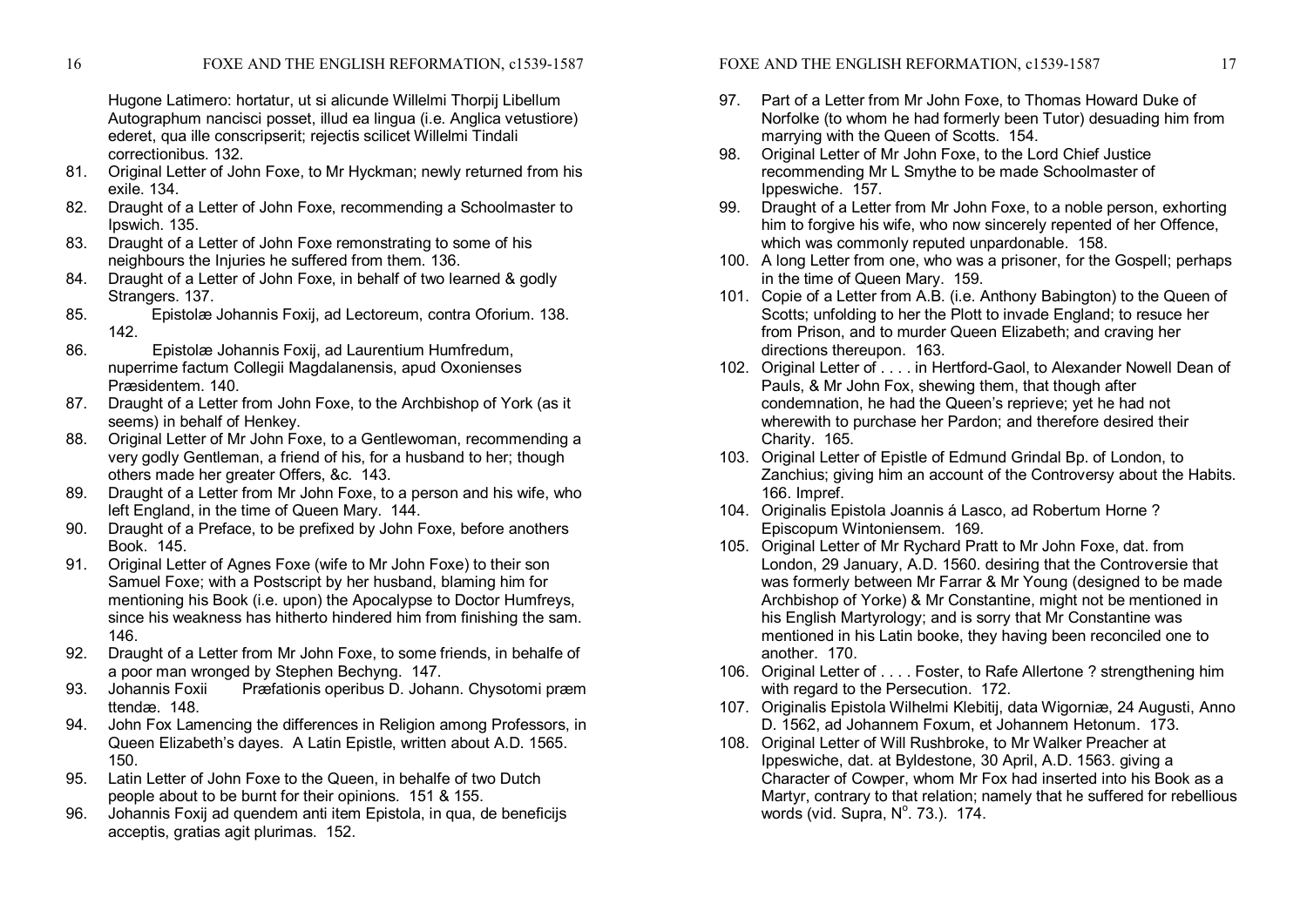Hugone Latimero: hortatur, ut si alicunde Willelmi Thorpij Libellum Autographum nancisci posset, illud ea lingua (i.e. Anglica vetustiore) ederet, qua ille conscripserit; rejectis scilicet Willelmi Tindali correctionibus. 132.

81. Original Letter of John Foxe, to Mr Hyckman; newly returned from his exile. 134.
82. Draught of a Letter of John Foxe, recommending a Schoolmaster to Ipswich. 135.
83. Draught of a Letter of John Foxe remonstrating to some of his neighbours the Injuries he suffered from them. 136.
84. Draught of a Letter of John Foxe, in behalf of two learned & godly Strangers. 137.
85. Epistolæ Johannis Foxij, ad Lectoreum, contra Oforium. 138. 142.
86. Epistolæ Johannis Foxij, ad Laurentium Humfredum, nuperrime factum Collegii Magdalanensis, apud Oxonienses Præsidentem. 140.
87. Draught of a Letter from John Foxe, to the Archbishop of York (as it seems) in behalf of Henkey.
88. Original Letter of Mr John Foxe, to a Gentlewoman, recommending a very godly Gentleman, a friend of his, for a husband to her; though others made her greater Offers, &c. 143.
89. Draught of a Letter from Mr John Foxe, to a person and his wife, who left England, in the time of Queen Mary. 144.
90. Draught of a Preface, to be prefixed by John Foxe, before anothers Book. 145.
91. Original Letter of Agnes Foxe (wife to Mr John Foxe) to their son Samuel Foxe; with a Postscript by her husband, blaming him for mentioning his Book (i.e. upon) the Apocalypse to Doctor Humfreys, since his weakness has hitherto hindered him from finishing the sam. 146.
92. Draught of a Letter from Mr John Foxe, to some friends, in behalfe of a poor man wronged by Stephen Bechyng. 147.
93. Johannis Foxii Præfationis operibus D. Johann. Chysotomi præm ttendæ. 148.
94. John Fox Lamencing the differences in Religion among Professors, in Queen Elizabeth's dayes. A Latin Epistle, written about A.D. 1565. 150.
95. Latin Letter of John Foxe to the Queen, in behalfe of two Dutch people about to be burnt for their opinions. 151 & 155.
96. Johannis Foxij ad quendem anti item Epistola, in qua, de beneficijs acceptis, gratias agit plurimas. 152.
97. Part of a Letter from Mr John Foxe, to Thomas Howard Duke of Norfolke (to whom he had formerly been Tutor) desuading him from marrying with the Queen of Scotts. 154.
98. Original Letter of Mr John Foxe, to the Lord Chief Justice recommending Mr L Smythe to be made Schoolmaster of Ippeswiche. 157.
99. Draught of a Letter from Mr John Foxe, to a noble person, exhorting him to forgive his wife, who now sincerely repented of her Offence, which was commonly reputed unpardonable. 158.
100. A long Letter from one, who was a prisoner, for the Gospell; perhaps in the time of Queen Mary. 159.
101. Copie of a Letter from A.B. (i.e. Anthony Babington) to the Queen of Scotts; unfolding to her the Plott to invade England; to resuce her from Prison, and to murder Queen Elizabeth; and craving her directions thereupon. 163.
102. Original Letter of . . . . in Hertford-Gaol, to Alexander Nowell Dean of Pauls, & Mr John Fox, shewing them, that though after condemnation, he had the Queen's reprieve; yet he had not wherewith to purchase her Pardon; and therefore desired their Charity. 165.
103. Original Letter of Epistle of Edmund Grindal Bp. of London, to Zanchius; giving him an account of the Controversy about the Habits. 166. Impref.
104. Originalis Epistola Joannis á Lasco, ad Robertum Horne ? Episcopum Wintoniensem. 169.
105. Original Letter of Mr Rychard Pratt to Mr John Foxe, dat. from London, 29 January, A.D. 1560. desiring that the Controversie that was formerly between Mr Farrar & Mr Young (designed to be made Archbishop of Yorke) & Mr Constantine, might not be mentioned in his English Martyrology; and is sorry that Mr Constantine was mentioned in his Latin booke, they having been reconciled one to another. 170.
106. Original Letter of . . . . Foster, to Rafe Allertone ? strengthening him with regard to the Persecution. 172.
107. Originalis Epistola Wilhelmi Klebitij, data Wigorniæ, 24 Augusti, Anno D. 1562, ad Johannem Foxum, et Johannem Hetonum. 173.
108. Original Letter of Will Rushbroke, to Mr Walker Preacher at Ippeswiche, dat. at Byldestone, 30 April, A.D. 1563. giving a Character of Cowper, whom Mr Fox had inserted into his Book as a Martyr, contrary to that relation; namely that he suffered for rebellious words (vid. Supra, N°. 73.). 174.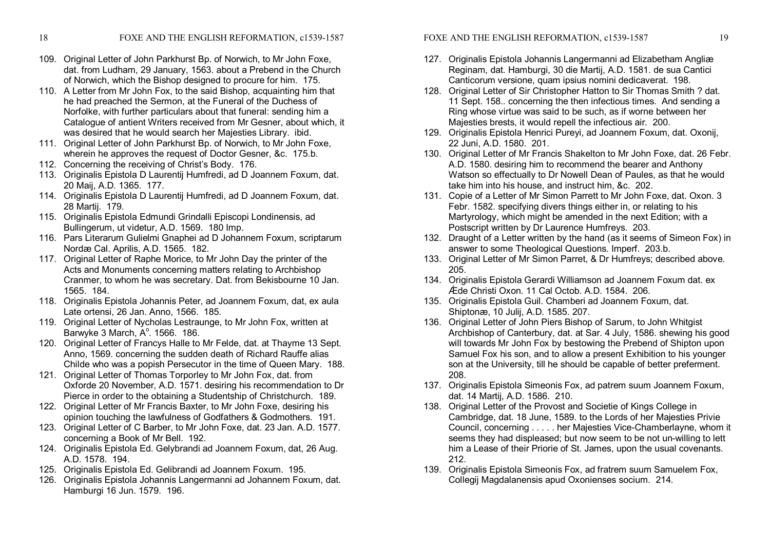109. Original Letter of John Parkhurst Bp. of Norwich, to Mr John Foxe, dat. from Ludham, 29 January, 1563. about a Prebend in the Church of Norwich, which the Bishop designed to procure for him. 175.
110. A Letter from Mr John Fox, to the said Bishop, acquainting him that he had preached the Sermon, at the Funeral of the Duchess of Norfolke, with further particulars about that funeral: sending him a Catalogue of antient Writers received from Mr Gesner, about which, it was desired that he would search her Majesties Library. ibid.
111. Original Letter of John Parkhurst Bp. of Norwich, to Mr John Foxe, wherein he approves the request of Doctor Gesner, &c. 175.b.
112. Concerning the receiving of Christ's Body. 176.
113. Originalis Epistola D Laurentij Humfredi, ad D Joannem Foxum, dat. 20 Maij, A.D. 1365. 177.
114. Originalis Epistola D Laurentij Humfredi, ad D Joannem Foxum, dat. 28 Martij. 179.
115. Originalis Epistola Edmundi Grindalli Episcopi Londinensis, ad Bullingerum, ut videtur, A.D. 1569. 180 Imp.
116. Pars Literarum Gulielmi Gnaphei ad D Johannem Foxum, scriptarum Nordæ Cal. Aprilis, A.D. 1565. 182.
117. Original Letter of Raphe Morice, to Mr John Day the printer of the Acts and Monuments concerning matters relating to Archbishop Cranmer, to whom he was secretary. Dat. from Bekisbourne 10 Jan. 1565. 184.
118. Originalis Epistola Johannis Peter, ad Joannem Foxum, dat, ex aula Late ortensi, 26 Jan. Anno, 1566. 185.
119. Original Letter of Nycholas Lestraunge, to Mr John Fox, written at Barwyke 3 March, A°. 1566. 186.
120. Original Letter of Francys Halle to Mr Felde, dat. at Thayme 13 Sept. Anno, 1569. concerning the sudden death of Richard Rauffe alias Childe who was a popish Persecutor in the time of Queen Mary. 188.
121. Original Letter of Thomas Torporley to Mr John Fox, dat. from Oxforde 20 November, A.D. 1571. desiring his recommendation to Dr Pierce in order to the obtaining a Studentship of Christchurch. 189.
122. Original Letter of Mr Francis Baxter, to Mr John Foxe, desiring his opinion touching the lawfulness of Godfathers & Godmothers. 191.
123. Original Letter of C Barber, to Mr John Foxe, dat. 23 Jan. A.D. 1577. concerning a Book of Mr Bell. 192.
124. Originalis Epistola Ed. Gelybrandi ad Joannem Foxum, dat, 26 Aug. A.D. 1578. 194.
125. Originalis Epistola Ed. Gelibrandi ad Joannem Foxum. 195.
126. Originalis Epistola Johannis Langermanni ad Johannem Foxum, dat. Hamburgi 16 Jun. 1579. 196.
127. Originalis Epistola Johannis Langermanni ad Elizabetham Angliæ Reginam, dat. Hamburgi, 30 die Martij, A.D. 1581. de sua Cantici Canticorum versione, quam ipsius nomini dedicaverat. 198.
128. Original Letter of Sir Christopher Hatton to Sir Thomas Smith ? dat. 11 Sept. 158.. concerning the then infectious times. And sending a Ring whose virtue was said to be such, as if worne between her Majesties brests, it would repell the infectious air. 200.
129. Originalis Epistola Henrici Pureyi, ad Joannem Foxum, dat. Oxonij, 22 Juni, A.D. 1580. 201.
130. Original Letter of Mr Francis Shakelton to Mr John Foxe, dat. 26 Febr. A.D. 1580. desiring him to recommend the bearer and Anthony Watson so effectually to Dr Nowell Dean of Paules, as that he would take him into his house, and instruct him, &c. 202.
131. Copie of a Letter of Mr Simon Parrett to Mr John Foxe, dat. Oxon. 3 Febr. 1582. specifying divers things either in, or relating to his Martyrology, which might be amended in the next Edition; with a Postscript written by Dr Laurence Humfreys. 203.
132. Draught of a Letter written by the hand (as it seems of Simeon Fox) in answer to some Theological Questions. Imperf. 203.b.
133. Original Letter of Mr Simon Parret, & Dr Humfreys; described above. 205.
134. Originalis Epistola Gerardi Williamson ad Joannem Foxum dat. ex Æde Christi Oxon. 11 Cal Octob. A.D. 1584. 206.
135. Originalis Epistola Guil. Chamberi ad Joannem Foxum, dat. Shiptonæ, 10 Julij, A.D. 1585. 207.
136. Original Letter of John Piers Bishop of Sarum, to John Whitgist Archbishop of Canterbury, dat. at Sar. 4 July, 1586. shewing his good will towards Mr John Fox by bestowing the Prebend of Shipton upon Samuel Fox his son, and to allow a present Exhibition to his younger son at the University, till he should be capable of better preferment. 208.
137. Originalis Epistola Simeonis Fox, ad patrem suum Joannem Foxum, dat. 14 Martij, A.D. 1586. 210.
138. Original Letter of the Provost and Societie of Kings College in Cambridge, dat. 18 June, 1589. to the Lords of her Majesties Privie Council, concerning . . . . . her Majesties Vice-Chamberlayne, whom it seems they had displeased; but now seem to be not un-willing to lett him a Lease of their Priorie of St. James, upon the usual covenants. 212.
139. Originalis Epistola Simeonis Fox, ad fratrem suum Samuelem Fox, Collegij Magdalanensis apud Oxonienses socium. 214.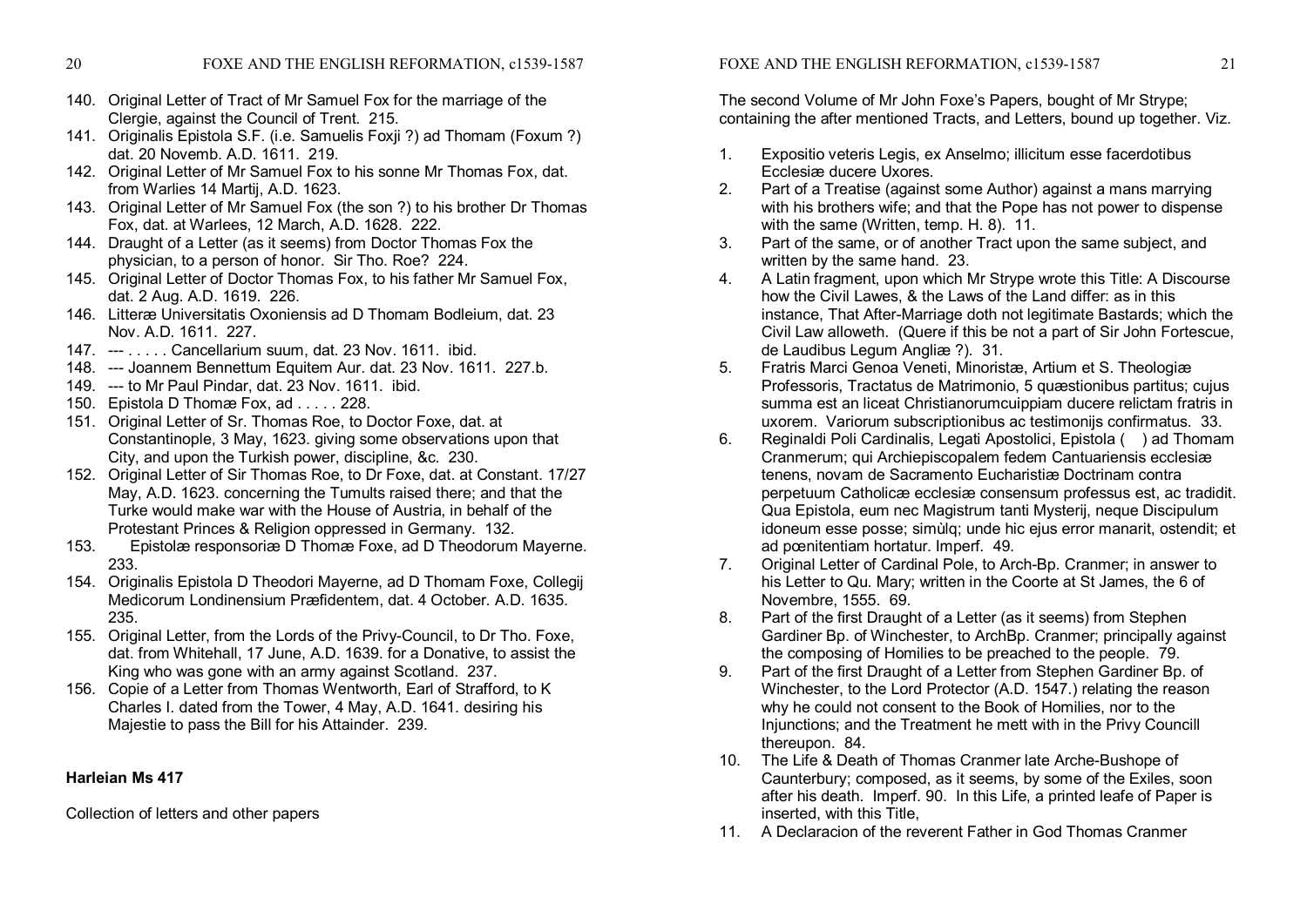140. Original Letter of Tract of Mr Samuel Fox for the marriage of the Clergie, against the Council of Trent. 215.
141. Originalis Epistola S.F. (i.e. Samuelis Foxji ?) ad Thomam (Foxum ?) dat. 20 Novemb. A.D. 1611. 219.
142. Original Letter of Mr Samuel Fox to his sonne Mr Thomas Fox, dat. from Warlies 14 Martij, A.D. 1623.
143. Original Letter of Mr Samuel Fox (the son ?) to his brother Dr Thomas Fox, dat. at Warlees, 12 March, A.D. 1628. 222.
144. Draught of a Letter (as it seems) from Doctor Thomas Fox the physician, to a person of honor. Sir Tho. Roe? 224.
145. Original Letter of Doctor Thomas Fox, to his father Mr Samuel Fox, dat. 2 Aug. A.D. 1619. 226.
146. Litteræ Universitatis Oxoniensis ad D Thomam Bodleium, dat. 23 Nov. A.D. 1611. 227.
147. --- . . . . . Cancellarium suum, dat. 23 Nov. 1611. ibid.
148. --- Joannem Bennettum Equitem Aur. dat. 23 Nov. 1611. 227.b.
149. --- to Mr Paul Pindar, dat. 23 Nov. 1611. ibid.
150. Epistola D Thomæ Fox, ad . . . . . 228.
151. Original Letter of Sr. Thomas Roe, to Doctor Foxe, dat. at Constantinople, 3 May, 1623. giving some observations upon that City, and upon the Turkish power, discipline, &c. 230.
152. Original Letter of Sir Thomas Roe, to Dr Foxe, dat. at Constant. 17/27 May, A.D. 1623. concerning the Tumults raised there; and that the Turke would make war with the House of Austria, in behalf of the Protestant Princes & Religion oppressed in Germany. 132.
153. Epistolæ responsoriæ D Thomæ Foxe, ad D Theodorum Mayerne. 233.
154. Originalis Epistola D Theodori Mayerne, ad D Thomam Foxe, Collegij Medicorum Londinensium Præfidentem, dat. 4 October. A.D. 1635. 235.
155. Original Letter, from the Lords of the Privy-Council, to Dr Tho. Foxe, dat. from Whitehall, 17 June, A.D. 1639. for a Donative, to assist the King who was gone with an army against Scotland. 237.
156. Copie of a Letter from Thomas Wentworth, Earl of Strafford, to K Charles I. dated from the Tower, 4 May, A.D. 1641. desiring his Majestie to pass the Bill for his Attainder. 239.

**Harleian Ms 417**

Collection of letters and other papers

The second Volume of Mr John Foxe's Papers, bought of Mr Strype; containing the after mentioned Tracts, and Letters, bound up together. Viz.

1. Expositio veteris Legis, ex Anselmo; illicitum esse facerdotibus Ecclesiæ ducere Uxores.
2. Part of a Treatise (against some Author) against a mans marrying with his brothers wife; and that the Pope has not power to dispense with the same (Written, temp. H. 8). 11.
3. Part of the same, or of another Tract upon the same subject, and written by the same hand. 23.
4. A Latin fragment, upon which Mr Strype wrote this Title: A Discourse how the Civil Lawes, & the Laws of the Land differ: as in this instance, That After-Marriage doth not legitimate Bastards; which the Civil Law alloweth. (Quere if this be not a part of Sir John Fortescue, de Laudibus Legum Angliæ ?). 31.
5. Fratris Marci Genoa Veneti, Minoristæ, Artium et S. Theologiæ Professoris, Tractatus de Matrimonio, 5 quæstionibus partitus; cujus summa est an liceat Christianorumcuippiam ducere relictam fratris in uxorem. Variorum subscriptionibus ac testimonijs confirmatus. 33.
6. Reginaldi Poli Cardinalis, Legati Apostolici, Epistola ( ) ad Thomam Cranmerum; qui Archiepiscopalem fedem Cantuariensis ecclesiæ tenens, novam de Sacramento Eucharistiæ Doctrinam contra perpetuum Catholicæ ecclesiæ consensum professus est, ac tradidit. Qua Epistola, eum nec Magistrum tanti Mysterij, neque Discipulum idoneum esse posse; simùlq; unde hic ejus error manarit, ostendit; et ad pœnitentiam hortatur. Imperf. 49.
7. Original Letter of Cardinal Pole, to Arch-Bp. Cranmer; in answer to his Letter to Qu. Mary; written in the Coorte at St James, the 6 of Novembre, 1555. 69.
8. Part of the first Draught of a Letter (as it seems) from Stephen Gardiner Bp. of Winchester, to ArchBp. Cranmer; principally against the composing of Homilies to be preached to the people. 79.
9. Part of the first Draught of a Letter from Stephen Gardiner Bp. of Winchester, to the Lord Protector (A.D. 1547.) relating the reason why he could not consent to the Book of Homilies, nor to the Injunctions; and the Treatment he mett with in the Privy Councill thereupon. 84.
10. The Life & Death of Thomas Cranmer late Arche-Bushope of Caunterbury; composed, as it seems, by some of the Exiles, soon after his death. Imperf. 90. In this Life, a printed leafe of Paper is inserted, with this Title,
11. A Declaracion of the reverent Father in God Thomas Cranmer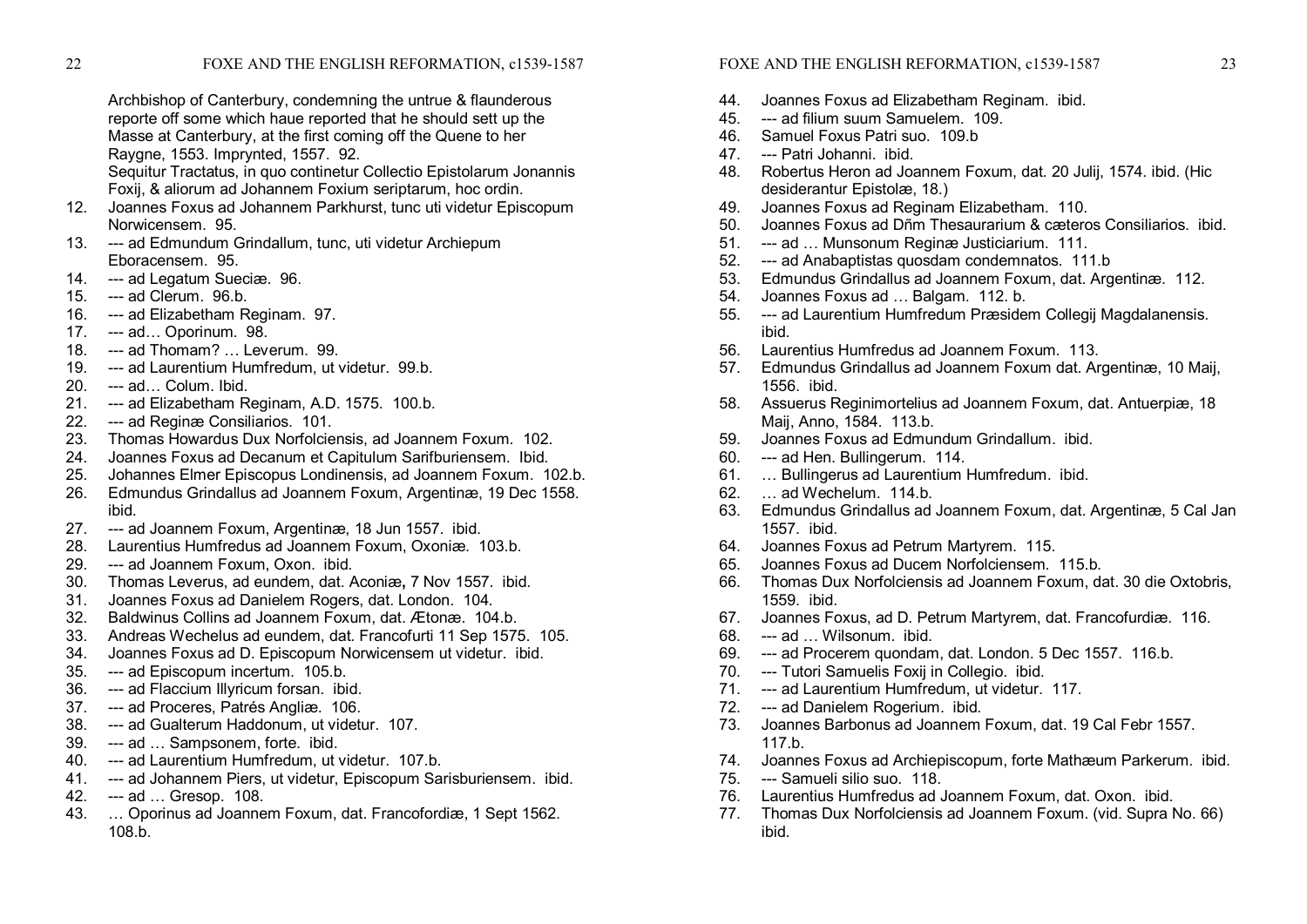Archbishop of Canterbury, condemning the untrue & flaunderous reporte off some which haue reported that he should sett up the Masse at Canterbury, at the first coming off the Quene to her Raygne, 1553. Imprynted, 1557. 92.

Sequitur Tractatus, in quo continetur Collectio Epistolarum Jonannis Foxij, & aliorum ad Johannem Foxium seriptarum, hoc ordin.

12. Joannes Foxus ad Johannem Parkhurst, tunc uti videtur Episcopum Norwicensem. 95.
13. --- ad Edmundum Grindallum, tunc, uti videtur Archiepum Eboracensem. 95.
14. --- ad Legatum Sueciæ. 96.
15. --- ad Clerum. 96.b.
16. --- ad Elizabetham Reginam. 97.
17. --- ad… Oporinum. 98.
18. --- ad Thomam? … Leverum. 99.
19. --- ad Laurentium Humfredum, ut videtur. 99.b.
20. --- ad… Colum. Ibid.
21. --- ad Elizabetham Reginam, A.D. 1575. 100.b.
22. --- ad Reginæ Consiliarios. 101.
23. Thomas Howardus Dux Norfolciensis, ad Joannem Foxum. 102.
24. Joannes Foxus ad Decanum et Capitulum Sarifburiensem. Ibid.
25. Johannes Elmer Episcopus Londinensis, ad Joannem Foxum. 102.b.
26. Edmundus Grindallus ad Joannem Foxum, Argentinæ, 19 Dec 1558. ibid.
27. --- ad Joannem Foxum, Argentinæ, 18 Jun 1557. ibid.
28. Laurentius Humfredus ad Joannem Foxum, Oxoniæ. 103.b.
29. --- ad Joannem Foxum, Oxon. ibid.
30. Thomas Leverus, ad eundem, dat. Aconiæ, 7 Nov 1557. ibid.
31. Joannes Foxus ad Danielem Rogers, dat. London. 104.
32. Baldwinus Collins ad Joannem Foxum, dat. Ætonæ. 104.b.
33. Andreas Wechelus ad eundem, dat. Francofurti 11 Sep 1575. 105.
34. Joannes Foxus ad D. Episcopum Norwicensem ut videtur. ibid.
35. --- ad Episcopum incertum. 105.b.
36. --- ad Flaccium Illyricum forsan. ibid.
37. --- ad Proceres, Patrés Angliæ. 106.
38. --- ad Gualterum Haddonum, ut videtur. 107.
39. --- ad … Sampsonem, forte. ibid.
40. --- ad Laurentium Humfredum, ut videtur. 107.b.
41. --- ad Johannem Piers, ut videtur, Episcopum Sarisburiensem. ibid.
42. --- ad … Gresop. 108.
43. … Oporinus ad Joannem Foxum, dat. Francofordiæ, 1 Sept 1562. 108.b.
44. Joannes Foxus ad Elizabetham Reginam. ibid.
45. --- ad filium suum Samuelem. 109.
46. Samuel Foxus Patri suo. 109.b
47. --- Patri Johanni. ibid.
48. Robertus Heron ad Joannem Foxum, dat. 20 Julij, 1574. ibid. (Hic desiderantur Epistolæ, 18.)
49. Joannes Foxus ad Reginam Elizabetham. 110.
50. Joannes Foxus ad Dñm Thesaurarium & cæteros Consiliarios. ibid.
51. --- ad … Munsonum Reginæ Justiciarium. 111.
52. --- ad Anabaptistas quosdam condemnatos. 111.b
53. Edmundus Grindallus ad Joannem Foxum, dat. Argentinæ. 112.
54. Joannes Foxus ad … Balgam. 112. b.
55. --- ad Laurentium Humfredum Præsidem Collegij Magdalanensis. ibid.
56. Laurentius Humfredus ad Joannem Foxum. 113.
57. Edmundus Grindallus ad Joannem Foxum dat. Argentinæ, 10 Maij, 1556. ibid.
58. Assuerus Reginimortelius ad Joannem Foxum, dat. Antuerpiæ, 18 Maij, Anno, 1584. 113.b.
59. Joannes Foxus ad Edmundum Grindallum. ibid.
60. --- ad Hen. Bullingerum. 114.
61. … Bullingerus ad Laurentium Humfredum. ibid.
62. … ad Wechelum. 114.b.
63. Edmundus Grindallus ad Joannem Foxum, dat. Argentinæ, 5 Cal Jan 1557. ibid.
64. Joannes Foxus ad Petrum Martyrem. 115.
65. Joannes Foxus ad Ducem Norfolciensem. 115.b.
66. Thomas Dux Norfolciensis ad Joannem Foxum, dat. 30 die Oxtobris, 1559. ibid.
67. Joannes Foxus, ad D. Petrum Martyrem, dat. Francofurdiæ. 116.
68. --- ad … Wilsonum. ibid.
69. --- ad Procerem quondam, dat. London. 5 Dec 1557. 116.b.
70. --- Tutori Samuelis Foxij in Collegio. ibid.
71. --- ad Laurentium Humfredum, ut videtur. 117.
72. --- ad Danielem Rogerium. ibid.
73. Joannes Barbonus ad Joannem Foxum, dat. 19 Cal Febr 1557. 117.b.
74. Joannes Foxus ad Archiepiscopum, forte Mathæum Parkerum. ibid.
75. --- Samueli silio suo. 118.
76. Laurentius Humfredus ad Joannem Foxum, dat. Oxon. ibid.
77. Thomas Dux Norfolciensis ad Joannem Foxum. (vid. Supra No. 66) ibid.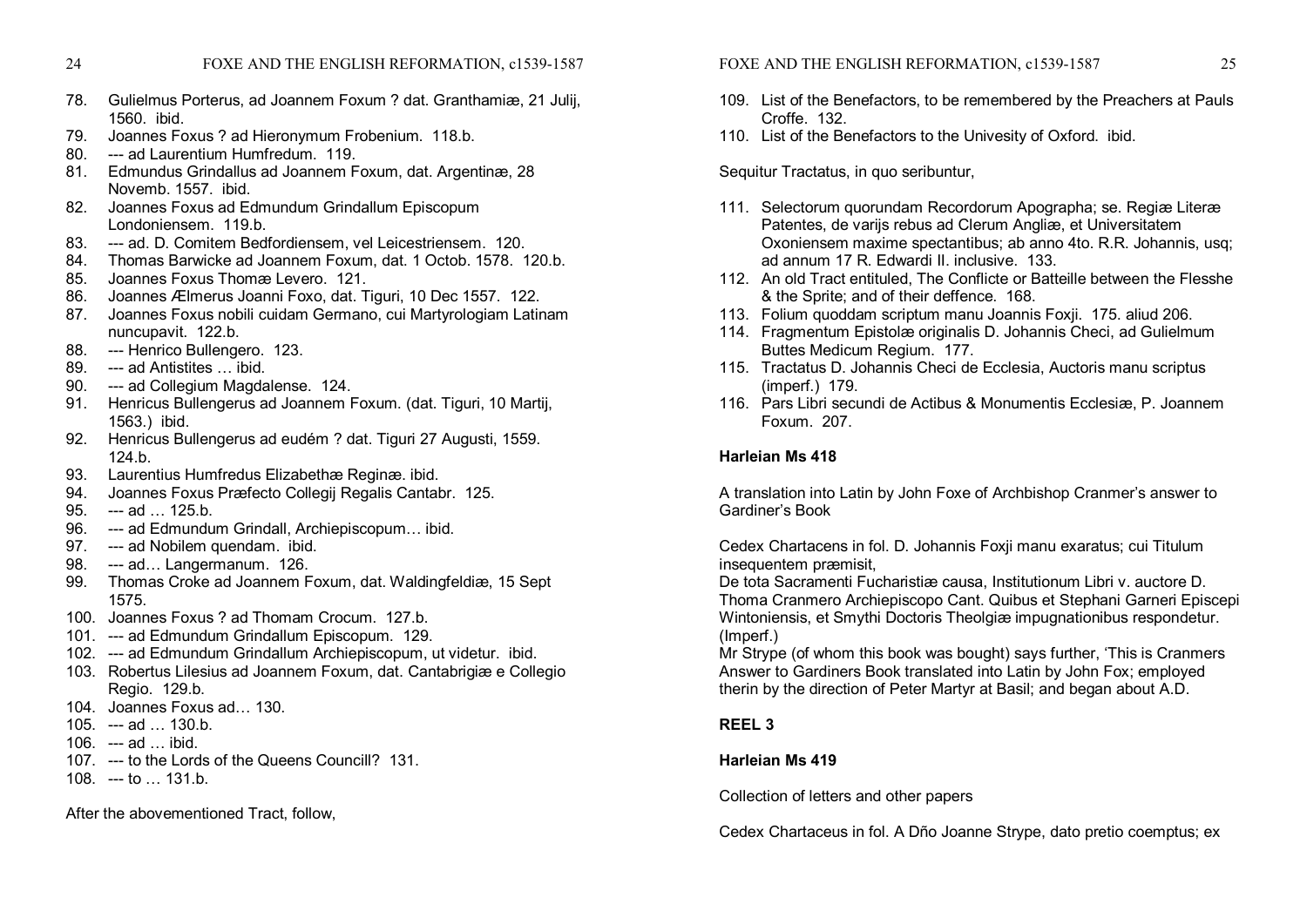78. Gulielmus Porterus, ad Joannem Foxum ? dat. Granthamiæ, 21 Julij, 1560. ibid.
79. Joannes Foxus ? ad Hieronymum Frobenium. 118.b.
80. --- ad Laurentium Humfredum. 119.
81. Edmundus Grindallus ad Joannem Foxum, dat. Argentinæ, 28 Novemb. 1557. ibid.
82. Joannes Foxus ad Edmundum Grindallum Episcopum Londoniensem. 119.b.
83. --- ad. D. Comitem Bedfordiensem, vel Leicestriensem. 120.
84. Thomas Barwicke ad Joannem Foxum, dat. 1 Octob. 1578. 120.b.
85. Joannes Foxus Thomæ Levero. 121.
86. Joannes Ælmerus Joanni Foxo, dat. Tiguri, 10 Dec 1557. 122.
87. Joannes Foxus nobili cuidam Germano, cui Martyrologiam Latinam nuncupavit. 122.b.
88. --- Henrico Bullengero. 123.
89. --- ad Antistites … ibid.
90. --- ad Collegium Magdalense. 124.
91. Henricus Bullengerus ad Joannem Foxum. (dat. Tiguri, 10 Martij, 1563.) ibid.
92. Henricus Bullengerus ad eudém ? dat. Tiguri 27 Augusti, 1559. 124.b.
93. Laurentius Humfredus Elizabethæ Reginæ. ibid.
94. Joannes Foxus Præfecto Collegij Regalis Cantabr. 125.
95. --- ad … 125.b.
96. --- ad Edmundum Grindall, Archiepiscopum… ibid.
97. --- ad Nobilem quendam. ibid.
98. --- ad… Langermanum. 126.
99. Thomas Croke ad Joannem Foxum, dat. Waldingfeldiæ, 15 Sept 1575.
100. Joannes Foxus ? ad Thomam Crocum. 127.b.
101. --- ad Edmundum Grindallum Episcopum. 129.
102. --- ad Edmundum Grindallum Archiepiscopum, ut videtur. ibid.
103. Robertus Lilesius ad Joannem Foxum, dat. Cantabrigiæ e Collegio Regio. 129.b.
104. Joannes Foxus ad… 130.
105. --- ad … 130.b.
106. --- ad … ibid.
107. --- to the Lords of the Queens Councill? 131.
108. --- to … 131.b.

After the abovementioned Tract, follow,

109. List of the Benefactors, to be remembered by the Preachers at Pauls Croffe. 132.
110. List of the Benefactors to the Univesity of Oxford. ibid.

Sequitur Tractatus, in quo seribuntur,

111. Selectorum quorundam Recordorum Apographa; se. Regiæ Literæ Patentes, de varijs rebus ad Clerum Angliæ, et Universitatem Oxoniensem maxime spectantibus; ab anno 4to. R.R. Johannis, usq; ad annum 17 R. Edwardi II. inclusive. 133.
112. An old Tract entituled, The Conflicte or Batteille between the Flesshe & the Sprite; and of their deffence. 168.
113. Folium quoddam scriptum manu Joannis Foxji. 175. aliud 206.
114. Fragmentum Epistolæ originalis D. Johannis Checi, ad Gulielmum Buttes Medicum Regium. 177.
115. Tractatus D. Johannis Checi de Ecclesia, Auctoris manu scriptus (imperf.) 179.
116. Pars Libri secundi de Actibus & Monumentis Ecclesiæ, P. Joannem Foxum. 207.

**Harleian Ms 418**

A translation into Latin by John Foxe of Archbishop Cranmer's answer to Gardiner's Book

Cedex Chartacens in fol. D. Johannis Foxji manu exaratus; cui Titulum insequentem præmisit,
De tota Sacramenti Fucharistiæ causa, Institutionum Libri v. auctore D. Thoma Cranmero Archiepiscopo Cant. Quibus et Stephani Garneri Episcepi Wintoniensis, et Smythi Doctoris Theolgiæ impugnationibus respondetur. (Imperf.)
Mr Strype (of whom this book was bought) says further, 'This is Cranmers Answer to Gardiners Book translated into Latin by John Fox; employed therin by the direction of Peter Martyr at Basil; and began about A.D.

**REEL 3**

**Harleian Ms 419**

Collection of letters and other papers

Cedex Chartaceus in fol. A Dño Joanne Strype, dato pretio coemptus; ex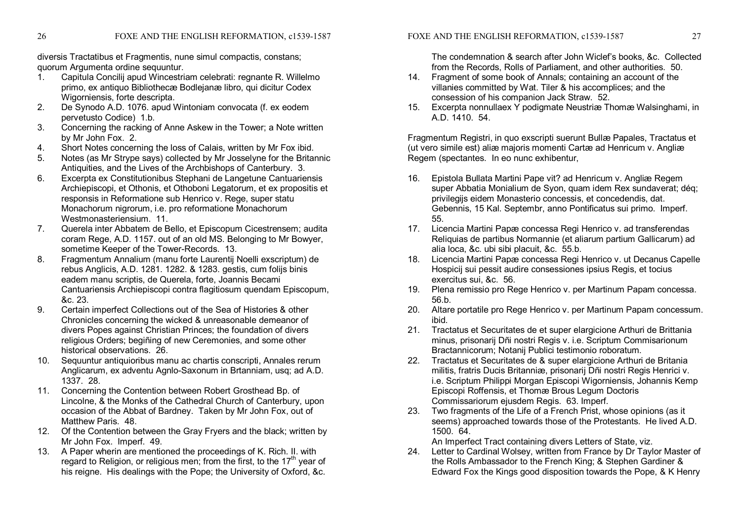diversis Tractatibus et Fragmentis, nune simul compactis, constans; quorum Argumenta ordine sequuntur.

1. Capitula Concilij apud Wincestriam celebrati: regnante R. Willelmo primo, ex antiquo Bibliothecæ Bodlejanæ libro, qui dicitur Codex Wigorniensis, forte descripta.
2. De Synodo A.D. 1076. apud Wintoniam convocata (f. ex eodem pervetusto Codice) 1.b.
3. Concerning the racking of Anne Askew in the Tower; a Note written by Mr John Fox. 2.
4. Short Notes concerning the loss of Calais, written by Mr Fox ibid.
5. Notes (as Mr Strype says) collected by Mr Josselyne for the Britannic Antiquities, and the Lives of the Archbishops of Canterbury. 3.
6. Excerpta ex Constitutionibus Stephani de Langetune Cantuariensis Archiepiscopi, et Othonis, et Othoboni Legatorum, et ex propositis et responsis in Reformatione sub Henrico v. Rege, super statu Monachorum nigrorum, i.e. pro reformatione Monachorum Westmonasteriensium. 11.
7. Querela inter Abbatem de Bello, et Episcopum Cicestrensem; audita coram Rege, A.D. 1157. out of an old MS. Belonging to Mr Bowyer, sometime Keeper of the Tower-Records. 13.
8. Fragmentum Annalium (manu forte Laurentij Noelli exscriptum) de rebus Anglicis, A.D. 1281. 1282. & 1283. gestis, cum folijs binis eadem manu scriptis, de Querela, forte, Joannis Becami Cantuariensis Archiepiscopi contra flagitiosum quendam Episcopum, &c. 23.
9. Certain imperfect Collections out of the Sea of Histories & other Chronicles concerning the wicked & unreasonable demeanor of divers Popes against Christian Princes; the foundation of divers religious Orders; begiñing of new Ceremonies, and some other historical observations. 26.
10. Sequuntur antiquioribus manu ac chartis conscripti, Annales rerum Anglicarum, ex adventu Agnlo-Saxonum in Brtanniam, usq; ad A.D. 1337. 28.
11. Concerning the Contention between Robert Grosthead Bp. of Lincolne, & the Monks of the Cathedral Church of Canterbury, upon occasion of the Abbat of Bardney. Taken by Mr John Fox, out of Matthew Paris. 48.
12. Of the Contention between the Gray Fryers and the black; written by Mr John Fox. Imperf. 49.
13. A Paper wherin are mentioned the proceedings of K. Rich. II. with regard to Religion, or religious men; from the first, to the 17th year of his reigne. His dealings with the Pope; the University of Oxford, &c. The condemnation & search after John Wiclef's books, &c. Collected from the Records, Rolls of Parliament, and other authorities. 50.
14. Fragment of some book of Annals; containing an account of the villanies committed by Wat. Tiler & his accomplices; and the consession of his companion Jack Straw. 52.
15. Excerpta nonnullaex Y podigmate Neustriæ Thomæ Walsinghami, in A.D. 1410. 54.

Fragmentum Registri, in quo exscripti suerunt Bullæ Papales, Tractatus et (ut vero simile est) aliæ majoris momenti Cartæ ad Henricum v. Angliæ Regem (spectantes. In eo nunc exhibentur,

16. Epistola Bullata Martini Pape vit? ad Henricum v. Angliæ Regem super Abbatia Monialium de Syon, quam idem Rex sundaverat; déq; privilegijs eidem Monasterio concessis, et concedendis, dat. Gebennis, 15 Kal. Septembr, anno Pontificatus sui primo. Imperf. 55.
17. Licencia Martini Papæ concessa Regi Henrico v. ad transferendas Reliquias de partibus Normannie (et aliarum partium Gallicarum) ad alia loca, &c. ubi sibi placuit, &c. 55.b.
18. Licencia Martini Papæ concessa Regi Henrico v. ut Decanus Capelle Hospicij sui pessit audire consessiones ipsius Regis, et tocius exercitus sui, &c. 56.
19. Plena remissio pro Rege Henrico v. per Martinum Papam concessa. 56.b.
20. Altare portatile pro Rege Henrico v. per Martinum Papam concessum. ibid.
21. Tractatus et Securitates de et super elargicione Arthuri de Brittania minus, prisonarij Dñi nostri Regis v. i.e. Scriptum Commisarionum Bractannicorum; Notanij Publici testimonio roboratum.
22. Tractatus et Securitates de & super elargicione Arthuri de Britania militis, fratris Ducis Britanniæ, prisonarij Dñi nostri Regis Henrici v. i.e. Scriptum Philippi Morgan Episcopi Wigorniensis, Johannis Kemp Episcopi Roffensis, et Thomæ Brous Legum Doctoris Commissariorum ejusdem Regis. 63. Imperf.
23. Two fragments of the Life of a French Prist, whose opinions (as it seems) approached towards those of the Protestants. He lived A.D. 1500. 64.

    An Imperfect Tract containing divers Letters of State, viz.

24. Letter to Cardinal Wolsey, written from France by Dr Taylor Master of the Rolls Ambassador to the French King; & Stephen Gardiner & Edward Fox the Kings good disposition towards the Pope, & K Henry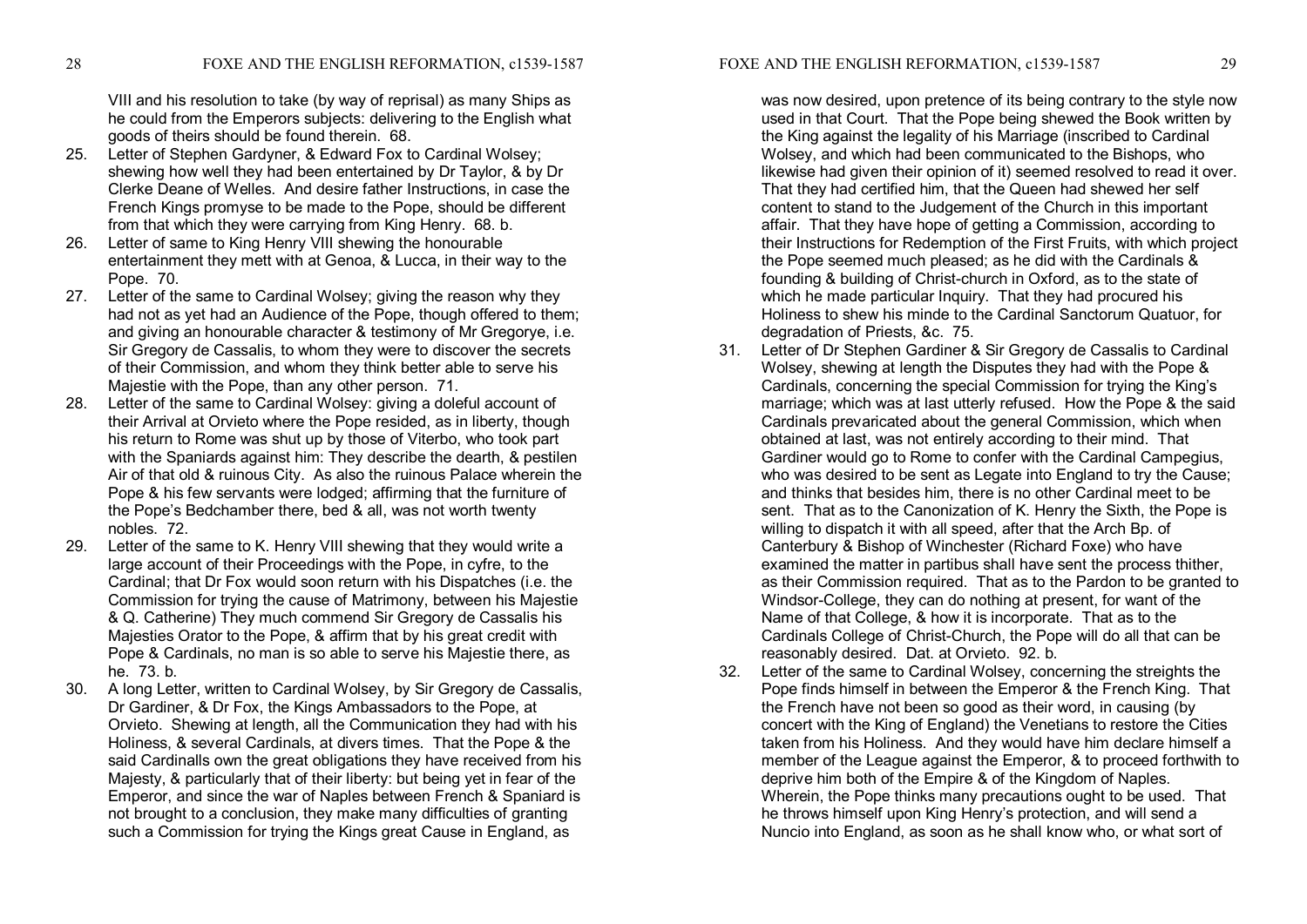VIII and his resolution to take (by way of reprisal) as many Ships as he could from the Emperors subjects: delivering to the English what goods of theirs should be found therein. 68.

25. Letter of Stephen Gardyner, & Edward Fox to Cardinal Wolsey; shewing how well they had been entertained by Dr Taylor, & by Dr Clerke Deane of Welles. And desire father Instructions, in case the French Kings promyse to be made to the Pope, should be different from that which they were carrying from King Henry. 68. b.
26. Letter of same to King Henry VIII shewing the honourable entertainment they mett with at Genoa, & Lucca, in their way to the Pope. 70.
27. Letter of the same to Cardinal Wolsey; giving the reason why they had not as yet had an Audience of the Pope, though offered to them; and giving an honourable character & testimony of Mr Gregorye, i.e. Sir Gregory de Cassalis, to whom they were to discover the secrets of their Commission, and whom they think better able to serve his Majestie with the Pope, than any other person. 71.
28. Letter of the same to Cardinal Wolsey: giving a doleful account of their Arrival at Orvieto where the Pope resided, as in liberty, though his return to Rome was shut up by those of Viterbo, who took part with the Spaniards against him: They describe the dearth, & pestilen Air of that old & ruinous City. As also the ruinous Palace wherein the Pope & his few servants were lodged; affirming that the furniture of the Pope's Bedchamber there, bed & all, was not worth twenty nobles. 72.
29. Letter of the same to K. Henry VIII shewing that they would write a large account of their Proceedings with the Pope, in cyfre, to the Cardinal; that Dr Fox would soon return with his Dispatches (i.e. the Commission for trying the cause of Matrimony, between his Majestie & Q. Catherine) They much commend Sir Gregory de Cassalis his Majesties Orator to the Pope, & affirm that by his great credit with Pope & Cardinals, no man is so able to serve his Majestie there, as he. 73. b.
30. A long Letter, written to Cardinal Wolsey, by Sir Gregory de Cassalis, Dr Gardiner, & Dr Fox, the Kings Ambassadors to the Pope, at Orvieto. Shewing at length, all the Communication they had with his Holiness, & several Cardinals, at divers times. That the Pope & the said Cardinalls own the great obligations they have received from his Majesty, & particularly that of their liberty: but being yet in fear of the Emperor, and since the war of Naples between French & Spaniard is not brought to a conclusion, they make many difficulties of granting such a Commission for trying the Kings great Cause in England, as was now desired, upon pretence of its being contrary to the style now used in that Court. That the Pope being shewed the Book written by the King against the legality of his Marriage (inscribed to Cardinal Wolsey, and which had been communicated to the Bishops, who likewise had given their opinion of it) seemed resolved to read it over. That they had certified him, that the Queen had shewed her self content to stand to the Judgement of the Church in this important affair. That they have hope of getting a Commission, according to their Instructions for Redemption of the First Fruits, with which project the Pope seemed much pleased; as he did with the Cardinals & founding & building of Christ-church in Oxford, as to the state of which he made particular Inquiry. That they had procured his Holiness to shew his minde to the Cardinal Sanctorum Quatuor, for degradation of Priests, &c. 75.
31. Letter of Dr Stephen Gardiner & Sir Gregory de Cassalis to Cardinal Wolsey, shewing at length the Disputes they had with the Pope & Cardinals, concerning the special Commission for trying the King's marriage; which was at last utterly refused. How the Pope & the said Cardinals prevaricated about the general Commission, which when obtained at last, was not entirely according to their mind. That Gardiner would go to Rome to confer with the Cardinal Campegius, who was desired to be sent as Legate into England to try the Cause; and thinks that besides him, there is no other Cardinal meet to be sent. That as to the Canonization of K. Henry the Sixth, the Pope is willing to dispatch it with all speed, after that the Arch Bp. of Canterbury & Bishop of Winchester (Richard Foxe) who have examined the matter in partibus shall have sent the process thither, as their Commission required. That as to the Pardon to be granted to Windsor-College, they can do nothing at present, for want of the Name of that College, & how it is incorporate. That as to the Cardinals College of Christ-Church, the Pope will do all that can be reasonably desired. Dat. at Orvieto. 92. b.
32. Letter of the same to Cardinal Wolsey, concerning the streights the Pope finds himself in between the Emperor & the French King. That the French have not been so good as their word, in causing (by concert with the King of England) the Venetians to restore the Cities taken from his Holiness. And they would have him declare himself a member of the League against the Emperor, & to proceed forthwith to deprive him both of the Empire & of the Kingdom of Naples. Wherein, the Pope thinks many precautions ought to be used. That he throws himself upon King Henry's protection, and will send a Nuncio into England, as soon as he shall know who, or what sort of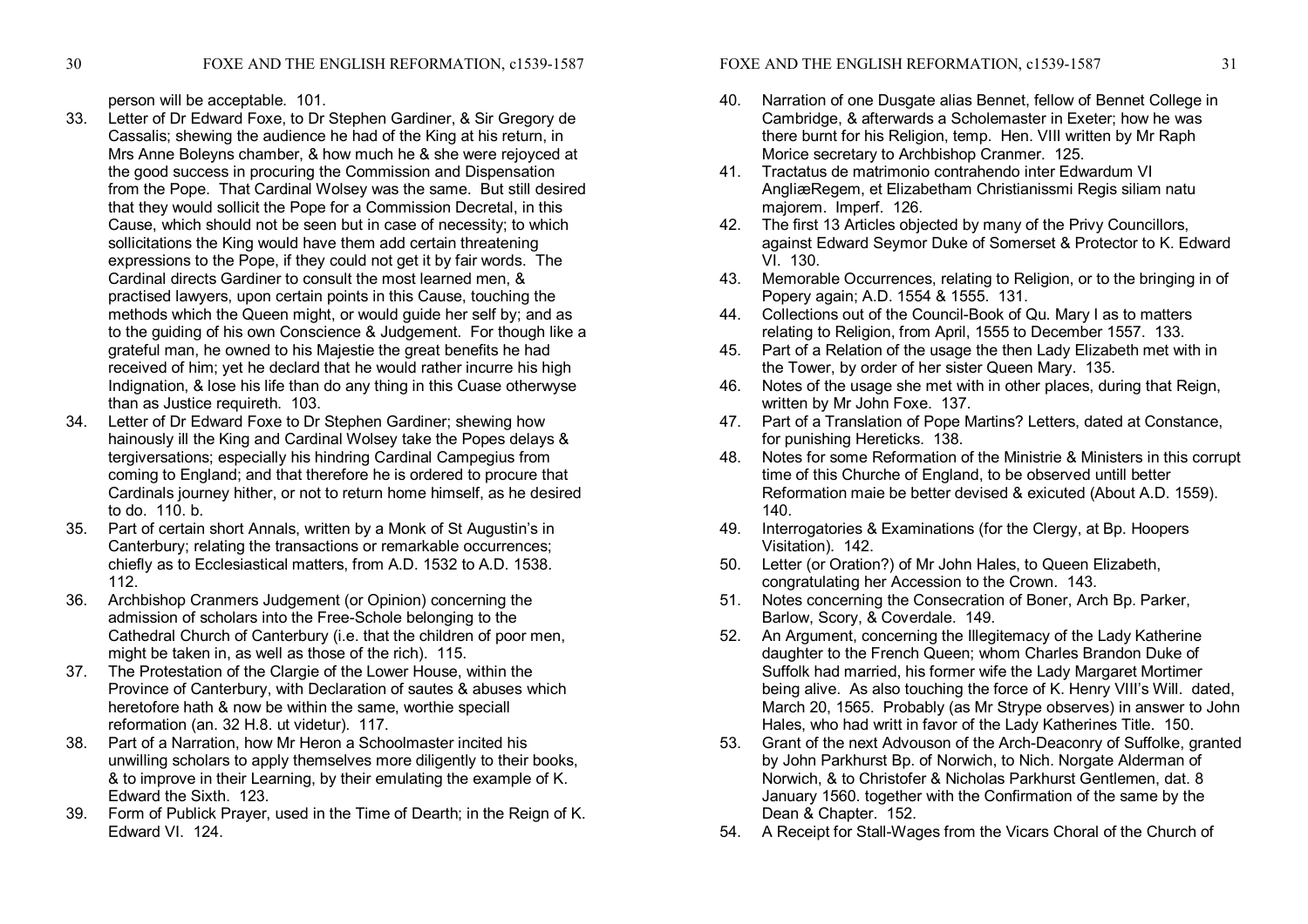person will be acceptable. 101.

33. Letter of Dr Edward Foxe, to Dr Stephen Gardiner, & Sir Gregory de Cassalis; shewing the audience he had of the King at his return, in Mrs Anne Boleyns chamber, & how much he & she were rejoyced at the good success in procuring the Commission and Dispensation from the Pope. That Cardinal Wolsey was the same. But still desired that they would sollicit the Pope for a Commission Decretal, in this Cause, which should not be seen but in case of necessity; to which sollicitations the King would have them add certain threatening expressions to the Pope, if they could not get it by fair words. The Cardinal directs Gardiner to consult the most learned men, & practised lawyers, upon certain points in this Cause, touching the methods which the Queen might, or would guide her self by; and as to the guiding of his own Conscience & Judgement. For though like a grateful man, he owned to his Majestie the great benefits he had received of him; yet he declard that he would rather incurre his high Indignation, & lose his life than do any thing in this Cuase otherwyse than as Justice requireth. 103.
34. Letter of Dr Edward Foxe to Dr Stephen Gardiner; shewing how hainously ill the King and Cardinal Wolsey take the Popes delays & tergiversations; especially his hindring Cardinal Campegius from coming to England; and that therefore he is ordered to procure that Cardinals journey hither, or not to return home himself, as he desired to do. 110. b.
35. Part of certain short Annals, written by a Monk of St Augustin's in Canterbury; relating the transactions or remarkable occurrences; chiefly as to Ecclesiastical matters, from A.D. 1532 to A.D. 1538. 112.
36. Archbishop Cranmers Judgement (or Opinion) concerning the admission of scholars into the Free-Schole belonging to the Cathedral Church of Canterbury (i.e. that the children of poor men, might be taken in, as well as those of the rich). 115.
37. The Protestation of the Clargie of the Lower House, within the Province of Canterbury, with Declaration of sautes & abuses which heretofore hath & now be within the same, worthie speciall reformation (an. 32 H.8. ut videtur). 117.
38. Part of a Narration, how Mr Heron a Schoolmaster incited his unwilling scholars to apply themselves more diligently to their books, & to improve in their Learning, by their emulating the example of K. Edward the Sixth. 123.
39. Form of Publick Prayer, used in the Time of Dearth; in the Reign of K. Edward VI. 124.
40. Narration of one Dusgate alias Bennet, fellow of Bennet College in Cambridge, & afterwards a Scholemaster in Exeter; how he was there burnt for his Religion, temp. Hen. VIII written by Mr Raph Morice secretary to Archbishop Cranmer. 125.
41. Tractatus de matrimonio contrahendo inter Edwardum VI AngliæRegem, et Elizabetham Christianissmi Regis siliam natu majorem. Imperf. 126.
42. The first 13 Articles objected by many of the Privy Councillors, against Edward Seymor Duke of Somerset & Protector to K. Edward VI. 130.
43. Memorable Occurrences, relating to Religion, or to the bringing in of Popery again; A.D. 1554 & 1555. 131.
44. Collections out of the Council-Book of Qu. Mary I as to matters relating to Religion, from April, 1555 to December 1557. 133.
45. Part of a Relation of the usage the then Lady Elizabeth met with in the Tower, by order of her sister Queen Mary. 135.
46. Notes of the usage she met with in other places, during that Reign, written by Mr John Foxe. 137.
47. Part of a Translation of Pope Martins? Letters, dated at Constance, for punishing Hereticks. 138.
48. Notes for some Reformation of the Ministrie & Ministers in this corrupt time of this Churche of England, to be observed untill better Reformation maie be better devised & exicuted (About A.D. 1559). 140.
49. Interrogatories & Examinations (for the Clergy, at Bp. Hoopers Visitation). 142.
50. Letter (or Oration?) of Mr John Hales, to Queen Elizabeth, congratulating her Accession to the Crown. 143.
51. Notes concerning the Consecration of Boner, Arch Bp. Parker, Barlow, Scory, & Coverdale. 149.
52. An Argument, concerning the Illegitemacy of the Lady Katherine daughter to the French Queen; whom Charles Brandon Duke of Suffolk had married, his former wife the Lady Margaret Mortimer being alive. As also touching the force of K. Henry VIII's Will. dated, March 20, 1565. Probably (as Mr Strype observes) in answer to John Hales, who had writt in favor of the Lady Katherines Title. 150.
53. Grant of the next Advouson of the Arch-Deaconry of Suffolke, granted by John Parkhurst Bp. of Norwich, to Nich. Norgate Alderman of Norwich, & to Christofer & Nicholas Parkhurst Gentlemen, dat. 8 January 1560. together with the Confirmation of the same by the Dean & Chapter. 152.
54. A Receipt for Stall-Wages from the Vicars Choral of the Church of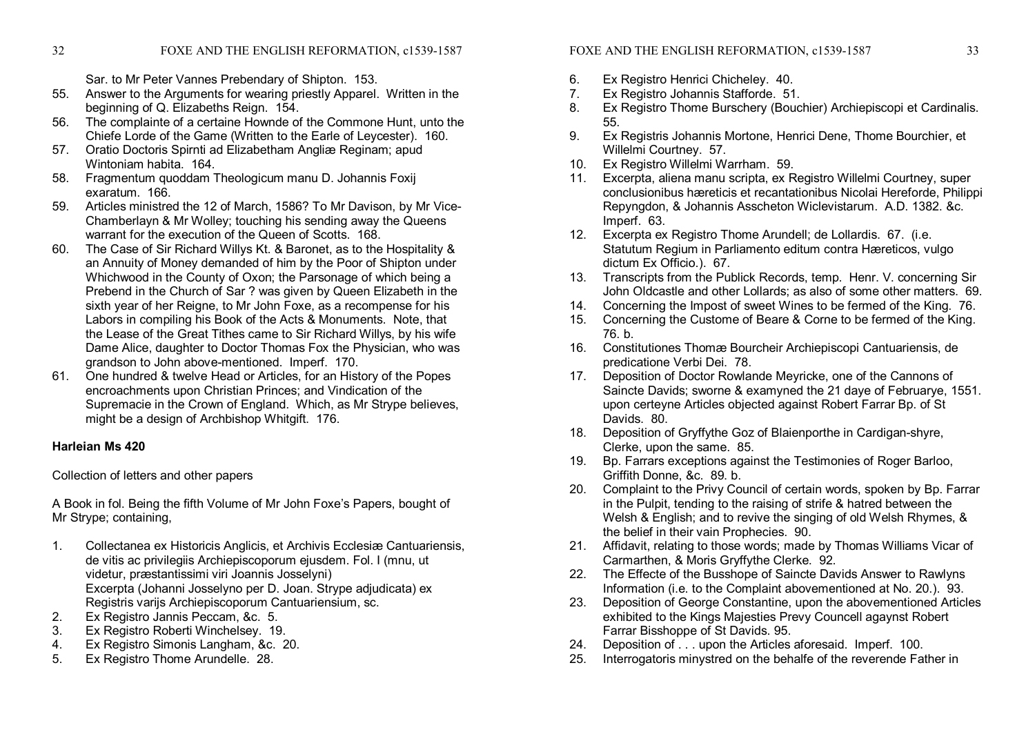Sar. to Mr Peter Vannes Prebendary of Shipton. 153.

55. Answer to the Arguments for wearing priestly Apparel. Written in the beginning of Q. Elizabeths Reign. 154.
56. The complainte of a certaine Hownde of the Commone Hunt, unto the Chiefe Lorde of the Game (Written to the Earle of Leycester). 160.
57. Oratio Doctoris Spirnti ad Elizabetham Angliæ Reginam; apud Wintoniam habita. 164.
58. Fragmentum quoddam Theologicum manu D. Johannis Foxij exaratum. 166.
59. Articles ministred the 12 of March, 1586? To Mr Davison, by Mr Vice-Chamberlayn & Mr Wolley; touching his sending away the Queens warrant for the execution of the Queen of Scotts. 168.
60. The Case of Sir Richard Willys Kt. & Baronet, as to the Hospitality & an Annuity of Money demanded of him by the Poor of Shipton under Whichwood in the County of Oxon; the Parsonage of which being a Prebend in the Church of Sar ? was given by Queen Elizabeth in the sixth year of her Reigne, to Mr John Foxe, as a recompense for his Labors in compiling his Book of the Acts & Monuments. Note, that the Lease of the Great Tithes came to Sir Richard Willys, by his wife Dame Alice, daughter to Doctor Thomas Fox the Physician, who was grandson to John above-mentioned. Imperf. 170.
61. One hundred & twelve Head or Articles, for an History of the Popes encroachments upon Christian Princes; and Vindication of the Supremacie in the Crown of England. Which, as Mr Strype believes, might be a design of Archbishop Whitgift. 176.

**Harleian Ms 420**

Collection of letters and other papers

A Book in fol. Being the fifth Volume of Mr John Foxe's Papers, bought of Mr Strype; containing,

1. Collectanea ex Historicis Anglicis, et Archivis Ecclesiæ Cantuariensis, de vitis ac privilegiis Archiepiscoporum ejusdem. Fol. I (mnu, ut videtur, præstantissimi viri Joannis Josselyni)
   Excerpta (Johanni Josselyno per D. Joan. Strype adjudicata) ex Registris varijs Archiepiscoporum Cantuariensium, sc.
2. Ex Registro Jannis Peccam, &c. 5.
3. Ex Registro Roberti Winchelsey. 19.
4. Ex Registro Simonis Langham, &c. 20.
5. Ex Registro Thome Arundelle. 28.
6. Ex Registro Henrici Chicheley. 40.
7. Ex Registro Johannis Stafforde. 51.
8. Ex Registro Thome Burschery (Bouchier) Archiepiscopi et Cardinalis. 55.
9. Ex Registris Johannis Mortone, Henrici Dene, Thome Bourchier, et Willelmi Courtney. 57.
10. Ex Registro Willelmi Warrham. 59.
11. Excerpta, aliena manu scripta, ex Registro Willelmi Courtney, super conclusionibus hæreticis et recantationibus Nicolai Hereforde, Philippi Repyngdon, & Johannis Asscheton Wiclevistarum. A.D. 1382. &c. Imperf. 63.
12. Excerpta ex Registro Thome Arundell; de Lollardis. 67. (i.e. Statutum Regium in Parliamento editum contra Hæreticos, vulgo dictum Ex Officio.). 67.
13. Transcripts from the Publick Records, temp. Henr. V. concerning Sir John Oldcastle and other Lollards; as also of some other matters. 69.
14. Concerning the Impost of sweet Wines to be fermed of the King. 76.
15. Concerning the Custome of Beare & Corne to be fermed of the King. 76. b.
16. Constitutiones Thomæ Bourcheir Archiepiscopi Cantuariensis, de predicatione Verbi Dei. 78.
17. Deposition of Doctor Rowlande Meyricke, one of the Cannons of Saincte Davids; sworne & examyned the 21 daye of Februarye, 1551. upon certeyne Articles objected against Robert Farrar Bp. of St Davids. 80.
18. Deposition of Gryffythe Goz of Blaienporthe in Cardigan-shyre, Clerke, upon the same. 85.
19. Bp. Farrars exceptions against the Testimonies of Roger Barloo, Griffith Donne, &c. 89. b.
20. Complaint to the Privy Council of certain words, spoken by Bp. Farrar in the Pulpit, tending to the raising of strife & hatred between the Welsh & English; and to revive the singing of old Welsh Rhymes, & the belief in their vain Prophecies. 90.
21. Affidavit, relating to those words; made by Thomas Williams Vicar of Carmarthen, & Moris Gryffythe Clerke. 92.
22. The Effecte of the Busshope of Saincte Davids Answer to Rawlyns Information (i.e. to the Complaint abovementioned at No. 20.). 93.
23. Deposition of George Constantine, upon the abovementioned Articles exhibited to the Kings Majesties Prevy Councell agaynst Robert Farrar Bisshoppe of St Davids. 95.
24. Deposition of . . . upon the Articles aforesaid. Imperf. 100.
25. Interrogatoris minystred on the behalfe of the reverende Father in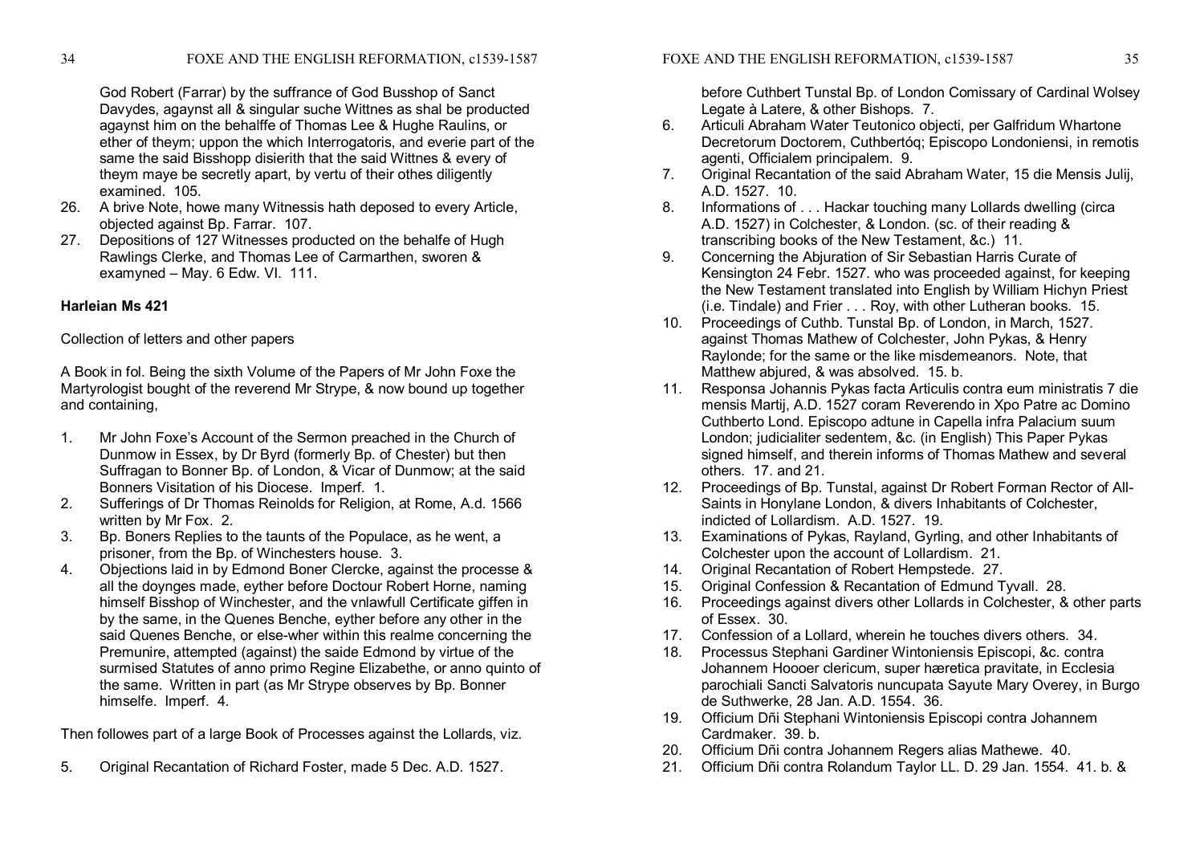God Robert (Farrar) by the suffrance of God Busshop of Sanct Davydes, agaynst all & singular suche Wittnes as shal be producted agaynst him on the behalffe of Thomas Lee & Hughe Raulins, or ether of theym; uppon the which Interrogatoris, and everie part of the same the said Bisshopp disierith that the said Wittnes & every of theym maye be secretly apart, by vertu of their othes diligently examined. 105.

26. A brive Note, howe many Witnessis hath deposed to every Article, objected against Bp. Farrar. 107.
27. Depositions of 127 Witnesses producted on the behalfe of Hugh Rawlings Clerke, and Thomas Lee of Carmarthen, sworen & examyned – May. 6 Edw. VI. 111.

**Harleian Ms 421**

Collection of letters and other papers

A Book in fol. Being the sixth Volume of the Papers of Mr John Foxe the Martyrologist bought of the reverend Mr Strype, & now bound up together and containing,

1. Mr John Foxe's Account of the Sermon preached in the Church of Dunmow in Essex, by Dr Byrd (formerly Bp. of Chester) but then Suffragan to Bonner Bp. of London, & Vicar of Dunmow; at the said Bonners Visitation of his Diocese. Imperf. 1.
2. Sufferings of Dr Thomas Reinolds for Religion, at Rome, A.d. 1566 written by Mr Fox. 2.
3. Bp. Boners Replies to the taunts of the Populace, as he went, a prisoner, from the Bp. of Winchesters house. 3.
4. Objections laid in by Edmond Boner Clercke, against the processe & all the doynges made, eyther before Doctour Robert Horne, naming himself Bisshop of Winchester, and the vnlawfull Certificate giffen in by the same, in the Quenes Benche, eyther before any other in the said Quenes Benche, or else-wher within this realme concerning the Premunire, attempted (against) the saide Edmond by virtue of the surmised Statutes of anno primo Regine Elizabethe, or anno quinto of the same. Written in part (as Mr Strype observes by Bp. Bonner himselfe. Imperf. 4.

Then followes part of a large Book of Processes against the Lollards, viz.

5. Original Recantation of Richard Foster, made 5 Dec. A.D. 1527. before Cuthbert Tunstal Bp. of London Comissary of Cardinal Wolsey Legate à Latere, & other Bishops. 7.
6. Articuli Abraham Water Teutonico objecti, per Galfridum Whartone Decretorum Doctorem, Cuthbertóq; Episcopo Londoniensi, in remotis agenti, Officialem principalem. 9.
7. Original Recantation of the said Abraham Water, 15 die Mensis Julij, A.D. 1527. 10.
8. Informations of . . . Hackar touching many Lollards dwelling (circa A.D. 1527) in Colchester, & London. (sc. of their reading & transcribing books of the New Testament, &c.) 11.
9. Concerning the Abjuration of Sir Sebastian Harris Curate of Kensington 24 Febr. 1527. who was proceeded against, for keeping the New Testament translated into English by William Hichyn Priest (i.e. Tindale) and Frier . . . Roy, with other Lutheran books. 15.
10. Proceedings of Cuthb. Tunstal Bp. of London, in March, 1527. against Thomas Mathew of Colchester, John Pykas, & Henry Raylonde; for the same or the like misdemeanors. Note, that Matthew abjured, & was absolved. 15. b.
11. Responsa Johannis Pykas facta Articulis contra eum ministratis 7 die mensis Martij, A.D. 1527 coram Reverendo in Xpo Patre ac Domino Cuthberto Lond. Episcopo adtune in Capella infra Palacium suum London; judicialiter sedentem, &c. (in English) This Paper Pykas signed himself, and therein informs of Thomas Mathew and several others. 17. and 21.
12. Proceedings of Bp. Tunstal, against Dr Robert Forman Rector of All-Saints in Honylane London, & divers Inhabitants of Colchester, indicted of Lollardism. A.D. 1527. 19.
13. Examinations of Pykas, Rayland, Gyrling, and other Inhabitants of Colchester upon the account of Lollardism. 21.
14. Original Recantation of Robert Hempstede. 27.
15. Original Confession & Recantation of Edmund Tyvall. 28.
16. Proceedings against divers other Lollards in Colchester, & other parts of Essex. 30.
17. Confession of a Lollard, wherein he touches divers others. 34.
18. Processus Stephani Gardiner Wintoniensis Episcopi, &c. contra Johannem Hoooer clericum, super hæretica pravitate, in Ecclesia parochiali Sancti Salvatoris nuncupata Sayute Mary Overey, in Burgo de Suthwerke, 28 Jan. A.D. 1554. 36.
19. Officium Dñi Stephani Wintoniensis Episcopi contra Johannem Cardmaker. 39. b.
20. Officium Dñi contra Johannem Regers alias Mathewe. 40.
21. Officium Dñi contra Rolandum Taylor LL. D. 29 Jan. 1554. 41. b. &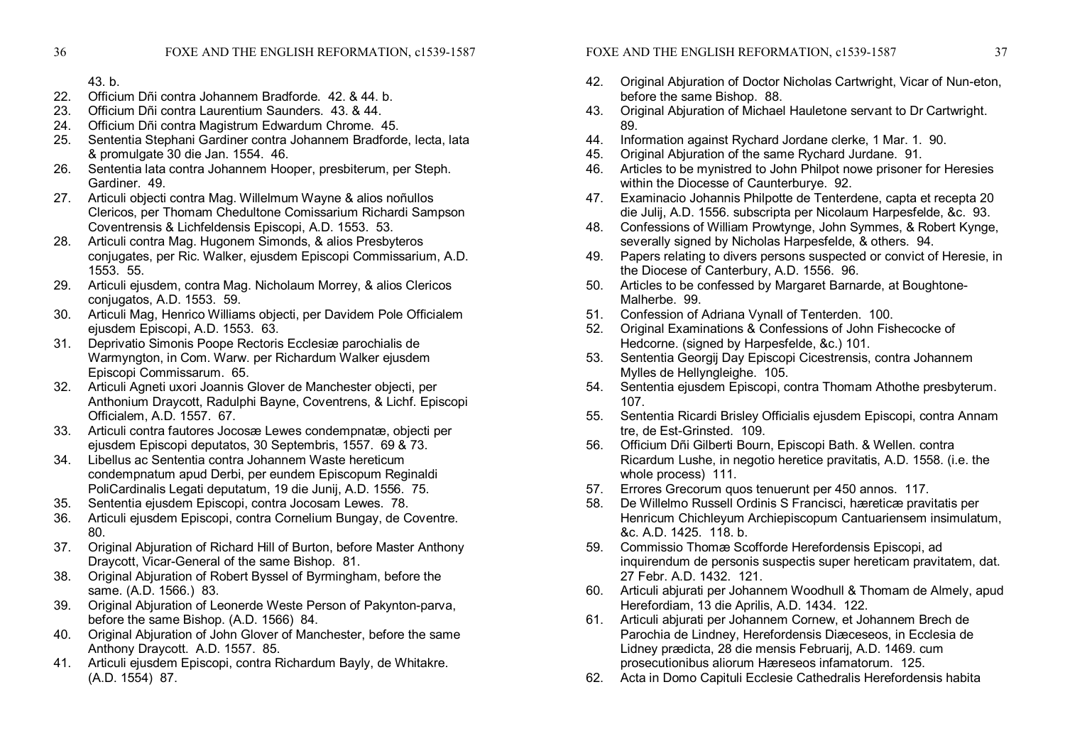43. b.

22. Officium Dñi contra Johannem Bradforde. 42. & 44. b.
23. Officium Dñi contra Laurentium Saunders. 43. & 44.
24. Officium Dñi contra Magistrum Edwardum Chrome. 45.
25. Sententia Stephani Gardiner contra Johannem Bradforde, lecta, lata & promulgate 30 die Jan. 1554. 46.
26. Sententia lata contra Johannem Hooper, presbiterum, per Steph. Gardiner. 49.
27. Articuli objecti contra Mag. Willelmum Wayne & alios noñullos Clericos, per Thomam Chedultone Comissarium Richardi Sampson Coventrensis & Lichfeldensis Episcopi, A.D. 1553. 53.
28. Articuli contra Mag. Hugonem Simonds, & alios Presbyteros conjugates, per Ric. Walker, ejusdem Episcopi Commissarium, A.D. 1553. 55.
29. Articuli ejusdem, contra Mag. Nicholaum Morrey, & alios Clericos conjugatos, A.D. 1553. 59.
30. Articuli Mag, Henrico Williams objecti, per Davidem Pole Officialem ejusdem Episcopi, A.D. 1553. 63.
31. Deprivatio Simonis Poope Rectoris Ecclesiæ parochialis de Warmyngton, in Com. Warw. per Richardum Walker ejusdem Episcopi Commissarum. 65.
32. Articuli Agneti uxori Joannis Glover de Manchester objecti, per Anthonium Draycott, Radulphi Bayne, Coventrens, & Lichf. Episcopi Officialem, A.D. 1557. 67.
33. Articuli contra fautores Jocosæ Lewes condempnatæ, objecti per ejusdem Episcopi deputatos, 30 Septembris, 1557. 69 & 73.
34. Libellus ac Sententia contra Johannem Waste hereticum condempnatum apud Derbi, per eundem Episcopum Reginaldi PoliCardinalis Legati deputatum, 19 die Junij, A.D. 1556. 75.
35. Sententia ejusdem Episcopi, contra Jocosam Lewes. 78.
36. Articuli ejusdem Episcopi, contra Cornelium Bungay, de Coventre. 80.
37. Original Abjuration of Richard Hill of Burton, before Master Anthony Draycott, Vicar-General of the same Bishop. 81.
38. Original Abjuration of Robert Byssel of Byrmingham, before the same. (A.D. 1566.) 83.
39. Original Abjuration of Leonerde Weste Person of Pakynton-parva, before the same Bishop. (A.D. 1566) 84.
40. Original Abjuration of John Glover of Manchester, before the same Anthony Draycott. A.D. 1557. 85.
41. Articuli ejusdem Episcopi, contra Richardum Bayly, de Whitakre. (A.D. 1554) 87.
42. Original Abjuration of Doctor Nicholas Cartwright, Vicar of Nun-eton, before the same Bishop. 88.
43. Original Abjuration of Michael Hauletone servant to Dr Cartwright. 89.
44. Information against Rychard Jordane clerke, 1 Mar. 1. 90.
45. Original Abjuration of the same Rychard Jurdane. 91.
46. Articles to be mynistred to John Philpot nowe prisoner for Heresies within the Diocesse of Caunterburye. 92.
47. Examinacio Johannis Philpotte de Tenterdene, capta et recepta 20 die Julij, A.D. 1556. subscripta per Nicolaum Harpesfelde, &c. 93.
48. Confessions of William Prowtynge, John Symmes, & Robert Kynge, severally signed by Nicholas Harpesfelde, & others. 94.
49. Papers relating to divers persons suspected or convict of Heresie, in the Diocese of Canterbury, A.D. 1556. 96.
50. Articles to be confessed by Margaret Barnarde, at Boughtone-Malherbe. 99.
51. Confession of Adriana Vynall of Tenterden. 100.
52. Original Examinations & Confessions of John Fishecocke of Hedcorne. (signed by Harpesfelde, &c.) 101.
53. Sententia Georgij Day Episcopi Cicestrensis, contra Johannem Mylles de Hellyngleighe. 105.
54. Sententia ejusdem Episcopi, contra Thomam Athothe presbyterum. 107.
55. Sententia Ricardi Brisley Officialis ejusdem Episcopi, contra Annam tre, de Est-Grinsted. 109.
56. Officium Dñi Gilberti Bourn, Episcopi Bath. & Wellen. contra Ricardum Lushe, in negotio heretice pravitatis, A.D. 1558. (i.e. the whole process) 111.
57. Errores Grecorum quos tenuerunt per 450 annos. 117.
58. De Willelmo Russell Ordinis S Francisci, hæreticæ pravitatis per Henricum Chichleyum Archiepiscopum Cantuariensem insimulatum, &c. A.D. 1425. 118. b.
59. Commissio Thomæ Scofforde Herefordensis Episcopi, ad inquirendum de personis suspectis super hereticam pravitatem, dat. 27 Febr. A.D. 1432. 121.
60. Articuli abjurati per Johannem Woodhull & Thomam de Almely, apud Herefordiam, 13 die Aprilis, A.D. 1434. 122.
61. Articuli abjurati per Johannem Cornew, et Johannem Brech de Parochia de Lindney, Herefordensis Diæceseos, in Ecclesia de Lidney prædicta, 28 die mensis Februarij, A.D. 1469. cum prosecutionibus aliorum Hæreseos infamatorum. 125.
62. Acta in Domo Capituli Ecclesie Cathedralis Herefordensis habita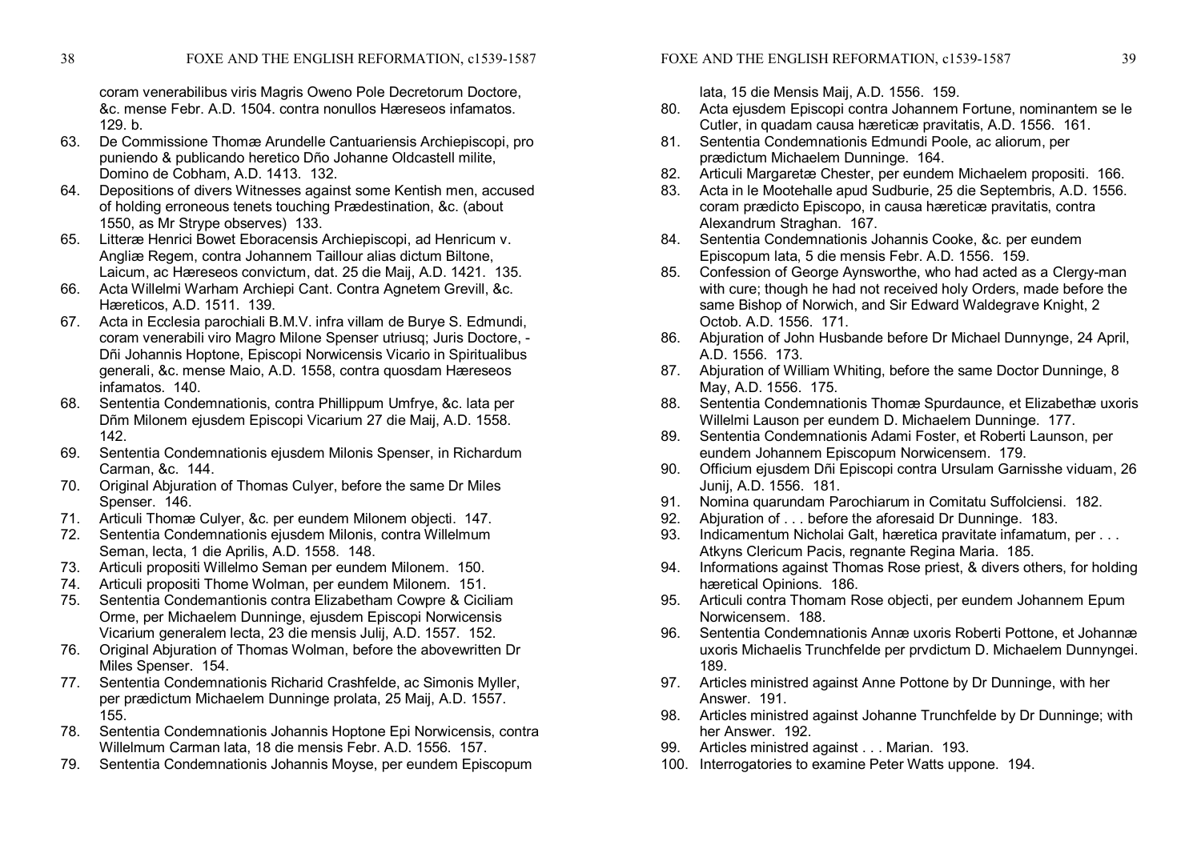coram venerabilibus viris Magris Oweno Pole Decretorum Doctore, &c. mense Febr. A.D. 1504. contra nonullos Hæreseos infamatos. 129. b.

63. De Commissione Thomæ Arundelle Cantuariensis Archiepiscopi, pro puniendo & publicando heretico Dño Johanne Oldcastell milite, Domino de Cobham, A.D. 1413. 132.
64. Depositions of divers Witnesses against some Kentish men, accused of holding erroneous tenets touching Prædestination, &c. (about 1550, as Mr Strype observes) 133.
65. Litteræ Henrici Bowet Eboracensis Archiepiscopi, ad Henricum v. Angliæ Regem, contra Johannem Taillour alias dictum Biltone, Laicum, ac Hæreseos convictum, dat. 25 die Maij, A.D. 1421. 135.
66. Acta Willelmi Warham Archiepi Cant. Contra Agnetem Grevill, &c. Hæreticos, A.D. 1511. 139.
67. Acta in Ecclesia parochiali B.M.V. infra villam de Burye S. Edmundi, coram venerabili viro Magro Milone Spenser utriusq; Juris Doctore, - Dñi Johannis Hoptone, Episcopi Norwicensis Vicario in Spiritualibus generali, &c. mense Maio, A.D. 1558, contra quosdam Hæreseos infamatos. 140.
68. Sententia Condemnationis, contra Phillippum Umfrye, &c. lata per Dñm Milonem ejusdem Episcopi Vicarium 27 die Maij, A.D. 1558. 142.
69. Sententia Condemnationis ejusdem Milonis Spenser, in Richardum Carman, &c. 144.
70. Original Abjuration of Thomas Culyer, before the same Dr Miles Spenser. 146.
71. Articuli Thomæ Culyer, &c. per eundem Milonem objecti. 147.
72. Sententia Condemnationis ejusdem Milonis, contra Willelmum Seman, lecta, 1 die Aprilis, A.D. 1558. 148.
73. Articuli propositi Willelmo Seman per eundem Milonem. 150.
74. Articuli propositi Thome Wolman, per eundem Milonem. 151.
75. Sententia Condemantionis contra Elizabetham Cowpre & Ciciliam Orme, per Michaelem Dunninge, ejusdem Episcopi Norwicensis Vicarium generalem lecta, 23 die mensis Julij, A.D. 1557. 152.
76. Original Abjuration of Thomas Wolman, before the abovewritten Dr Miles Spenser. 154.
77. Sententia Condemnationis Richarid Crashfelde, ac Simonis Myller, per prædictum Michaelem Dunninge prolata, 25 Maij, A.D. 1557. 155.
78. Sententia Condemnationis Johannis Hoptone Epi Norwicensis, contra Willelmum Carman lata, 18 die mensis Febr. A.D. 1556. 157.
79. Sententia Condemnationis Johannis Moyse, per eundem Episcopum lata, 15 die Mensis Maij, A.D. 1556. 159.
80. Acta ejusdem Episcopi contra Johannem Fortune, nominantem se le Cutler, in quadam causa hæreticæ pravitatis, A.D. 1556. 161.
81. Sententia Condemnationis Edmundi Poole, ac aliorum, per prædictum Michaelem Dunninge. 164.
82. Articuli Margaretæ Chester, per eundem Michaelem propositi. 166.
83. Acta in le Mootehalle apud Sudburie, 25 die Septembris, A.D. 1556. coram prædicto Episcopo, in causa hæreticæ pravitatis, contra Alexandrum Straghan. 167.
84. Sententia Condemnationis Johannis Cooke, &c. per eundem Episcopum lata, 5 die mensis Febr. A.D. 1556. 159.
85. Confession of George Aynsworthe, who had acted as a Clergy-man with cure; though he had not received holy Orders, made before the same Bishop of Norwich, and Sir Edward Waldegrave Knight, 2 Octob. A.D. 1556. 171.
86. Abjuration of John Husbande before Dr Michael Dunnynge, 24 April, A.D. 1556. 173.
87. Abjuration of William Whiting, before the same Doctor Dunninge, 8 May, A.D. 1556. 175.
88. Sententia Condemnationis Thomæ Spurdaunce, et Elizabethæ uxoris Willelmi Lauson per eundem D. Michaelem Dunninge. 177.
89. Sententia Condemnationis Adami Foster, et Roberti Launson, per eundem Johannem Episcopum Norwicensem. 179.
90. Officium ejusdem Dñi Episcopi contra Ursulam Garnisshe viduam, 26 Junij, A.D. 1556. 181.
91. Nomina quarundam Parochiarum in Comitatu Suffolciensi. 182.
92. Abjuration of . . . before the aforesaid Dr Dunninge. 183.
93. Indicamentum Nicholai Galt, hæretica pravitate infamatum, per . . . Atkyns Clericum Pacis, regnante Regina Maria. 185.
94. Informations against Thomas Rose priest, & divers others, for holding hæretical Opinions. 186.
95. Articuli contra Thomam Rose objecti, per eundem Johannem Epum Norwicensem. 188.
96. Sententia Condemnationis Annæ uxoris Roberti Pottone, et Johannæ uxoris Michaelis Trunchfelde per prvdictum D. Michaelem Dunnyngei. 189.
97. Articles ministred against Anne Pottone by Dr Dunninge, with her Answer. 191.
98. Articles ministred against Johanne Trunchfelde by Dr Dunninge; with her Answer. 192.
99. Articles ministred against . . . Marian. 193.
100. Interrogatories to examine Peter Watts uppone. 194.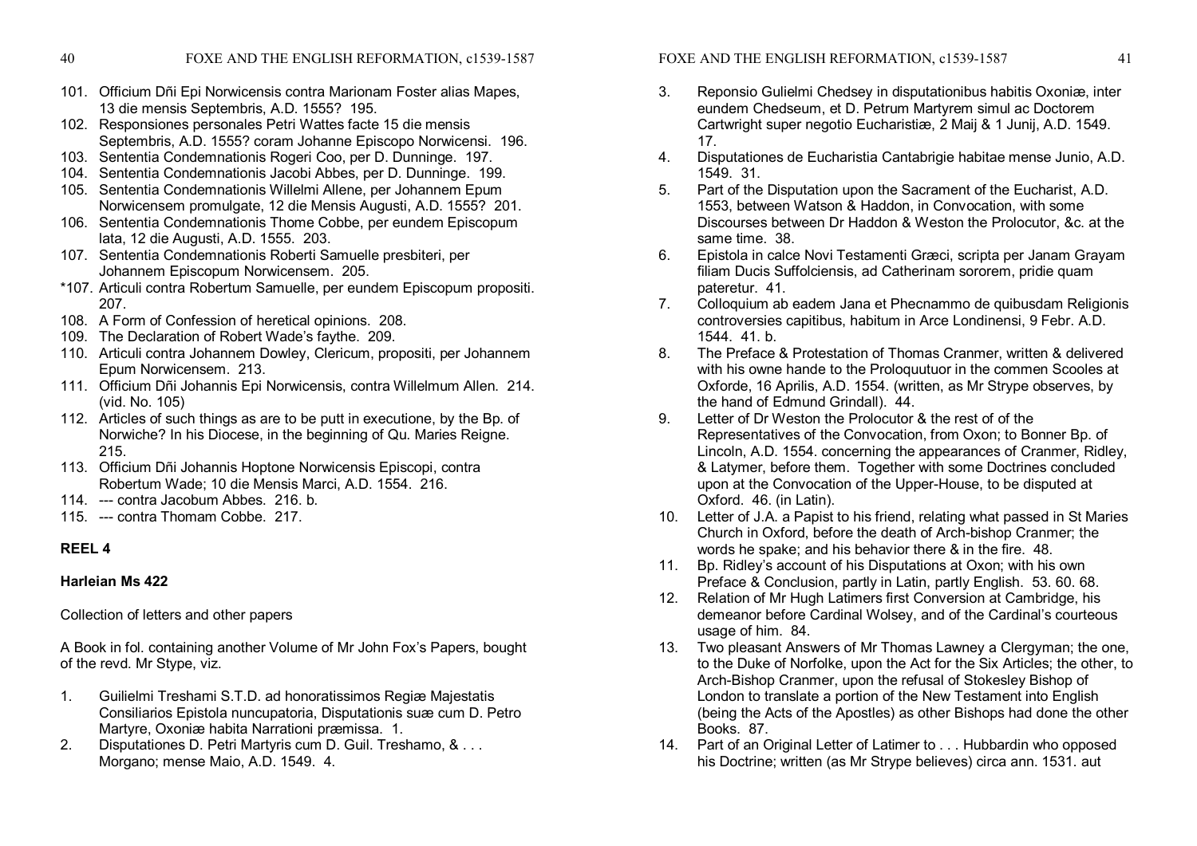101. Officium Dñi Epi Norwicensis contra Marionam Foster alias Mapes, 13 die mensis Septembris, A.D. 1555? 195.
102. Responsiones personales Petri Wattes facte 15 die mensis Septembris, A.D. 1555? coram Johanne Episcopo Norwicensi. 196.
103. Sententia Condemnationis Rogeri Coo, per D. Dunninge. 197.
104. Sententia Condemnationis Jacobi Abbes, per D. Dunninge. 199.
105. Sententia Condemnationis Willelmi Allene, per Johannem Epum Norwicensem promulgate, 12 die Mensis Augusti, A.D. 1555? 201.
106. Sententia Condemnationis Thome Cobbe, per eundem Episcopum lata, 12 die Augusti, A.D. 1555. 203.
107. Sententia Condemnationis Roberti Samuelle presbiteri, per Johannem Episcopum Norwicensem. 205.

*107. Articuli contra Robertum Samuelle, per eundem Episcopum propositi. 207.

108. A Form of Confession of heretical opinions. 208.
109. The Declaration of Robert Wade's faythe. 209.
110. Articuli contra Johannem Dowley, Clericum, propositi, per Johannem Epum Norwicensem. 213.
111. Officium Dñi Johannis Epi Norwicensis, contra Willelmum Allen. 214. (vid. No. 105)
112. Articles of such things as are to be putt in executione, by the Bp. of Norwiche? In his Diocese, in the beginning of Qu. Maries Reigne. 215.
113. Officium Dñi Johannis Hoptone Norwicensis Episcopi, contra Robertum Wade; 10 die Mensis Marci, A.D. 1554. 216.
114. --- contra Jacobum Abbes. 216. b.
115. --- contra Thomam Cobbe. 217.

## REEL 4

### Harleian Ms 422

Collection of letters and other papers

A Book in fol. containing another Volume of Mr John Fox's Papers, bought of the revd. Mr Stype, viz.

1. Guilielmi Treshami S.T.D. ad honoratissimos Regiæ Majestatis Consiliarios Epistola nuncupatoria, Disputationis suæ cum D. Petro Martyre, Oxoniæ habita Narrationi præmissa. 1.
2. Disputationes D. Petri Martyris cum D. Guil. Treshamo, & . . . Morgano; mense Maio, A.D. 1549. 4.
3. Reponsio Gulielmi Chedsey in disputationibus habitis Oxoniæ, inter eundem Chedseum, et D. Petrum Martyrem simul ac Doctorem Cartwright super negotio Eucharistiæ, 2 Maij & 1 Junij, A.D. 1549. 17.
4. Disputationes de Eucharistia Cantabrigie habitae mense Junio, A.D. 1549. 31.
5. Part of the Disputation upon the Sacrament of the Eucharist, A.D. 1553, between Watson & Haddon, in Convocation, with some Discourses between Dr Haddon & Weston the Prolocutor, &c. at the same time. 38.
6. Epistola in calce Novi Testamenti Græci, scripta per Janam Grayam filiam Ducis Suffolciensis, ad Catherinam sororem, pridie quam pateretur. 41.
7. Colloquium ab eadem Jana et Phecnammo de quibusdam Religionis controversies capitibus, habitum in Arce Londinensi, 9 Febr. A.D. 1544. 41. b.
8. The Preface & Protestation of Thomas Cranmer, written & delivered with his owne hande to the Proloquutuor in the commen Scooles at Oxforde, 16 Aprilis, A.D. 1554. (written, as Mr Strype observes, by the hand of Edmund Grindall). 44.
9. Letter of Dr Weston the Prolocutor & the rest of of the Representatives of the Convocation, from Oxon; to Bonner Bp. of Lincoln, A.D. 1554. concerning the appearances of Cranmer, Ridley, & Latymer, before them. Together with some Doctrines concluded upon at the Convocation of the Upper-House, to be disputed at Oxford. 46. (in Latin).
10. Letter of J.A. a Papist to his friend, relating what passed in St Maries Church in Oxford, before the death of Arch-bishop Cranmer; the words he spake; and his behavior there & in the fire. 48.
11. Bp. Ridley's account of his Disputations at Oxon; with his own Preface & Conclusion, partly in Latin, partly English. 53. 60. 68.
12. Relation of Mr Hugh Latimers first Conversion at Cambridge, his demeanor before Cardinal Wolsey, and of the Cardinal's courteous usage of him. 84.
13. Two pleasant Answers of Mr Thomas Lawney a Clergyman; the one, to the Duke of Norfolke, upon the Act for the Six Articles; the other, to Arch-Bishop Cranmer, upon the refusal of Stokesley Bishop of London to translate a portion of the New Testament into English (being the Acts of the Apostles) as other Bishops had done the other Books. 87.
14. Part of an Original Letter of Latimer to . . . Hubbardin who opposed his Doctrine; written (as Mr Strype believes) circa ann. 1531. aut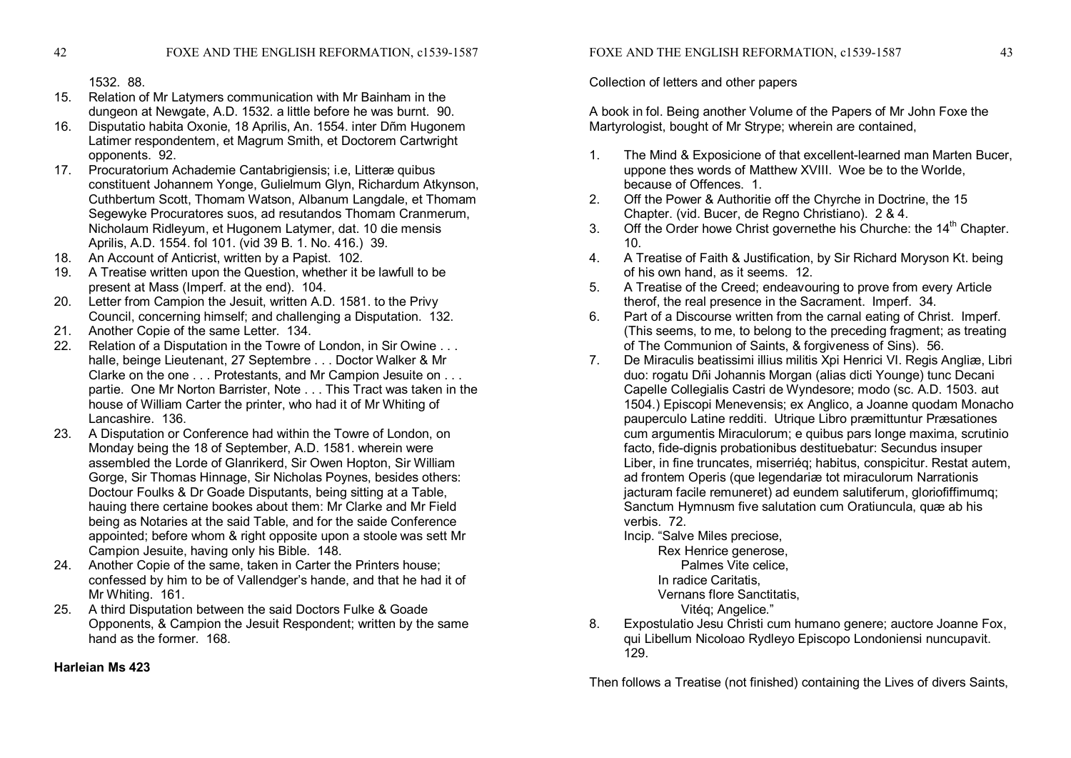1532. 88.

15. Relation of Mr Latymers communication with Mr Bainham in the dungeon at Newgate, A.D. 1532. a little before he was burnt. 90.
16. Disputatio habita Oxonie, 18 Aprilis, An. 1554. inter Dñm Hugonem Latimer respondentem, et Magrum Smith, et Doctorem Cartwright opponents. 92.
17. Procuratorium Achademie Cantabrigiensis; i.e, Litteræ quibus constituent Johannem Yonge, Gulielmum Glyn, Richardum Atkynson, Cuthbertum Scott, Thomam Watson, Albanum Langdale, et Thomam Segewyke Procuratores suos, ad resutandos Thomam Cranmerum, Nicholaum Ridleyum, et Hugonem Latymer, dat. 10 die mensis Aprilis, A.D. 1554. fol 101. (vid 39 B. 1. No. 416.) 39.
18. An Account of Anticrist, written by a Papist. 102.
19. A Treatise written upon the Question, whether it be lawfull to be present at Mass (Imperf. at the end). 104.
20. Letter from Campion the Jesuit, written A.D. 1581. to the Privy Council, concerning himself; and challenging a Disputation. 132.
21. Another Copie of the same Letter. 134.
22. Relation of a Disputation in the Towre of London, in Sir Owine . . . halle, beinge Lieutenant, 27 Septembre . . . Doctor Walker & Mr Clarke on the one . . . Protestants, and Mr Campion Jesuite on . . . partie. One Mr Norton Barrister, Note . . . This Tract was taken in the house of William Carter the printer, who had it of Mr Whiting of Lancashire. 136.
23. A Disputation or Conference had within the Towre of London, on Monday being the 18 of September, A.D. 1581. wherein were assembled the Lorde of Glanrikerd, Sir Owen Hopton, Sir William Gorge, Sir Thomas Hinnage, Sir Nicholas Poynes, besides others: Doctour Foulks & Dr Goade Disputants, being sitting at a Table, hauing there certaine bookes about them: Mr Clarke and Mr Field being as Notaries at the said Table, and for the saide Conference appointed; before whom & right opposite upon a stoole was sett Mr Campion Jesuite, having only his Bible. 148.
24. Another Copie of the same, taken in Carter the Printers house; confessed by him to be of Vallendger's hande, and that he had it of Mr Whiting. 161.
25. A third Disputation between the said Doctors Fulke & Goade Opponents, & Campion the Jesuit Respondent; written by the same hand as the former. 168.

**Harleian Ms 423**

Collection of letters and other papers

A book in fol. Being another Volume of the Papers of Mr John Foxe the Martyrologist, bought of Mr Strype; wherein are contained,

1. The Mind & Exposicione of that excellent-learned man Marten Bucer, uppone thes words of Matthew XVIII. Woe be to the Worlde, because of Offences. 1.
2. Off the Power & Authoritie off the Chyrche in Doctrine, the 15 Chapter. (vid. Bucer, de Regno Christiano). 2 & 4.
3. Off the Order howe Christ governethe his Churche: the 14th Chapter. 10.
4. A Treatise of Faith & Justification, by Sir Richard Moryson Kt. being of his own hand, as it seems. 12.
5. A Treatise of the Creed; endeavouring to prove from every Article therof, the real presence in the Sacrament. Imperf. 34.
6. Part of a Discourse written from the carnal eating of Christ. Imperf. (This seems, to me, to belong to the preceding fragment; as treating of The Communion of Saints, & forgiveness of Sins). 56.
7. De Miraculis beatissimi illius militis Xpi Henrici VI. Regis Angliæ, Libri duo: rogatu Dñi Johannis Morgan (alias dicti Younge) tunc Decani Capelle Collegialis Castri de Wyndesore; modo (sc. A.D. 1503. aut 1504.) Episcopi Menevensis; ex Anglico, a Joanne quodam Monacho pauperculo Latine redditi. Utrique Libro præmittuntur Præsationes cum argumentis Miraculorum; e quibus pars longe maxima, scrutinio facto, fide-dignis probationibus destituebatur: Secundus insuper Liber, in fine truncates, miserriéq; habitus, conspicitur. Restat autem, ad frontem Operis (que legendariæ tot miraculorum Narrationis jacturam facile remuneret) ad eundem salutiferum, gloriofiffimumq; Sanctum Hymnusm five salutation cum Oratiuncula, quæ ab his verbis. 72.

   Incip. "Salve Miles preciose,
   Rex Henrice generose,
   Palmes Vite celice,
   In radice Caritatis,
   Vernans flore Sanctitatis,
   Vitéq; Angelice."
8. Expostulatio Jesu Christi cum humano genere; auctore Joanne Fox, qui Libellum Nicoloao Rydleyo Episcopo Londoniensi nuncupavit. 129.

Then follows a Treatise (not finished) containing the Lives of divers Saints,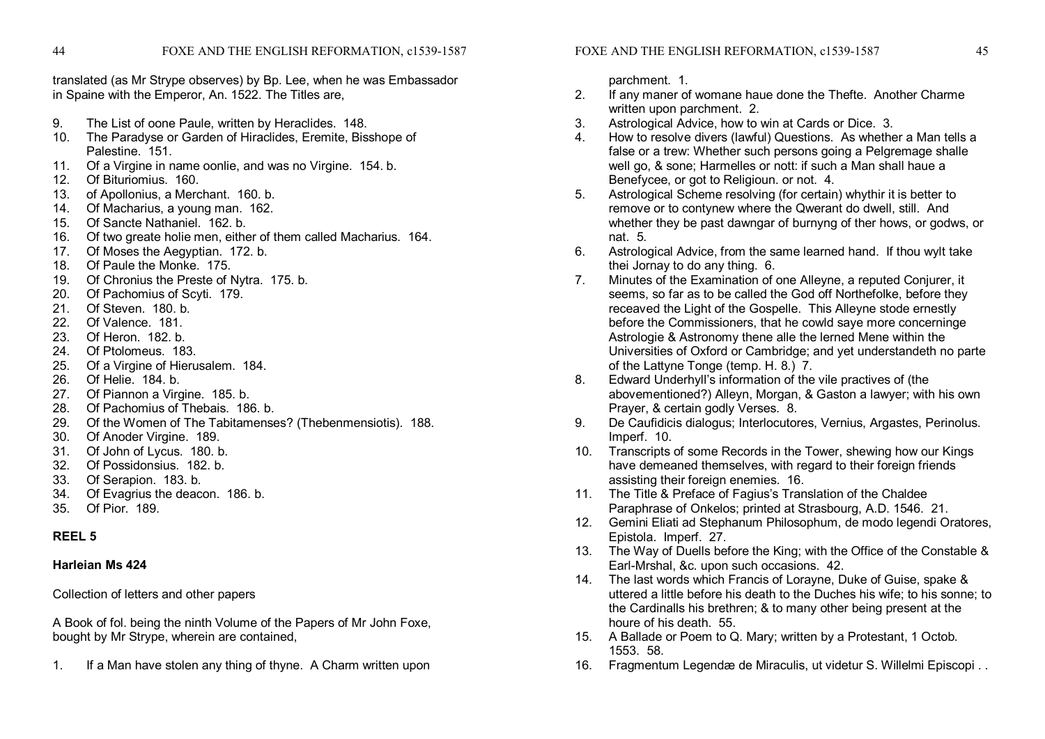translated (as Mr Strype observes) by Bp. Lee, when he was Embassador in Spaine with the Emperor, An. 1522. The Titles are,

9. The List of oone Paule, written by Heraclides. 148.
10. The Paradyse or Garden of Hiraclides, Eremite, Bisshope of Palestine. 151.
11. Of a Virgine in name oonlie, and was no Virgine. 154. b.
12. Of Bituriomius. 160.
13. of Apollonius, a Merchant. 160. b.
14. Of Macharius, a young man. 162.
15. Of Sancte Nathaniel. 162. b.
16. Of two greate holie men, either of them called Macharius. 164.
17. Of Moses the Aegyptian. 172. b.
18. Of Paule the Monke. 175.
19. Of Chronius the Preste of Nytra. 175. b.
20. Of Pachomius of Scyti. 179.
21. Of Steven. 180. b.
22. Of Valence. 181.
23. Of Heron. 182. b.
24. Of Ptolomeus. 183.
25. Of a Virgine of Hierusalem. 184.
26. Of Helie. 184. b.
27. Of Piannon a Virgine. 185. b.
28. Of Pachomius of Thebais. 186. b.
29. Of the Women of The Tabitamenses? (Thebenmensiotis). 188.
30. Of Anoder Virgine. 189.
31. Of John of Lycus. 180. b.
32. Of Possidonsius. 182. b.
33. Of Serapion. 183. b.
34. Of Evagrius the deacon. 186. b.
35. Of Pior. 189.

**REEL 5**

**Harleian Ms 424**

Collection of letters and other papers

A Book of fol. being the ninth Volume of the Papers of Mr John Foxe, bought by Mr Strype, wherein are contained,

1. If a Man have stolen any thing of thyne. A Charm written upon parchment. 1.
2. If any maner of womane haue done the Thefte. Another Charme written upon parchment. 2.
3. Astrological Advice, how to win at Cards or Dice. 3.
4. How to resolve divers (lawful) Questions. As whether a Man tells a false or a trew: Whether such persons going a Pelgremage shalle well go, & sone; Harmelles or nott: if such a Man shall haue a Benefycee, or got to Religioun. or not. 4.
5. Astrological Scheme resolving (for certain) whythir it is better to remove or to contynew where the Qwerant do dwell, still. And whether they be past dawngar of burnyng of ther hows, or godws, or nat. 5.
6. Astrological Advice, from the same learned hand. If thou wylt take thei Jornay to do any thing. 6.
7. Minutes of the Examination of one Alleyne, a reputed Conjurer, it seems, so far as to be called the God off Northefolke, before they receaved the Light of the Gospelle. This Alleyne stode ernestly before the Commissioners, that he cowld saye more concerninge Astrologie & Astronomy thene alle the lerned Mene within the Universities of Oxford or Cambridge; and yet understandeth no parte of the Lattyne Tonge (temp. H. 8.) 7.
8. Edward Underhyll's information of the vile practives of (the abovementioned?) Alleyn, Morgan, & Gaston a lawyer; with his own Prayer, & certain godly Verses. 8.
9. De Caufidicis dialogus; Interlocutores, Vernius, Argastes, Perinolus. Imperf. 10.
10. Transcripts of some Records in the Tower, shewing how our Kings have demeaned themselves, with regard to their foreign friends assisting their foreign enemies. 16.
11. The Title & Preface of Fagius's Translation of the Chaldee Paraphrase of Onkelos; printed at Strasbourg, A.D. 1546. 21.
12. Gemini Eliati ad Stephanum Philosophum, de modo legendi Oratores, Epistola. Imperf. 27.
13. The Way of Duells before the King; with the Office of the Constable & Earl-Mrshal, &c. upon such occasions. 42.
14. The last words which Francis of Lorayne, Duke of Guise, spake & uttered a little before his death to the Duches his wife; to his sonne; to the Cardinalls his brethren; & to many other being present at the houre of his death. 55.
15. A Ballade or Poem to Q. Mary; written by a Protestant, 1 Octob. 1553. 58.
16. Fragmentum Legendæ de Miraculis, ut videtur S. Willelmi Episcopi . .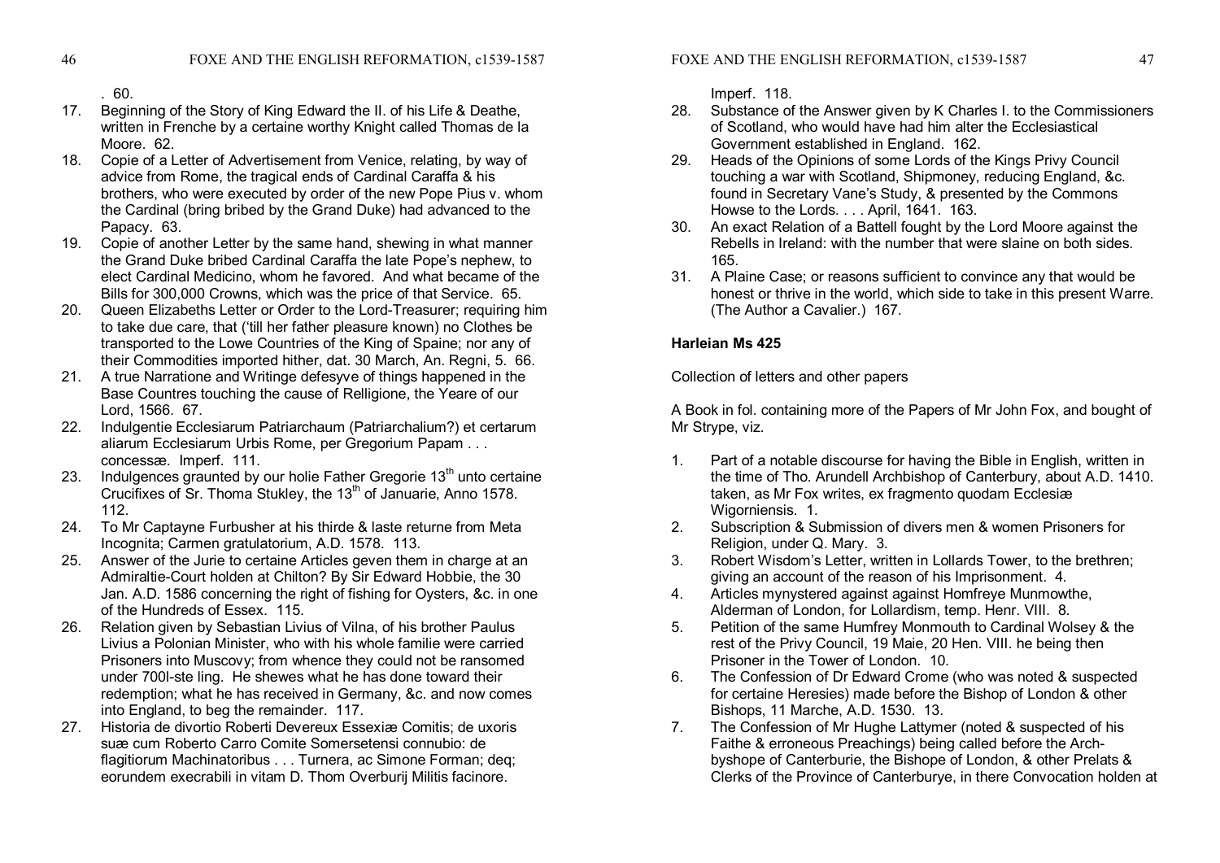. 60.

17. Beginning of the Story of King Edward the II. of his Life & Deathe, written in Frenche by a certaine worthy Knight called Thomas de la Moore. 62.
18. Copie of a Letter of Advertisement from Venice, relating, by way of advice from Rome, the tragical ends of Cardinal Caraffa & his brothers, who were executed by order of the new Pope Pius v. whom the Cardinal (bring bribed by the Grand Duke) had advanced to the Papacy. 63.
19. Copie of another Letter by the same hand, shewing in what manner the Grand Duke bribed Cardinal Caraffa the late Pope's nephew, to elect Cardinal Medicino, whom he favored. And what became of the Bills for 300,000 Crowns, which was the price of that Service. 65.
20. Queen Elizabeths Letter or Order to the Lord-Treasurer; requiring him to take due care, that ('till her father pleasure known) no Clothes be transported to the Lowe Countries of the King of Spaine; nor any of their Commodities imported hither, dat. 30 March, An. Regni, 5. 66.
21. A true Narratione and Writinge defesyve of things happened in the Base Countres touching the cause of Relligione, the Yeare of our Lord, 1566. 67.
22. Indulgentie Ecclesiarum Patriarchaum (Patriarchalium?) et certarum aliarum Ecclesiarum Urbis Rome, per Gregorium Papam . . . concessæ. Imperf. 111.
23. Indulgences graunted by our holie Father Gregorie 13th unto certaine Crucifixes of Sr. Thoma Stukley, the 13th of Januarie, Anno 1578. 112.
24. To Mr Captayne Furbusher at his thirde & laste returne from Meta Incognita; Carmen gratulatorium, A.D. 1578. 113.
25. Answer of the Jurie to certaine Articles geven them in charge at an Admiraltie-Court holden at Chilton? By Sir Edward Hobbie, the 30 Jan. A.D. 1586 concerning the right of fishing for Oysters, &c. in one of the Hundreds of Essex. 115.
26. Relation given by Sebastian Livius of Vilna, of his brother Paulus Livius a Polonian Minister, who with his whole familie were carried Prisoners into Muscovy; from whence they could not be ransomed under 700l-ste ling. He shewes what he has done toward their redemption; what he has received in Germany, &c. and now comes into England, to beg the remainder. 117.
27. Historia de divortio Roberti Devereux Essexiæ Comitis; de uxoris suæ cum Roberto Carro Comite Somersetensi connubio: de flagitiorum Machinatoribus . . . Turnera, ac Simone Forman; deq; eorundem execrabili in vitam D. Thom Overburij Militis facinore. Imperf. 118.
28. Substance of the Answer given by K Charles I. to the Commissioners of Scotland, who would have had him alter the Ecclesiastical Government established in England. 162.
29. Heads of the Opinions of some Lords of the Kings Privy Council touching a war with Scotland, Shipmoney, reducing England, &c. found in Secretary Vane's Study, & presented by the Commons Howse to the Lords. . . . April, 1641. 163.
30. An exact Relation of a Battell fought by the Lord Moore against the Rebells in Ireland: with the number that were slaine on both sides. 165.
31. A Plaine Case; or reasons sufficient to convince any that would be honest or thrive in the world, which side to take in this present Warre. (The Author a Cavalier.) 167.

**Harleian Ms 425**

Collection of letters and other papers

A Book in fol. containing more of the Papers of Mr John Fox, and bought of Mr Strype, viz.

1. Part of a notable discourse for having the Bible in English, written in the time of Tho. Arundell Archbishop of Canterbury, about A.D. 1410. taken, as Mr Fox writes, ex fragmento quodam Ecclesiæ Wigorniensis. 1.
2. Subscription & Submission of divers men & women Prisoners for Religion, under Q. Mary. 3.
3. Robert Wisdom's Letter, written in Lollards Tower, to the brethren; giving an account of the reason of his Imprisonment. 4.
4. Articles mynystered against against Homfreye Munmowthe, Alderman of London, for Lollardism, temp. Henr. VIII. 8.
5. Petition of the same Humfrey Monmouth to Cardinal Wolsey & the rest of the Privy Council, 19 Maie, 20 Hen. VIII. he being then Prisoner in the Tower of London. 10.
6. The Confession of Dr Edward Crome (who was noted & suspected for certaine Heresies) made before the Bishop of London & other Bishops, 11 Marche, A.D. 1530. 13.
7. The Confession of Mr Hughe Lattymer (noted & suspected of his Faithe & erroneous Preachings) being called before the Arch-byshope of Canterburie, the Bishope of London, & other Prelats & Clerks of the Province of Canterburye, in there Convocation holden at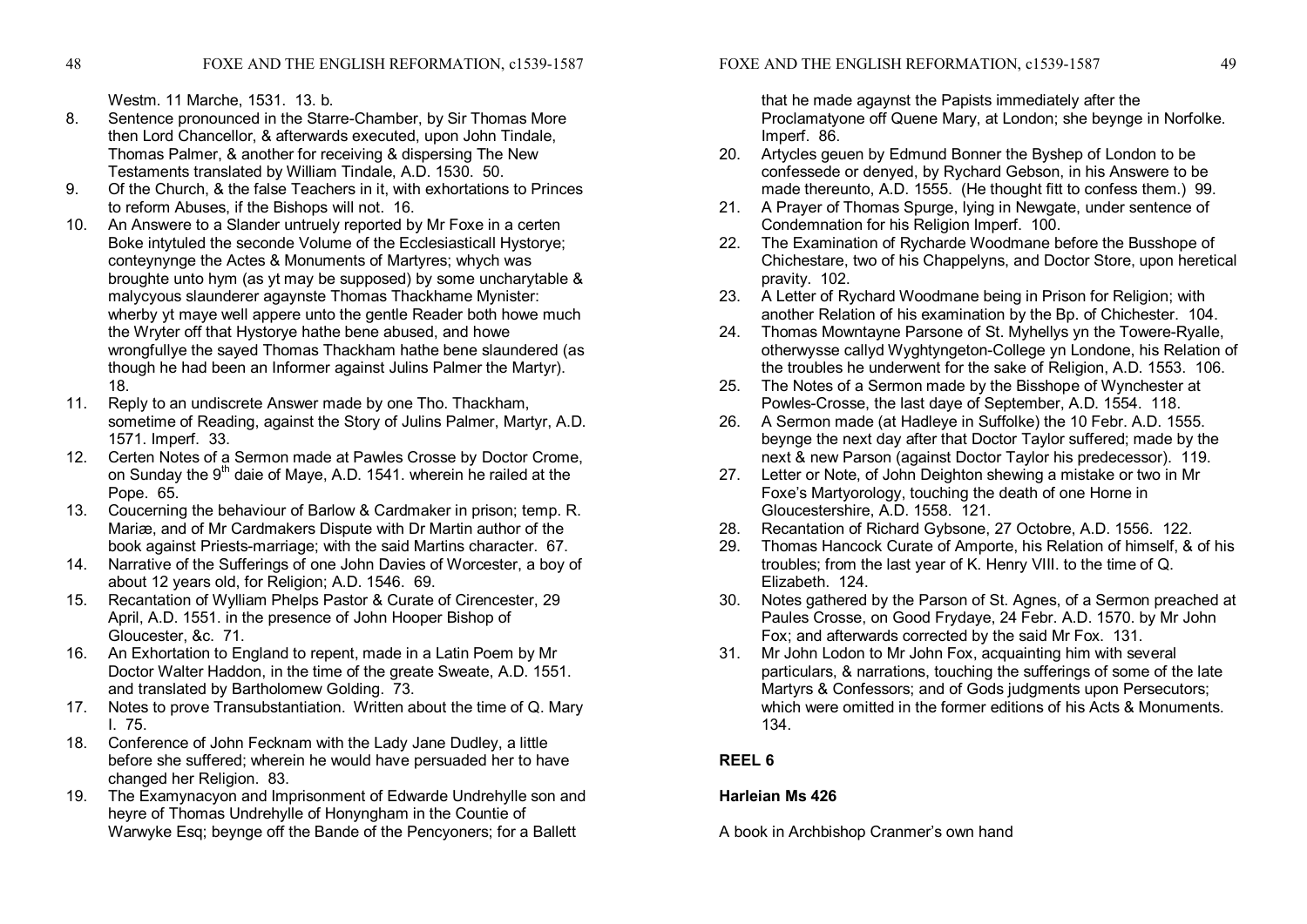Westm. 11 Marche, 1531. 13. b.

8. Sentence pronounced in the Starre-Chamber, by Sir Thomas More then Lord Chancellor, & afterwards executed, upon John Tindale, Thomas Palmer, & another for receiving & dispersing The New Testaments translated by William Tindale, A.D. 1530. 50.
9. Of the Church, & the false Teachers in it, with exhortations to Princes to reform Abuses, if the Bishops will not. 16.
10. An Answere to a Slander untruely reported by Mr Foxe in a certen Boke intytuled the seconde Volume of the Ecclesiasticall Hystorye; conteynynge the Actes & Monuments of Martyres; whych was broughte unto hym (as yt may be supposed) by some uncharytable & malycyous slaunderer agaynste Thomas Thackhame Mynister: wherby yt maye well appere unto the gentle Reader both howe much the Wryter off that Hystorye hathe bene abused, and howe wrongfullye the sayed Thomas Thackham hathe bene slaundered (as though he had been an Informer against Julins Palmer the Martyr). 18.
11. Reply to an undiscrete Answer made by one Tho. Thackham, sometime of Reading, against the Story of Julins Palmer, Martyr, A.D. 1571. Imperf. 33.
12. Certen Notes of a Sermon made at Pawles Crosse by Doctor Crome, on Sunday the 9th daie of Maye, A.D. 1541. wherein he railed at the Pope. 65.
13. Coucerning the behaviour of Barlow & Cardmaker in prison; temp. R. Mariæ, and of Mr Cardmakers Dispute with Dr Martin author of the book against Priests-marriage; with the said Martins character. 67.
14. Narrative of the Sufferings of one John Davies of Worcester, a boy of about 12 years old, for Religion; A.D. 1546. 69.
15. Recantation of Wylliam Phelps Pastor & Curate of Cirencester, 29 April, A.D. 1551. in the presence of John Hooper Bishop of Gloucester, &c. 71.
16. An Exhortation to England to repent, made in a Latin Poem by Mr Doctor Walter Haddon, in the time of the greate Sweate, A.D. 1551. and translated by Bartholomew Golding. 73.
17. Notes to prove Transubstantiation. Written about the time of Q. Mary I. 75.
18. Conference of John Fecknam with the Lady Jane Dudley, a little before she suffered; wherein he would have persuaded her to have changed her Religion. 83.
19. The Examynacyon and Imprisonment of Edwarde Undrehylle son and heyre of Thomas Undrehylle of Honyngham in the Countie of Warwyke Esq; beynge off the Bande of the Pencyoners; for a Ballett that he made agaynst the Papists immediately after the Proclamatyone off Quene Mary, at London; she beynge in Norfolke. Imperf. 86.
20. Artycles geuen by Edmund Bonner the Byshep of London to be confessede or denyed, by Rychard Gebson, in his Answere to be made thereunto, A.D. 1555. (He thought fitt to confess them.) 99.
21. A Prayer of Thomas Spurge, lying in Newgate, under sentence of Condemnation for his Religion Imperf. 100.
22. The Examination of Rycharde Woodmane before the Busshope of Chichestare, two of his Chappelyns, and Doctor Store, upon heretical pravity. 102.
23. A Letter of Rychard Woodmane being in Prison for Religion; with another Relation of his examination by the Bp. of Chichester. 104.
24. Thomas Mowntayne Parsone of St. Myhellys yn the Towere-Ryalle, otherwysse callyd Wyghtyngeton-College yn Londone, his Relation of the troubles he underwent for the sake of Religion, A.D. 1553. 106.
25. The Notes of a Sermon made by the Bisshope of Wynchester at Powles-Crosse, the last daye of September, A.D. 1554. 118.
26. A Sermon made (at Hadleye in Suffolke) the 10 Febr. A.D. 1555. beynge the next day after that Doctor Taylor suffered; made by the next & new Parson (against Doctor Taylor his predecessor). 119.
27. Letter or Note, of John Deighton shewing a mistake or two in Mr Foxe's Martyorology, touching the death of one Horne in Gloucestershire, A.D. 1558. 121.
28. Recantation of Richard Gybsone, 27 Octobre, A.D. 1556. 122.
29. Thomas Hancock Curate of Amporte, his Relation of himself, & of his troubles; from the last year of K. Henry VIII. to the time of Q. Elizabeth. 124.
30. Notes gathered by the Parson of St. Agnes, of a Sermon preached at Paules Crosse, on Good Frydaye, 24 Febr. A.D. 1570. by Mr John Fox; and afterwards corrected by the said Mr Fox. 131.
31. Mr John Lodon to Mr John Fox, acquainting him with several particulars, & narrations, touching the sufferings of some of the late Martyrs & Confessors; and of Gods judgments upon Persecutors; which were omitted in the former editions of his Acts & Monuments. 134.

## REEL 6

### Harleian Ms 426

A book in Archbishop Cranmer's own hand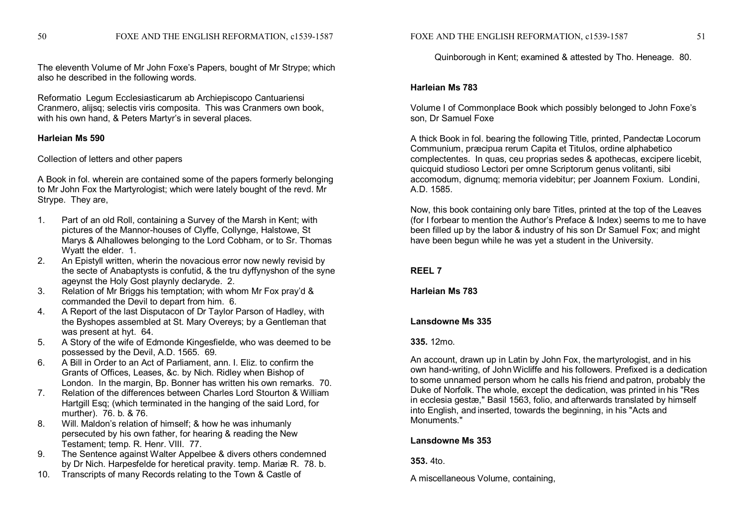The eleventh Volume of Mr John Foxe's Papers, bought of Mr Strype; which also he described in the following words.

Reformatio Legum Ecclesiasticarum ab Archiepiscopo Cantuariensi Cranmero, alijsq; selectis viris composita. This was Cranmers own book, with his own hand, & Peters Martyr's in several places.

**Harleian Ms 590**

Collection of letters and other papers

A Book in fol. wherein are contained some of the papers formerly belonging to Mr John Fox the Martyrologist; which were lately bought of the revd. Mr Strype. They are,

1. Part of an old Roll, containing a Survey of the Marsh in Kent; with pictures of the Mannor-houses of Clyffe, Collynge, Halstowe, St Marys & Alhallowes belonging to the Lord Cobham, or to Sr. Thomas Wyatt the elder. 1.
2. An Epistyll written, wherin the novacious error now newly revisid by the secte of Anabaptysts is confutid, & the tru dyffynyshon of the syne ageynst the Holy Gost playnly declaryde. 2.
3. Relation of Mr Briggs his temptation; with whom Mr Fox pray'd & commanded the Devil to depart from him. 6.
4. A Report of the last Disputacon of Dr Taylor Parson of Hadley, with the Byshopes assembled at St. Mary Overeys; by a Gentleman that was present at hyt. 64.
5. A Story of the wife of Edmonde Kingesfielde, who was deemed to be possessed by the Devil, A.D. 1565. 69.
6. A Bill in Order to an Act of Parliament, ann. I. Eliz. to confirm the Grants of Offices, Leases, &c. by Nich. Ridley when Bishop of London. In the margin, Bp. Bonner has written his own remarks. 70.
7. Relation of the differences between Charles Lord Stourton & William Hartgill Esq; (which terminated in the hanging of the said Lord, for murther). 76. b. & 76.
8. Will. Maldon's relation of himself; & how he was inhumanly persecuted by his own father, for hearing & reading the New Testament; temp. R. Henr. VIII. 77.
9. The Sentence against Walter Appelbee & divers others condemned by Dr Nich. Harpesfelde for heretical pravity. temp. Mariæ R. 78. b.
10. Transcripts of many Records relating to the Town & Castle of Quinborough in Kent; examined & attested by Tho. Heneage. 80.

**Harleian Ms 783**

Volume I of Commonplace Book which possibly belonged to John Foxe's son, Dr Samuel Foxe

A thick Book in fol. bearing the following Title, printed, Pandectæ Locorum Communium, præcipua rerum Capita et Titulos, ordine alphabetico complectentes. In quas, ceu proprias sedes & apothecas, excipere licebit, quicquid studioso Lectori per omne Scriptorum genus volitanti, sibi accomodum, dignumq; memoria videbitur; per Joannem Foxium. Londini, A.D. 1585.

Now, this book containing only bare Titles, printed at the top of the Leaves (for I forbear to mention the Author's Preface & Index) seems to me to have been filled up by the labor & industry of his son Dr Samuel Fox; and might have been begun while he was yet a student in the University.

**REEL 7**

**Harleian Ms 783**

**Lansdowne Ms 335**

**335.** 12mo.

An account, drawn up in Latin by John Fox, the martyrologist, and in his own hand-writing, of John Wicliffe and his followers. Prefixed is a dedication to some unnamed person whom he calls his friend and patron, probably the Duke of Norfolk. The whole, except the dedication, was printed in his "Res in ecclesia gestæ," Basil 1563, folio, and afterwards translated by himself into English, and inserted, towards the beginning, in his "Acts and Monuments."

**Lansdowne Ms 353**

**353.** 4to.

A miscellaneous Volume, containing,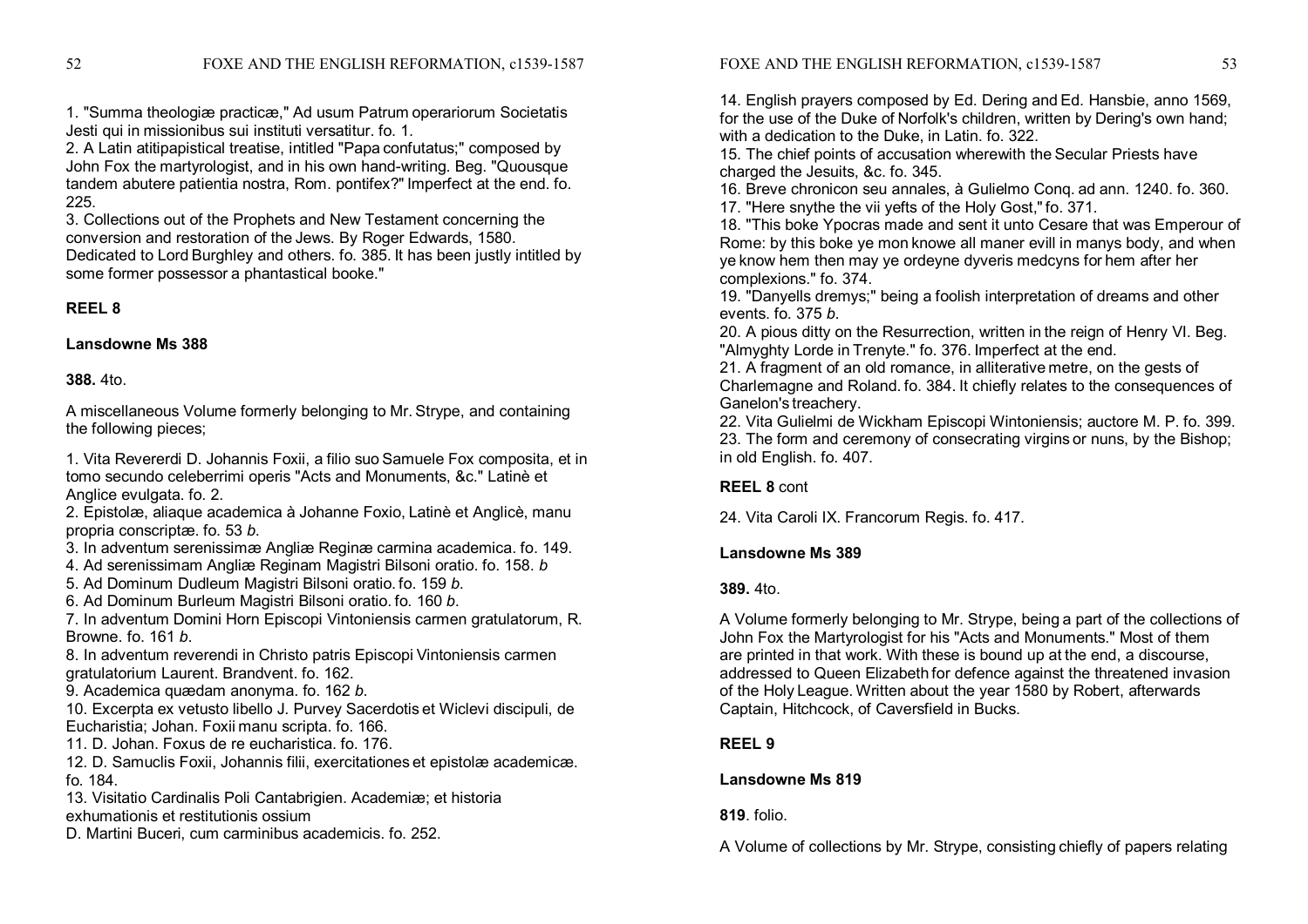1. "Summa theologiæ practicæ," Ad usum Patrum operariorum Societatis Jesti qui in missionibus sui instituti versatitur. fo. 1.
2. A Latin atitipapistical treatise, intitled "Papa confutatus;" composed by John Fox the martyrologist, and in his own hand-writing. Beg. "Quousque tandem abutere patientia nostra, Rom. pontifex?" Imperfect at the end. fo. 225.
3. Collections out of the Prophets and New Testament concerning the conversion and restoration of the Jews. By Roger Edwards, 1580. Dedicated to Lord Burghley and others. fo. 385. It has been justly intitled by some former possessor a phantastical booke."

**REEL 8**

**Lansdowne Ms 388**

**388.** 4to.

A miscellaneous Volume formerly belonging to Mr. Strype, and containing the following pieces;

1. Vita Revererdi D. Johannis Foxii, a filio suo Samuele Fox composita, et in tomo secundo celeberrimi operis "Acts and Monuments, &c." Latinè et Anglice evulgata. fo. 2.
2. Epistolæ, aliaque academica à Johanne Foxio, Latinè et Anglicè, manu propria conscriptæ. fo. 53 *b*.
3. In adventum serenissimæ Angliæ Reginæ carmina academica. fo. 149.
4. Ad serenissimam Angliæ Reginam Magistri Bilsoni oratio. fo. 158. *b*
5. Ad Dominum Dudleum Magistri Bilsoni oratio. fo. 159 *b*.
6. Ad Dominum Burleum Magistri Bilsoni oratio. fo. 160 *b*.
7. In adventum Domini Horn Episcopi Vintoniensis carmen gratulatorum, R. Browne. fo. 161 *b*.
8. In adventum reverendi in Christo patris Episcopi Vintoniensis carmen gratulatorium Laurent. Brandvent. fo. 162.
9. Academica quædam anonyma. fo. 162 *b*.
10. Excerpta ex vetusto libello J. Purvey Sacerdotis et Wiclevi discipuli, de Eucharistia; Johan. Foxii manu scripta. fo. 166.
11. D. Johan. Foxus de re eucharistica. fo. 176.
12. D. Samuclis Foxii, Johannis filii, exercitationes et epistolæ academicæ. fo. 184.
13. Visitatio Cardinalis Poli Cantabrigien. Academiæ; et historia exhumationis et restitutionis ossium D. Martini Buceri, cum carminibus academicis. fo. 252.
14. English prayers composed by Ed. Dering and Ed. Hansbie, anno 1569, for the use of the Duke of Norfolk's children, written by Dering's own hand; with a dedication to the Duke, in Latin. fo. 322.
15. The chief points of accusation wherewith the Secular Priests have charged the Jesuits, &c. fo. 345.
16. Breve chronicon seu annales, à Gulielmo Conq. ad ann. 1240. fo. 360.
17. "Here snythe the vii yefts of the Holy Gost," fo. 371.
18. "This boke Ypocras made and sent it unto Cesare that was Emperour of Rome: by this boke ye mon knowe all maner evill in manys body, and when ye know hem then may ye ordeyne dyveris medcyns for hem after her complexions." fo. 374.
19. "Danyells dremys;" being a foolish interpretation of dreams and other events. fo. 375 *b*.
20. A pious ditty on the Resurrection, written in the reign of Henry VI. Beg. "Almyghty Lorde in Trenyte." fo. 376. Imperfect at the end.
21. A fragment of an old romance, in alliterative metre, on the gests of Charlemagne and Roland. fo. 384. It chiefly relates to the consequences of Ganelon's treachery.
22. Vita Gulielmi de Wickham Episcopi Wintoniensis; auctore M. P. fo. 399.
23. The form and ceremony of consecrating virgins or nuns, by the Bishop; in old English. fo. 407.

**REEL 8** cont

24. Vita Caroli IX. Francorum Regis. fo. 417.

**Lansdowne Ms 389**

**389.** 4to.

A Volume formerly belonging to Mr. Strype, being a part of the collections of John Fox the Martyrologist for his "Acts and Monuments." Most of them are printed in that work. With these is bound up at the end, a discourse, addressed to Queen Elizabeth for defence against the threatened invasion of the Holy League. Written about the year 1580 by Robert, afterwards Captain, Hitchcock, of Caversfield in Bucks.

**REEL 9**

**Lansdowne Ms 819**

**819**. folio.

A Volume of collections by Mr. Strype, consisting chiefly of papers relating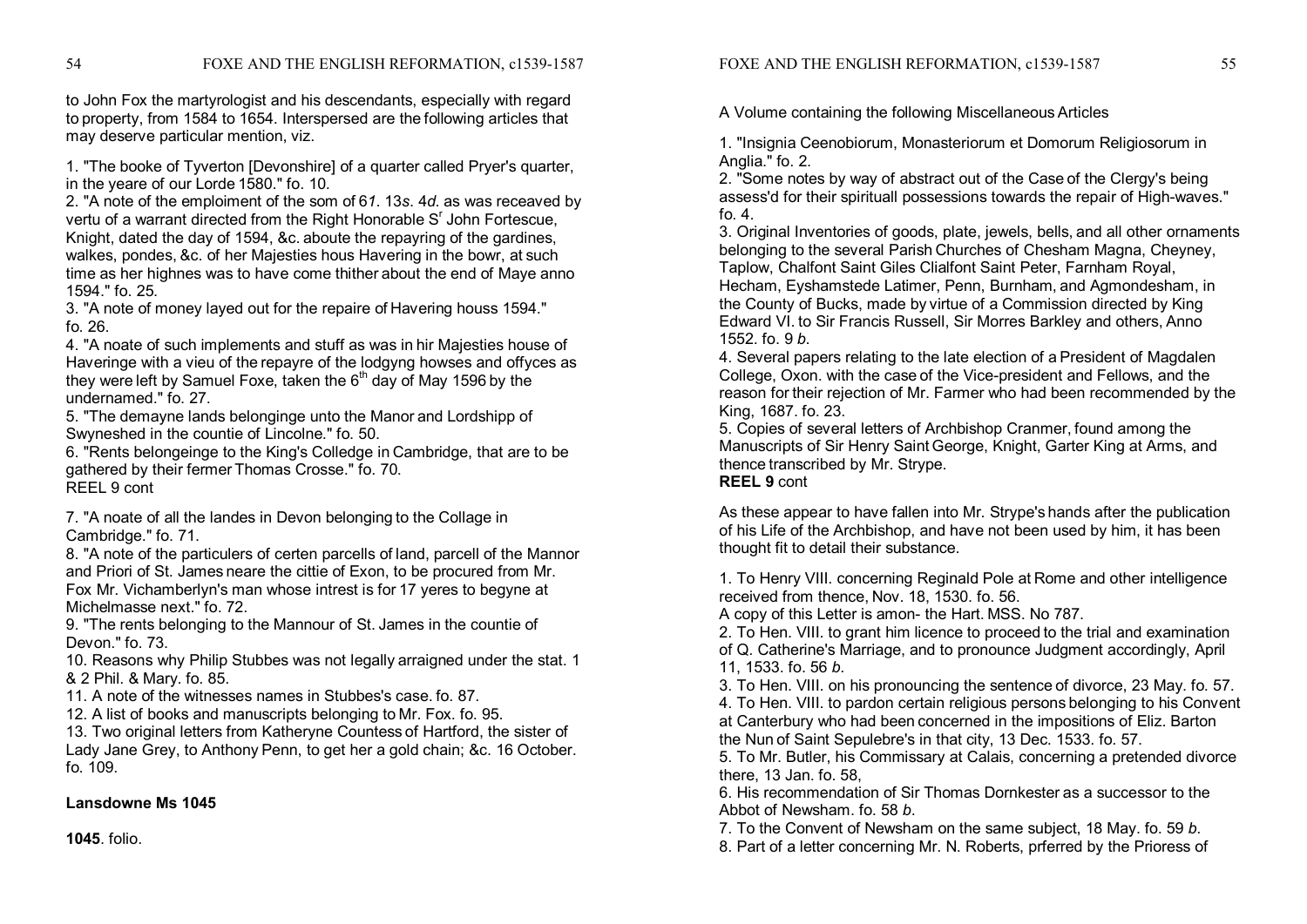to John Fox the martyrologist and his descendants, especially with regard to property, from 1584 to 1654. Interspersed are the following articles that may deserve particular mention, viz.

1. "The booke of Tyverton [Devonshire] of a quarter called Pryer's quarter, in the yeare of our Lorde 1580." fo. 10.
2. "A note of the emploiment of the som of 6*l*. 13*s*. 4*d*. as was receaved by vertu of a warrant directed from the Right Honorable S[r] John Fortescue, Knight, dated the day of 1594, &c. aboute the repayring of the gardines, walkes, pondes, &c. of her Majesties hous Havering in the bowr, at such time as her highnes was to have come thither about the end of Maye anno 1594." fo. 25.
3. "A note of money layed out for the repaire of Havering houss 1594." fo. 26.
4. "A noate of such implements and stuff as was in hir Majesties house of Haveringe with a vieu of the repayre of the lodgyng howses and offyces as they were left by Samuel Foxe, taken the 6[th] day of May 1596 by the undernamed." fo. 27.
5. "The demayne lands belonginge unto the Manor and Lordshipp of Swyneshed in the countie of Lincolne." fo. 50.
6. "Rents belongeinge to the King's Colledge in Cambridge, that are to be gathered by their fermer Thomas Crosse." fo. 70.

REEL 9 cont

7. "A noate of all the landes in Devon belonging to the Collage in Cambridge." fo. 71.
8. "A note of the particulers of certen parcells of land, parcell of the Mannor and Priori of St. James neare the cittie of Exon, to be procured from Mr. Fox Mr. Vichamberlyn's man whose intrest is for 17 yeres to begyne at Michelmasse next." fo. 72.
9. "The rents belonging to the Mannour of St. James in the countie of Devon." fo. 73.
10. Reasons why Philip Stubbes was not legally arraigned under the stat. 1 & 2 Phil. & Mary. fo. 85.
11. A note of the witnesses names in Stubbes's case. fo. 87.
12. A list of books and manuscripts belonging to Mr. Fox. fo. 95.
13. Two original letters from Katheryne Countess of Hartford, the sister of Lady Jane Grey, to Anthony Penn, to get her a gold chain; &c. 16 October. fo. 109.

**Lansdowne Ms 1045**

**1045**. folio.

A Volume containing the following Miscellaneous Articles

1. "Insignia Ceenobiorum, Monasteriorum et Domorum Religiosorum in Anglia." fo. 2.
2. "Some notes by way of abstract out of the Case of the Clergy's being assess'd for their spirituall possessions towards the repair of High-waves." fo. 4.
3. Original Inventories of goods, plate, jewels, bells, and all other ornaments belonging to the several Parish Churches of Chesham Magna, Cheyney, Taplow, Chalfont Saint Giles Clialfont Saint Peter, Farnham Royal, Hecham, Eyshamstede Latimer, Penn, Burnham, and Agmondesham, in the County of Bucks, made by virtue of a Commission directed by King Edward VI. to Sir Francis Russell, Sir Morres Barkley and others, Anno 1552. fo. 9 *b*.
4. Several papers relating to the late election of a President of Magdalen College, Oxon. with the case of the Vice-president and Fellows, and the reason for their rejection of Mr. Farmer who had been recommended by the King, 1687. fo. 23.
5. Copies of several letters of Archbishop Cranmer, found among the Manuscripts of Sir Henry Saint George, Knight, Garter King at Arms, and thence transcribed by Mr. Strype.

**REEL 9** cont

As these appear to have fallen into Mr. Strype's hands after the publication of his Life of the Archbishop, and have not been used by him, it has been thought fit to detail their substance.

1. To Henry VIII. concerning Reginald Pole at Rome and other intelligence received from thence, Nov. 18, 1530. fo. 56.
   A copy of this Letter is amon- the Hart. MSS. No 787.
2. To Hen. VIII. to grant him licence to proceed to the trial and examination of Q. Catherine's Marriage, and to pronounce Judgment accordingly, April 11, 1533. fo. 56 *b*.
3. To Hen. VIII. on his pronouncing the sentence of divorce, 23 May. fo. 57.
4. To Hen. VIII. to pardon certain religious persons belonging to his Convent at Canterbury who had been concerned in the impositions of Eliz. Barton the Nun of Saint Sepulebre's in that city, 13 Dec. 1533. fo. 57.
5. To Mr. Butler, his Commissary at Calais, concerning a pretended divorce there, 13 Jan. fo. 58,
6. His recommendation of Sir Thomas Dornkester as a successor to the Abbot of Newsham. fo. 58 *b*.
7. To the Convent of Newsham on the same subject, 18 May. fo. 59 *b*.
8. Part of a letter concerning Mr. N. Roberts, prferred by the Prioress of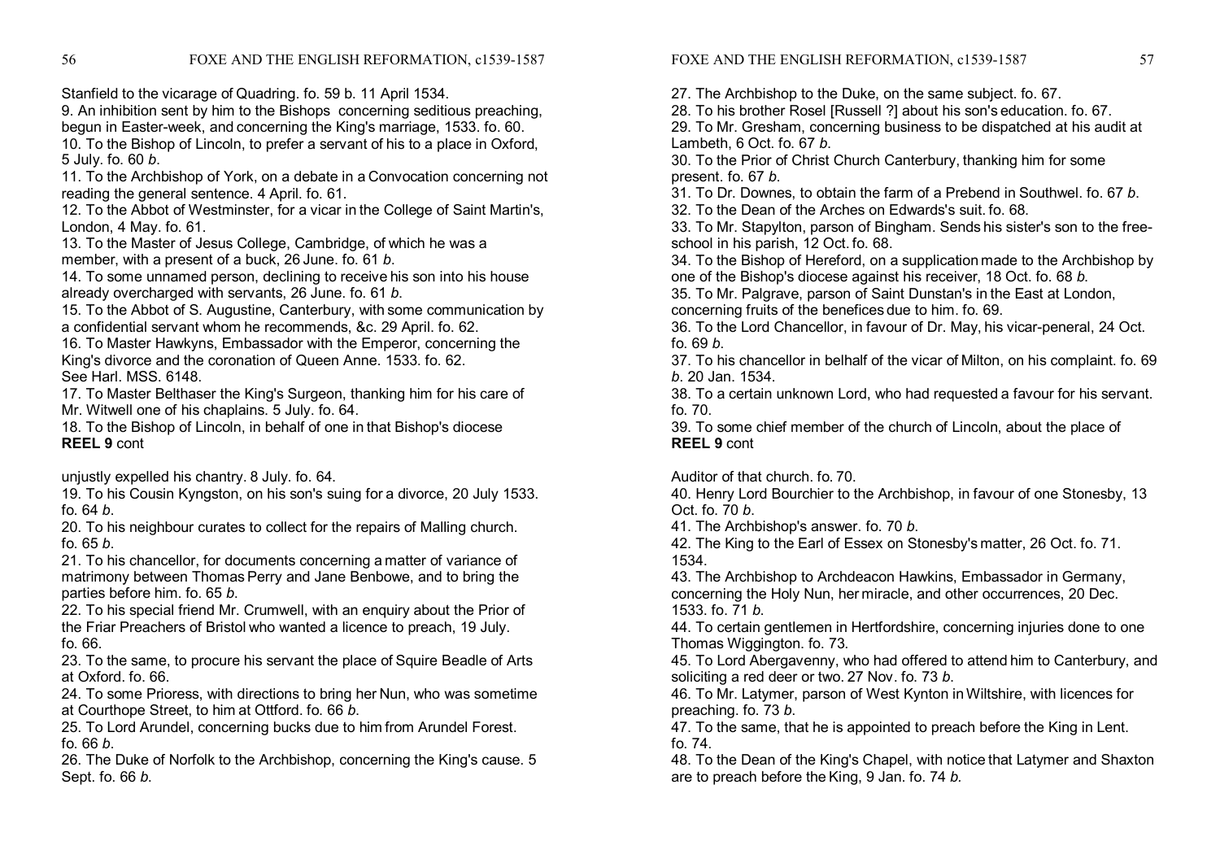Stanfield to the vicarage of Quadring. fo. 59 b. 11 April 1534.

9. An inhibition sent by him to the Bishops concerning seditious preaching, begun in Easter-week, and concerning the King's marriage, 1533. fo. 60.

10. To the Bishop of Lincoln, to prefer a servant of his to a place in Oxford, 5 July. fo. 60 *b*.

11. To the Archbishop of York, on a debate in a Convocation concerning not reading the general sentence. 4 April. fo. 61.

12. To the Abbot of Westminster, for a vicar in the College of Saint Martin's, London, 4 May. fo. 61.

13. To the Master of Jesus College, Cambridge, of which he was a member, with a present of a buck, 26 June. fo. 61 *b*.

14. To some unnamed person, declining to receive his son into his house already overcharged with servants, 26 June. fo. 61 *b*.

15. To the Abbot of S. Augustine, Canterbury, with some communication by a confidential servant whom he recommends, &c. 29 April. fo. 62.

16. To Master Hawkyns, Embassador with the Emperor, concerning the King's divorce and the coronation of Queen Anne. 1533. fo. 62.
See Harl. MSS. 6148.

17. To Master Belthaser the King's Surgeon, thanking him for his care of Mr. Witwell one of his chaplains. 5 July. fo. 64.

18. To the Bishop of Lincoln, in behalf of one in that Bishop's diocese

**REEL 9** cont

unjustly expelled his chantry. 8 July. fo. 64.

19. To his Cousin Kyngston, on his son's suing for a divorce, 20 July 1533. fo. 64 *b*.

20. To his neighbour curates to collect for the repairs of Malling church. fo. 65 *b*.

21. To his chancellor, for documents concerning a matter of variance of matrimony between Thomas Perry and Jane Benbowe, and to bring the parties before him. fo. 65 *b*.

22. To his special friend Mr. Crumwell, with an enquiry about the Prior of the Friar Preachers of Bristol who wanted a licence to preach, 19 July. fo. 66.

23. To the same, to procure his servant the place of Squire Beadle of Arts at Oxford. fo. 66.

24. To some Prioress, with directions to bring her Nun, who was sometime at Courthope Street, to him at Ottford. fo. 66 *b*.

25. To Lord Arundel, concerning bucks due to him from Arundel Forest. fo. 66 *b*.

26. The Duke of Norfolk to the Archbishop, concerning the King's cause. 5 Sept. fo. 66 *b*.

27. The Archbishop to the Duke, on the same subject. fo. 67.

28. To his brother Rosel [Russell ?] about his son's education. fo. 67.

29. To Mr. Gresham, concerning business to be dispatched at his audit at Lambeth, 6 Oct. fo. 67 *b*.

30. To the Prior of Christ Church Canterbury, thanking him for some present. fo. 67 *b*.

31. To Dr. Downes, to obtain the farm of a Prebend in Southwel. fo. 67 *b*.

32. To the Dean of the Arches on Edwards's suit. fo. 68.

33. To Mr. Stapylton, parson of Bingham. Sends his sister's son to the free-school in his parish, 12 Oct. fo. 68.

34. To the Bishop of Hereford, on a supplication made to the Archbishop by one of the Bishop's diocese against his receiver, 18 Oct. fo. 68 *b*.

35. To Mr. Palgrave, parson of Saint Dunstan's in the East at London, concerning fruits of the benefices due to him. fo. 69.

36. To the Lord Chancellor, in favour of Dr. May, his vicar-peneral, 24 Oct. fo. 69 *b*.

37. To his chancellor in belhalf of the vicar of Milton, on his complaint. fo. 69 *b*. 20 Jan. 1534.

38. To a certain unknown Lord, who had requested a favour for his servant. fo. 70.

39. To some chief member of the church of Lincoln, about the place of

**REEL 9** cont

Auditor of that church. fo. 70.

40. Henry Lord Bourchier to the Archbishop, in favour of one Stonesby, 13 Oct. fo. 70 *b*.

41. The Archbishop's answer. fo. 70 *b*.

42. The King to the Earl of Essex on Stonesby's matter, 26 Oct. fo. 71. 1534.

43. The Archbishop to Archdeacon Hawkins, Embassador in Germany, concerning the Holy Nun, her miracle, and other occurrences, 20 Dec. 1533. fo. 71 *b*.

44. To certain gentlemen in Hertfordshire, concerning injuries done to one Thomas Wiggington. fo. 73.

45. To Lord Abergavenny, who had offered to attend him to Canterbury, and soliciting a red deer or two. 27 Nov. fo. 73 *b*.

46. To Mr. Latymer, parson of West Kynton in Wiltshire, with licences for preaching. fo. 73 *b*.

47. To the same, that he is appointed to preach before the King in Lent. fo. 74.

48. To the Dean of the King's Chapel, with notice that Latymer and Shaxton are to preach before the King, 9 Jan. fo. 74 *b.*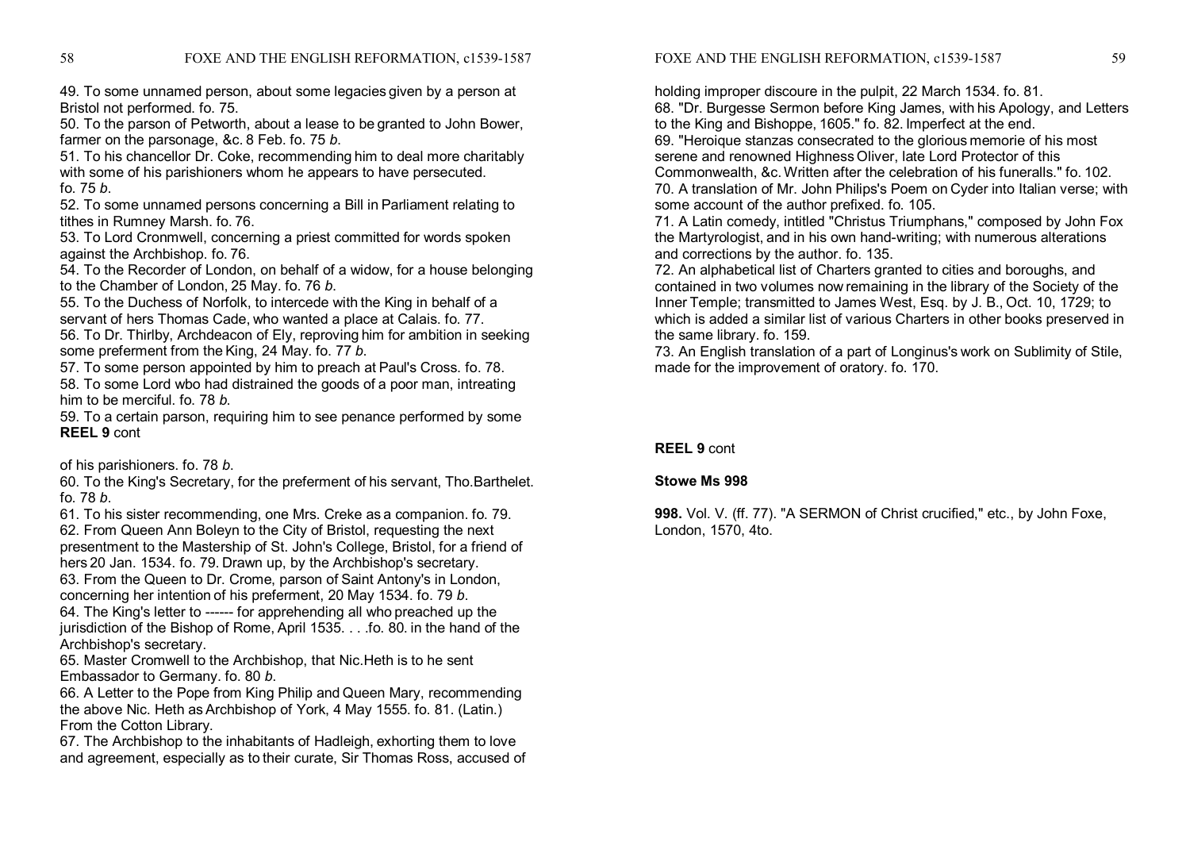49. To some unnamed person, about some legacies given by a person at Bristol not performed. fo. 75.

50. To the parson of Petworth, about a lease to be granted to John Bower, farmer on the parsonage, &c. 8 Feb. fo. 75 *b*.

51. To his chancellor Dr. Coke, recommending him to deal more charitably with some of his parishioners whom he appears to have persecuted. fo. 75 *b*.

52. To some unnamed persons concerning a Bill in Parliament relating to tithes in Rumney Marsh. fo. 76.

53. To Lord Cronmwell, concerning a priest committed for words spoken against the Archbishop. fo. 76.

54. To the Recorder of London, on behalf of a widow, for a house belonging to the Chamber of London, 25 May. fo. 76 *b*.

55. To the Duchess of Norfolk, to intercede with the King in behalf of a servant of hers Thomas Cade, who wanted a place at Calais. fo. 77.

56. To Dr. Thirlby, Archdeacon of Ely, reproving him for ambition in seeking some preferment from the King, 24 May. fo. 77 *b*.

57. To some person appointed by him to preach at Paul's Cross. fo. 78.

58. To some Lord wbo had distrained the goods of a poor man, intreating him to be merciful. fo. 78 *b*.

59. To a certain parson, requiring him to see penance performed by some

**REEL 9** cont

of his parishioners. fo. 78 *b*.

60. To the King's Secretary, for the preferment of his servant, Tho.Barthelet. fo. 78 *b*.

61. To his sister recommending, one Mrs. Creke as a companion. fo. 79.

62. From Queen Ann Boleyn to the City of Bristol, requesting the next presentment to the Mastership of St. John's College, Bristol, for a friend of hers 20 Jan. 1534. fo. 79. Drawn up, by the Archbishop's secretary.

63. From the Queen to Dr. Crome, parson of Saint Antony's in London, concerning her intention of his preferment, 20 May 1534. fo. 79 *b*.

64. The King's letter to ------ for apprehending all who preached up the jurisdiction of the Bishop of Rome, April 1535. . . .fo. 80. in the hand of the Archbishop's secretary.

65. Master Cromwell to the Archbishop, that Nic.Heth is to he sent Embassador to Germany. fo. 80 *b*.

66. A Letter to the Pope from King Philip and Queen Mary, recommending the above Nic. Heth as Archbishop of York, 4 May 1555. fo. 81. (Latin.) From the Cotton Library.

67. The Archbishop to the inhabitants of Hadleigh, exhorting them to love and agreement, especially as to their curate, Sir Thomas Ross, accused of holding improper discoure in the pulpit, 22 March 1534. fo. 81.

68. "Dr. Burgesse Sermon before King James, with his Apology, and Letters to the King and Bishoppe, 1605." fo. 82. Imperfect at the end.

69. "Heroique stanzas consecrated to the glorious memorie of his most serene and renowned Highness Oliver, late Lord Protector of this Commonwealth, &c. Written after the celebration of his funeralls." fo. 102.

70. A translation of Mr. John Philips's Poem on Cyder into Italian verse; with some account of the author prefixed. fo. 105.

71. A Latin comedy, intitled "Christus Triumphans," composed by John Fox the Martyrologist, and in his own hand-writing; with numerous alterations and corrections by the author. fo. 135.

72. An alphabetical list of Charters granted to cities and boroughs, and contained in two volumes now remaining in the library of the Society of the Inner Temple; transmitted to James West, Esq. by J. B., Oct. 10, 1729; to which is added a similar list of various Charters in other books preserved in the same library. fo. 159.

73. An English translation of a part of Longinus's work on Sublimity of Stile, made for the improvement of oratory. fo. 170.

**REEL 9** cont

**Stowe Ms 998**

**998.** Vol. V. (ff. 77). "A SERMON of Christ crucified," etc., by John Foxe, London, 1570, 4to.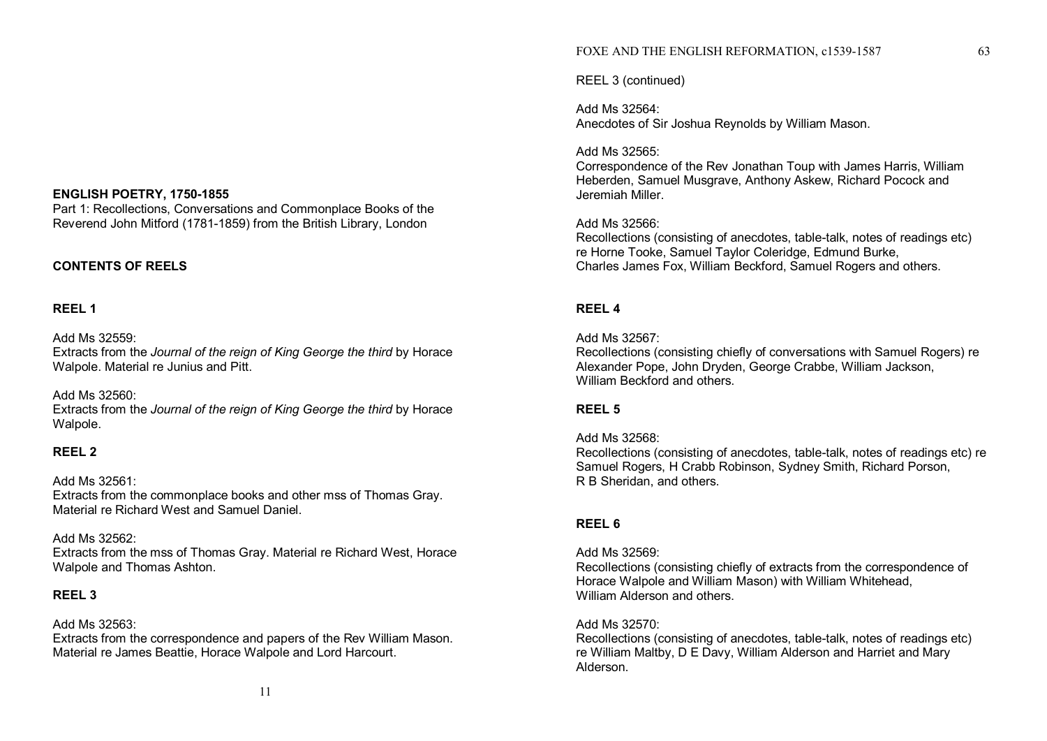## ENGLISH POETRY, 1750-1855

Part 1: Recollections, Conversations and Commonplace Books of the Reverend John Mitford (1781-1859) from the British Library, London

### CONTENTS OF REELS

### REEL 1

Add Ms 32559:
Extracts from the *Journal of the reign of King George the third* by Horace Walpole. Material re Junius and Pitt.

Add Ms 32560:
Extracts from the *Journal of the reign of King George the third* by Horace Walpole.

### REEL 2

Add Ms 32561:
Extracts from the commonplace books and other mss of Thomas Gray. Material re Richard West and Samuel Daniel.

Add Ms 32562:
Extracts from the mss of Thomas Gray. Material re Richard West, Horace Walpole and Thomas Ashton.

### REEL 3

Add Ms 32563:
Extracts from the correspondence and papers of the Rev William Mason. Material re James Beattie, Horace Walpole and Lord Harcourt.

REEL 3 (continued)

Add Ms 32564:
Anecdotes of Sir Joshua Reynolds by William Mason.

Add Ms 32565:
Correspondence of the Rev Jonathan Toup with James Harris, William Heberden, Samuel Musgrave, Anthony Askew, Richard Pocock and Jeremiah Miller.

Add Ms 32566:
Recollections (consisting of anecdotes, table-talk, notes of readings etc) re Horne Tooke, Samuel Taylor Coleridge, Edmund Burke, Charles James Fox, William Beckford, Samuel Rogers and others.

### REEL 4

Add Ms 32567:
Recollections (consisting chiefly of conversations with Samuel Rogers) re Alexander Pope, John Dryden, George Crabbe, William Jackson, William Beckford and others.

### REEL 5

Add Ms 32568:
Recollections (consisting of anecdotes, table-talk, notes of readings etc) re Samuel Rogers, H Crabb Robinson, Sydney Smith, Richard Porson, R B Sheridan, and others.

### REEL 6

Add Ms 32569:
Recollections (consisting chiefly of extracts from the correspondence of Horace Walpole and William Mason) with William Whitehead, William Alderson and others.

Add Ms 32570:
Recollections (consisting of anecdotes, table-talk, notes of readings etc) re William Maltby, D E Davy, William Alderson and Harriet and Mary Alderson.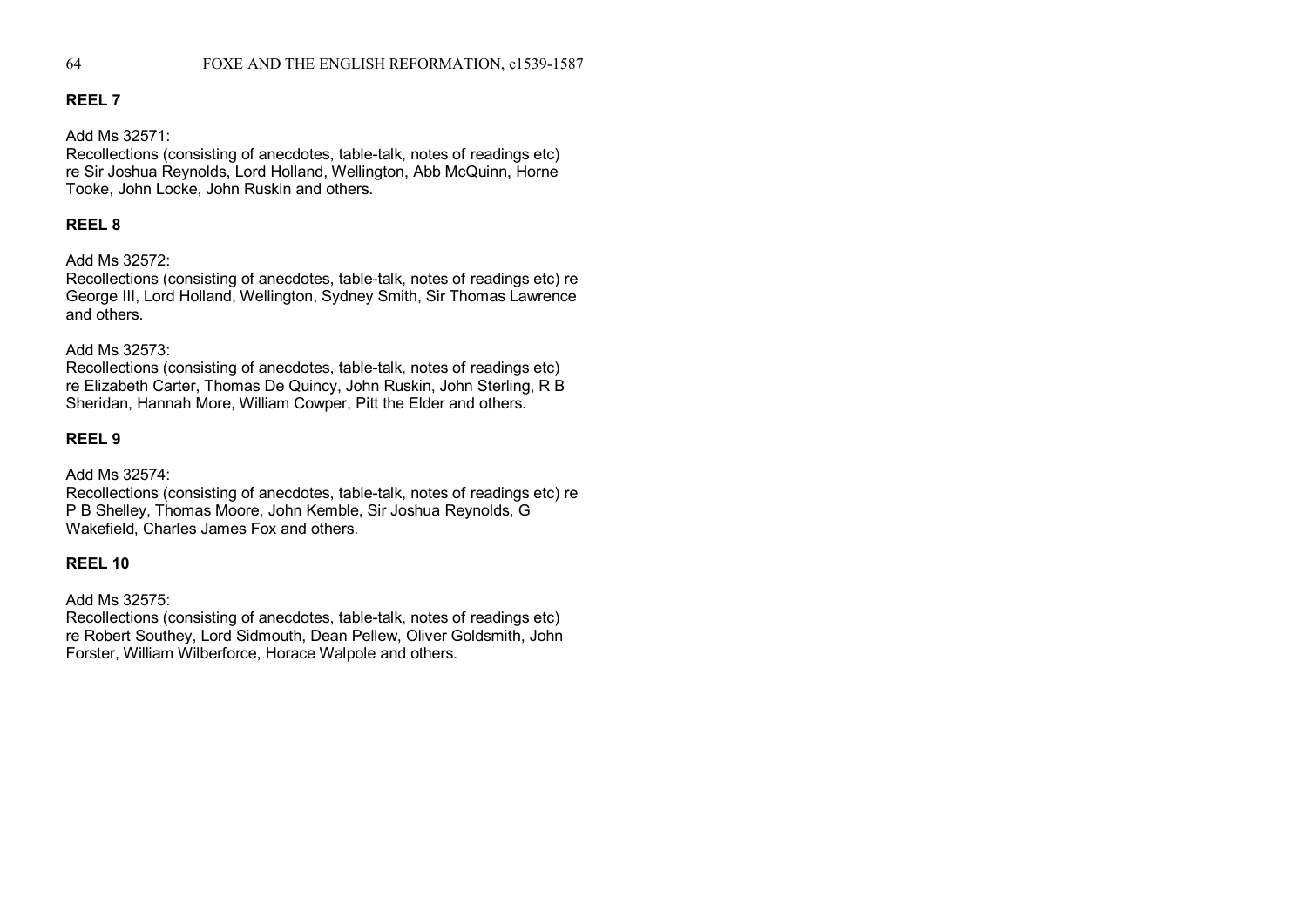## REEL 7

Add Ms 32571:
Recollections (consisting of anecdotes, table-talk, notes of readings etc) re Sir Joshua Reynolds, Lord Holland, Wellington, Abb McQuinn, Horne Tooke, John Locke, John Ruskin and others.

## REEL 8

Add Ms 32572:
Recollections (consisting of anecdotes, table-talk, notes of readings etc) re George III, Lord Holland, Wellington, Sydney Smith, Sir Thomas Lawrence and others.

Add Ms 32573:
Recollections (consisting of anecdotes, table-talk, notes of readings etc) re Elizabeth Carter, Thomas De Quincy, John Ruskin, John Sterling, R B Sheridan, Hannah More, William Cowper, Pitt the Elder and others.

## REEL 9

Add Ms 32574:
Recollections (consisting of anecdotes, table-talk, notes of readings etc) re P B Shelley, Thomas Moore, John Kemble, Sir Joshua Reynolds, G Wakefield, Charles James Fox and others.

## REEL 10

Add Ms 32575:
Recollections (consisting of anecdotes, table-talk, notes of readings etc) re Robert Southey, Lord Sidmouth, Dean Pellew, Oliver Goldsmith, John Forster, William Wilberforce, Horace Walpole and others.